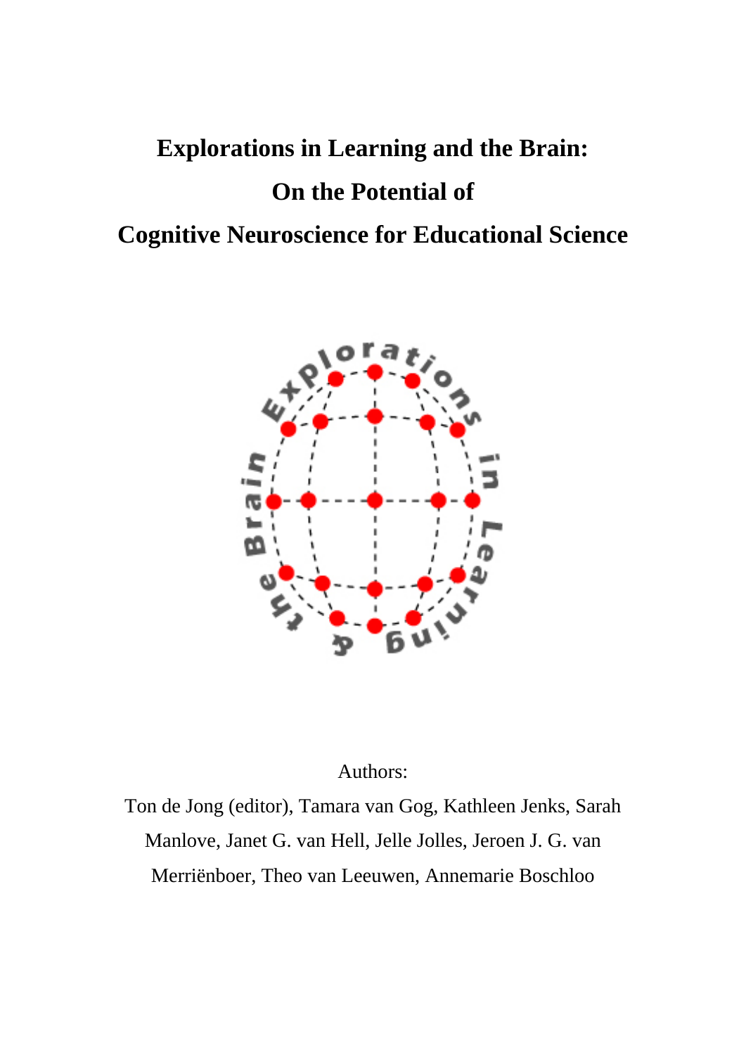# Explorations in Learning and the Brain:

# On the Potential of

# Cognitive Neuroscience for Educational Science

Authors:

Ton de Jong (editor), Tamara van Gog, Kathleen Jenks, Sarah Manlove, Janet G. van Hell, Jelle Jolles, Jeroen J. G. van Merriënboer, Theo van Leeuwen, Annemarie Boschloo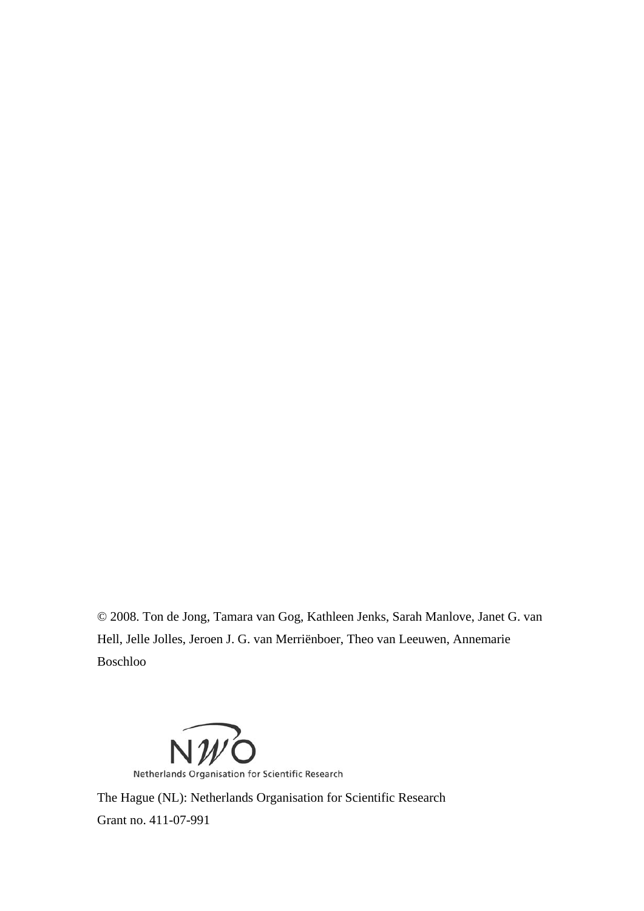© 2008. Ton de Jong, Tamara van Gog, Kathleen Jenks, Sarah Manlove, Janet G. van Hell, Jelle Jolles, Jeroen J. G. van Merriënboer, Theo van Leeuwen, Annemarie Boschloo

NWO

Netherlands Organisation for Scientific Research

The Hague (NL): Netherlands Organisation for Scientific Research

Grant no. 411-07-991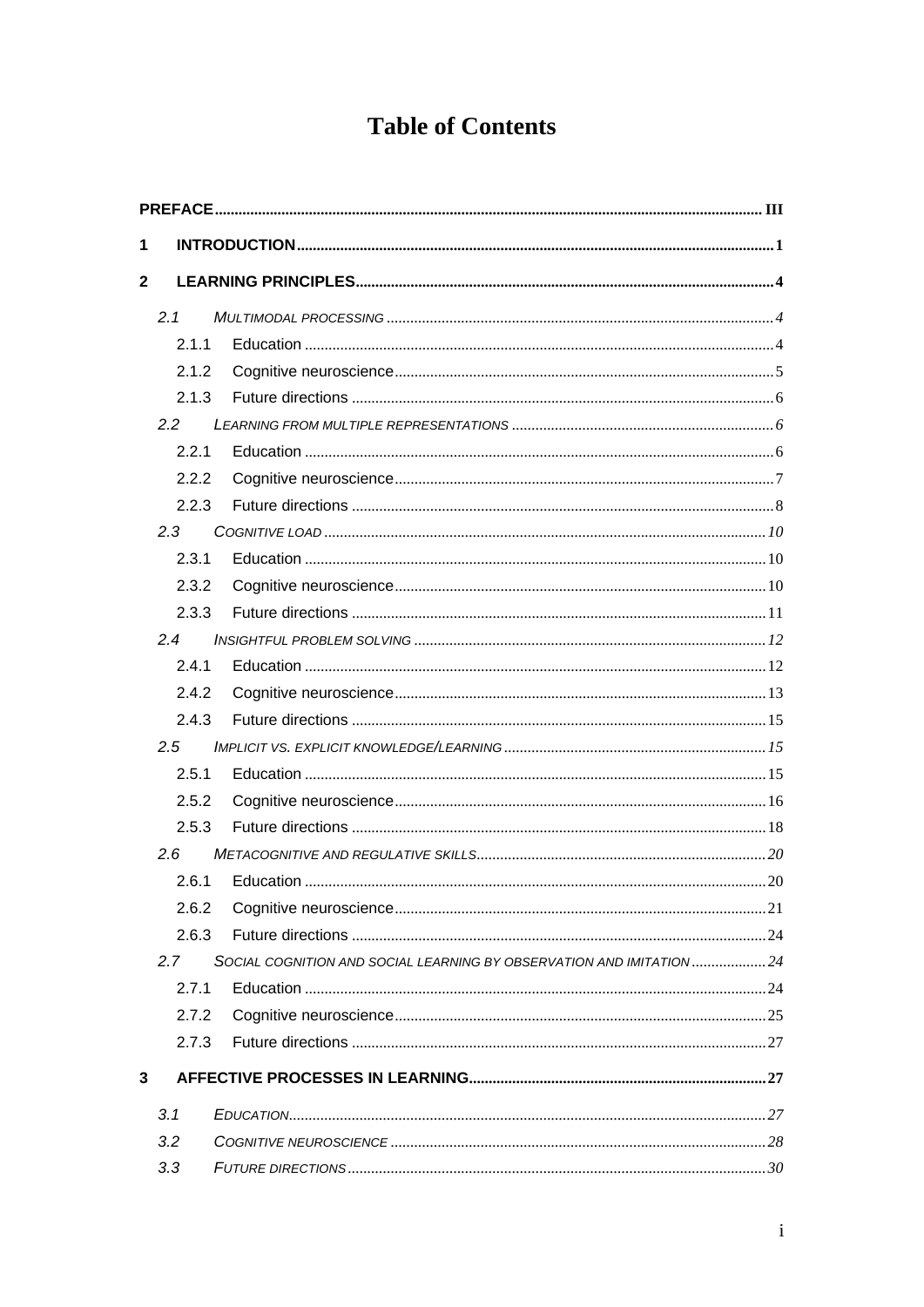# Table of Contents

PREFACE ........ III

1 INTRODUCTION ........ 1

2 LEARNING PRINCIPLES ........ 4

- 2.1 MULTIMODAL PROCESSING ........ 4
  - 2.1.1 Education ........ 4
  - 2.1.2 Cognitive neuroscience ........ 5
  - 2.1.3 Future directions ........ 6
- 2.2 LEARNING FROM MULTIPLE REPRESENTATIONS ........ 6
  - 2.2.1 Education ........ 6
  - 2.2.2 Cognitive neuroscience ........ 7
  - 2.2.3 Future directions ........ 8
- 2.3 COGNITIVE LOAD ........ 10
  - 2.3.1 Education ........ 10
  - 2.3.2 Cognitive neuroscience ........ 10
  - 2.3.3 Future directions ........ 11
- 2.4 INSIGHTFUL PROBLEM SOLVING ........ 12
  - 2.4.1 Education ........ 12
  - 2.4.2 Cognitive neuroscience ........ 13
  - 2.4.3 Future directions ........ 15
- 2.5 IMPLICIT VS. EXPLICIT KNOWLEDGE/LEARNING ........ 15
  - 2.5.1 Education ........ 15
  - 2.5.2 Cognitive neuroscience ........ 16
  - 2.5.3 Future directions ........ 18
- 2.6 METACOGNITIVE AND REGULATIVE SKILLS ........ 20
  - 2.6.1 Education ........ 20
  - 2.6.2 Cognitive neuroscience ........ 21
  - 2.6.3 Future directions ........ 24
- 2.7 SOCIAL COGNITION AND SOCIAL LEARNING BY OBSERVATION AND IMITATION ........ 24
  - 2.7.1 Education ........ 24
  - 2.7.2 Cognitive neuroscience ........ 25
  - 2.7.3 Future directions ........ 27

3 AFFECTIVE PROCESSES IN LEARNING ........ 27

- 3.1 EDUCATION ........ 27
- 3.2 COGNITIVE NEUROSCIENCE ........ 28
- 3.3 FUTURE DIRECTIONS ........ 30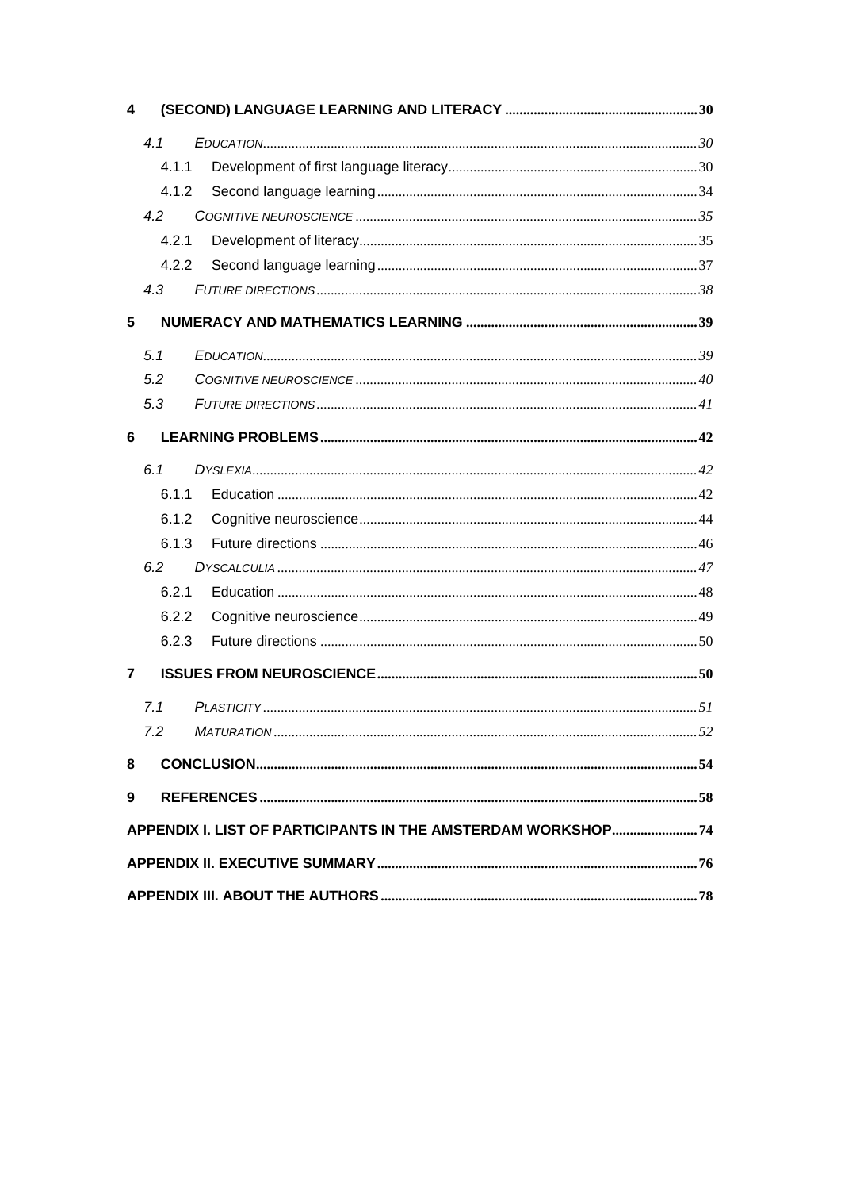**4 (SECOND) LANGUAGE LEARNING AND LITERACY ..... 30**

- *4.1 EDUCATION ..... 30*
  - 4.1.1 Development of first language literacy ..... 30
  - 4.1.2 Second language learning ..... 34
- *4.2 COGNITIVE NEUROSCIENCE ..... 35*
  - 4.2.1 Development of literacy ..... 35
  - 4.2.2 Second language learning ..... 37
- *4.3 FUTURE DIRECTIONS ..... 38*

**5 NUMERACY AND MATHEMATICS LEARNING ..... 39**

- *5.1 EDUCATION ..... 39*
- *5.2 COGNITIVE NEUROSCIENCE ..... 40*
- *5.3 FUTURE DIRECTIONS ..... 41*

**6 LEARNING PROBLEMS ..... 42**

- *6.1 DYSLEXIA ..... 42*
  - 6.1.1 Education ..... 42
  - 6.1.2 Cognitive neuroscience ..... 44
  - 6.1.3 Future directions ..... 46
- *6.2 DYSCALCULIA ..... 47*
  - 6.2.1 Education ..... 48
  - 6.2.2 Cognitive neuroscience ..... 49
  - 6.2.3 Future directions ..... 50

**7 ISSUES FROM NEUROSCIENCE ..... 50**

- *7.1 PLASTICITY ..... 51*
- *7.2 MATURATION ..... 52*

**8 CONCLUSION ..... 54**

**9 REFERENCES ..... 58**

**APPENDIX I. LIST OF PARTICIPANTS IN THE AMSTERDAM WORKSHOP ..... 74**

**APPENDIX II. EXECUTIVE SUMMARY ..... 76**

**APPENDIX III. ABOUT THE AUTHORS ..... 78**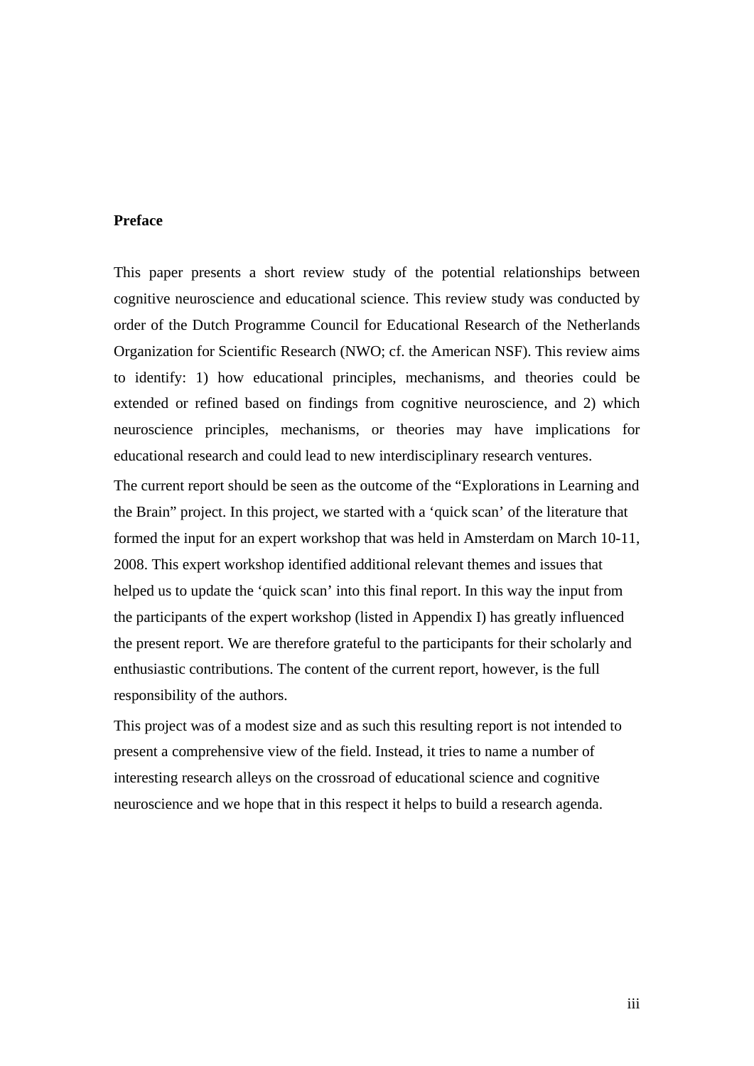**Preface**

This paper presents a short review study of the potential relationships between cognitive neuroscience and educational science. This review study was conducted by order of the Dutch Programme Council for Educational Research of the Netherlands Organization for Scientific Research (NWO; cf. the American NSF). This review aims to identify: 1) how educational principles, mechanisms, and theories could be extended or refined based on findings from cognitive neuroscience, and 2) which neuroscience principles, mechanisms, or theories may have implications for educational research and could lead to new interdisciplinary research ventures.

The current report should be seen as the outcome of the "Explorations in Learning and the Brain" project. In this project, we started with a 'quick scan' of the literature that formed the input for an expert workshop that was held in Amsterdam on March 10-11, 2008. This expert workshop identified additional relevant themes and issues that helped us to update the 'quick scan' into this final report. In this way the input from the participants of the expert workshop (listed in Appendix I) has greatly influenced the present report. We are therefore grateful to the participants for their scholarly and enthusiastic contributions. The content of the current report, however, is the full responsibility of the authors.

This project was of a modest size and as such this resulting report is not intended to present a comprehensive view of the field. Instead, it tries to name a number of interesting research alleys on the crossroad of educational science and cognitive neuroscience and we hope that in this respect it helps to build a research agenda.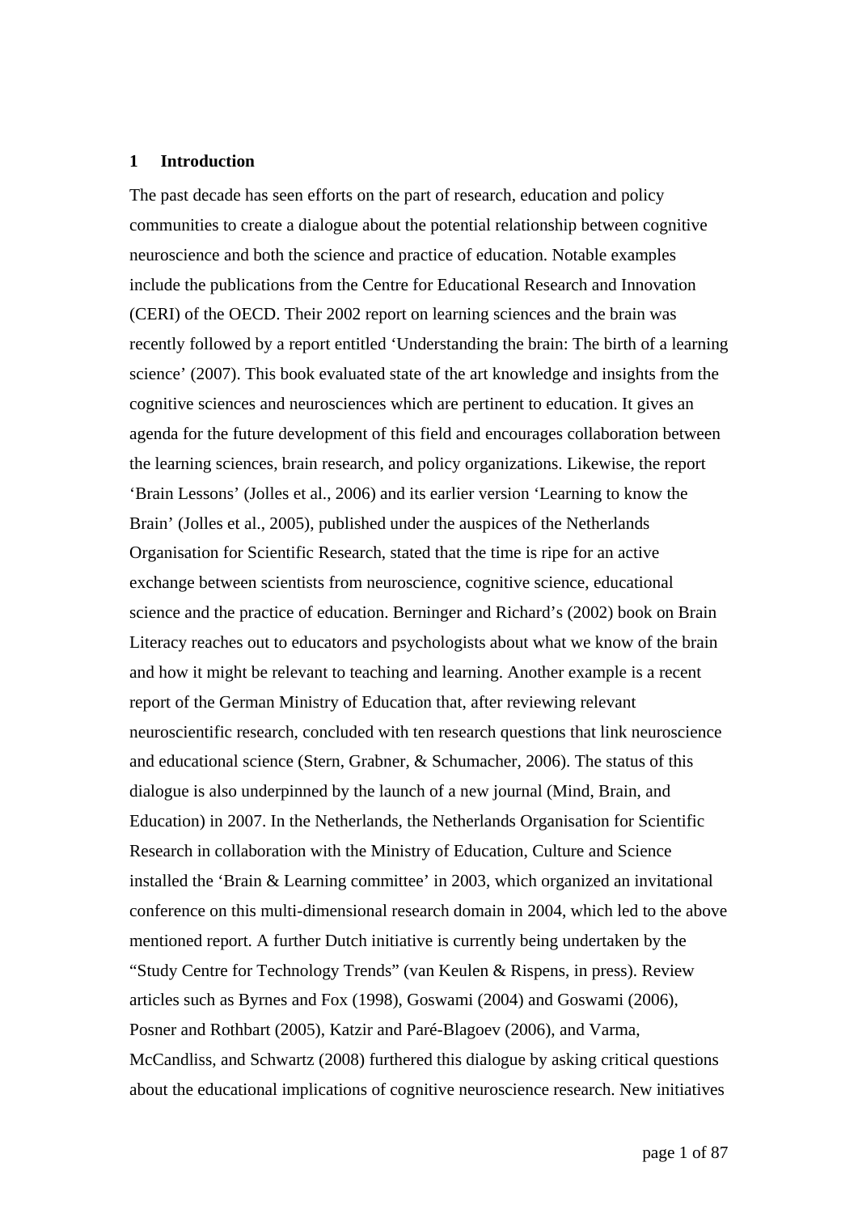# 1 Introduction

The past decade has seen efforts on the part of research, education and policy communities to create a dialogue about the potential relationship between cognitive neuroscience and both the science and practice of education. Notable examples include the publications from the Centre for Educational Research and Innovation (CERI) of the OECD. Their 2002 report on learning sciences and the brain was recently followed by a report entitled 'Understanding the brain: The birth of a learning science' (2007). This book evaluated state of the art knowledge and insights from the cognitive sciences and neurosciences which are pertinent to education. It gives an agenda for the future development of this field and encourages collaboration between the learning sciences, brain research, and policy organizations. Likewise, the report 'Brain Lessons' (Jolles et al., 2006) and its earlier version 'Learning to know the Brain' (Jolles et al., 2005), published under the auspices of the Netherlands Organisation for Scientific Research, stated that the time is ripe for an active exchange between scientists from neuroscience, cognitive science, educational science and the practice of education. Berninger and Richard's (2002) book on Brain Literacy reaches out to educators and psychologists about what we know of the brain and how it might be relevant to teaching and learning. Another example is a recent report of the German Ministry of Education that, after reviewing relevant neuroscientific research, concluded with ten research questions that link neuroscience and educational science (Stern, Grabner, & Schumacher, 2006). The status of this dialogue is also underpinned by the launch of a new journal (Mind, Brain, and Education) in 2007. In the Netherlands, the Netherlands Organisation for Scientific Research in collaboration with the Ministry of Education, Culture and Science installed the 'Brain & Learning committee' in 2003, which organized an invitational conference on this multi-dimensional research domain in 2004, which led to the above mentioned report. A further Dutch initiative is currently being undertaken by the "Study Centre for Technology Trends" (van Keulen & Rispens, in press). Review articles such as Byrnes and Fox (1998), Goswami (2004) and Goswami (2006), Posner and Rothbart (2005), Katzir and Paré-Blagoev (2006), and Varma, McCandliss, and Schwartz (2008) furthered this dialogue by asking critical questions about the educational implications of cognitive neuroscience research. New initiatives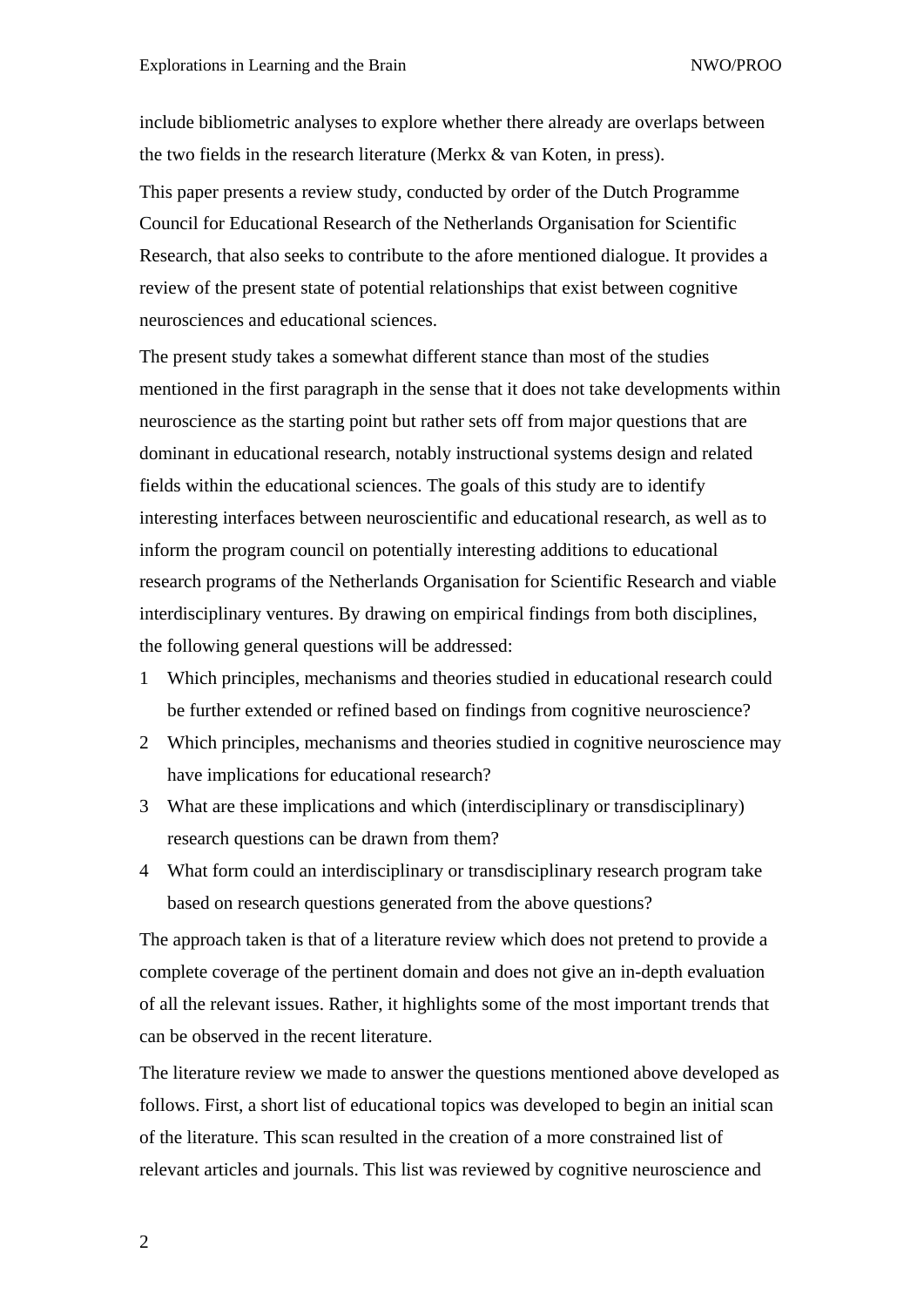include bibliometric analyses to explore whether there already are overlaps between the two fields in the research literature (Merkx & van Koten, in press).

This paper presents a review study, conducted by order of the Dutch Programme Council for Educational Research of the Netherlands Organisation for Scientific Research, that also seeks to contribute to the afore mentioned dialogue. It provides a review of the present state of potential relationships that exist between cognitive neurosciences and educational sciences.

The present study takes a somewhat different stance than most of the studies mentioned in the first paragraph in the sense that it does not take developments within neuroscience as the starting point but rather sets off from major questions that are dominant in educational research, notably instructional systems design and related fields within the educational sciences. The goals of this study are to identify interesting interfaces between neuroscientific and educational research, as well as to inform the program council on potentially interesting additions to educational research programs of the Netherlands Organisation for Scientific Research and viable interdisciplinary ventures. By drawing on empirical findings from both disciplines, the following general questions will be addressed:

1. Which principles, mechanisms and theories studied in educational research could be further extended or refined based on findings from cognitive neuroscience?
2. Which principles, mechanisms and theories studied in cognitive neuroscience may have implications for educational research?
3. What are these implications and which (interdisciplinary or transdisciplinary) research questions can be drawn from them?
4. What form could an interdisciplinary or transdisciplinary research program take based on research questions generated from the above questions?

The approach taken is that of a literature review which does not pretend to provide a complete coverage of the pertinent domain and does not give an in-depth evaluation of all the relevant issues. Rather, it highlights some of the most important trends that can be observed in the recent literature.

The literature review we made to answer the questions mentioned above developed as follows. First, a short list of educational topics was developed to begin an initial scan of the literature. This scan resulted in the creation of a more constrained list of relevant articles and journals. This list was reviewed by cognitive neuroscience and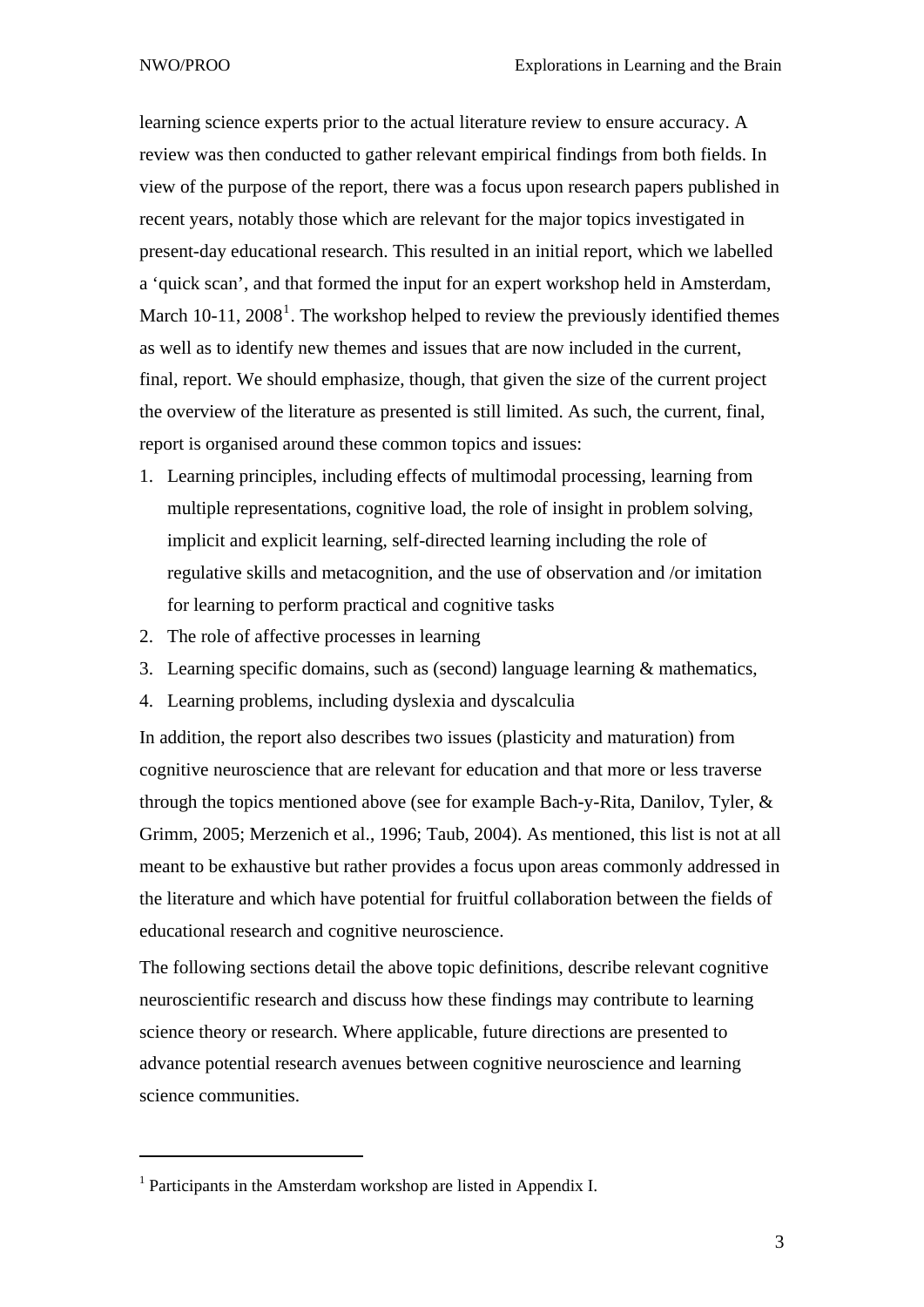learning science experts prior to the actual literature review to ensure accuracy. A review was then conducted to gather relevant empirical findings from both fields. In view of the purpose of the report, there was a focus upon research papers published in recent years, notably those which are relevant for the major topics investigated in present-day educational research. This resulted in an initial report, which we labelled a 'quick scan', and that formed the input for an expert workshop held in Amsterdam, March 10-11, 2008[1]. The workshop helped to review the previously identified themes as well as to identify new themes and issues that are now included in the current, final, report. We should emphasize, though, that given the size of the current project the overview of the literature as presented is still limited. As such, the current, final, report is organised around these common topics and issues:

1. Learning principles, including effects of multimodal processing, learning from multiple representations, cognitive load, the role of insight in problem solving, implicit and explicit learning, self-directed learning including the role of regulative skills and metacognition, and the use of observation and /or imitation for learning to perform practical and cognitive tasks
2. The role of affective processes in learning
3. Learning specific domains, such as (second) language learning & mathematics,
4. Learning problems, including dyslexia and dyscalculia

In addition, the report also describes two issues (plasticity and maturation) from cognitive neuroscience that are relevant for education and that more or less traverse through the topics mentioned above (see for example Bach-y-Rita, Danilov, Tyler, & Grimm, 2005; Merzenich et al., 1996; Taub, 2004). As mentioned, this list is not at all meant to be exhaustive but rather provides a focus upon areas commonly addressed in the literature and which have potential for fruitful collaboration between the fields of educational research and cognitive neuroscience.

The following sections detail the above topic definitions, describe relevant cognitive neuroscientific research and discuss how these findings may contribute to learning science theory or research. Where applicable, future directions are presented to advance potential research avenues between cognitive neuroscience and learning science communities.

---

[1] Participants in the Amsterdam workshop are listed in Appendix I.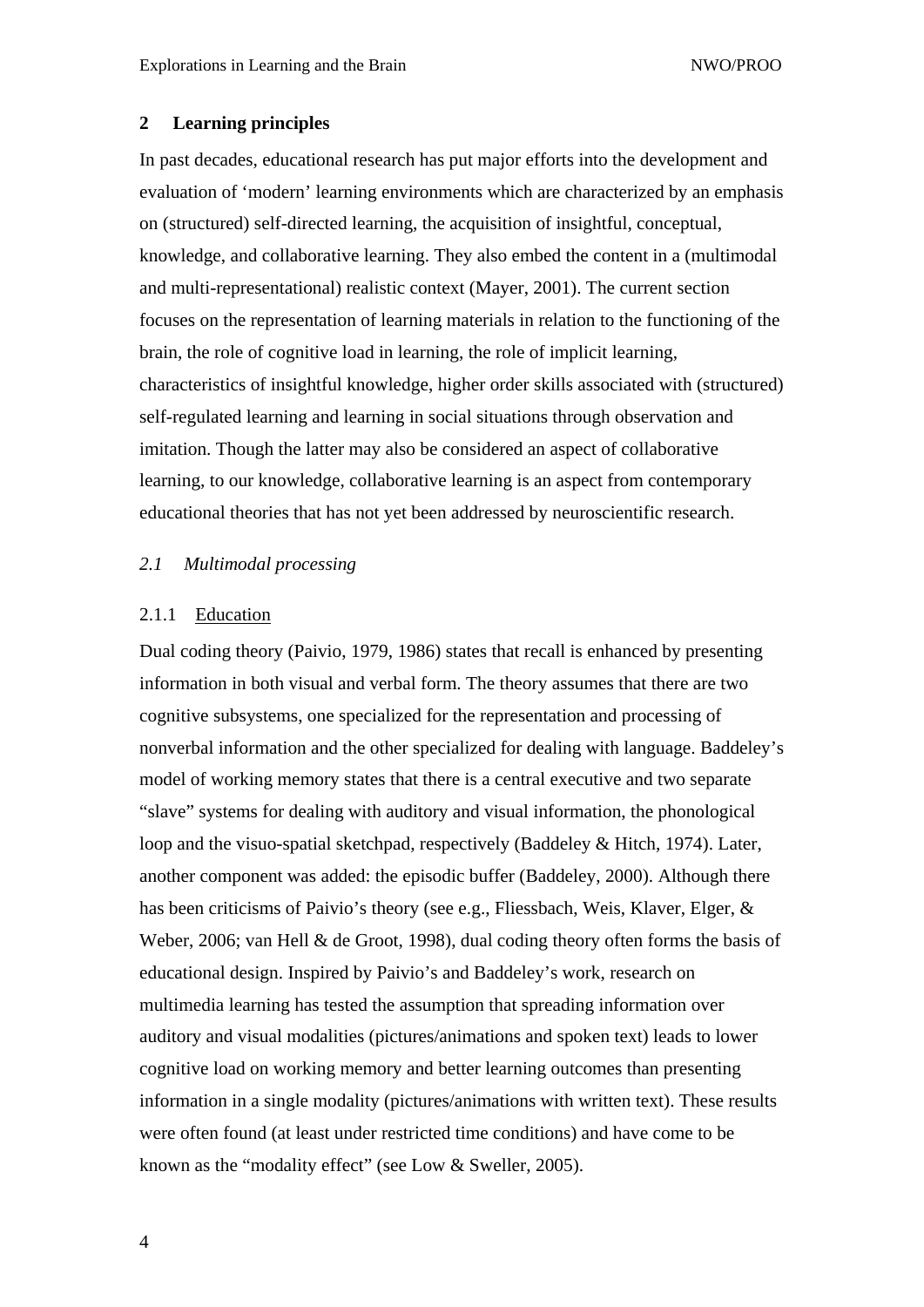## 2 Learning principles

In past decades, educational research has put major efforts into the development and evaluation of 'modern' learning environments which are characterized by an emphasis on (structured) self-directed learning, the acquisition of insightful, conceptual, knowledge, and collaborative learning. They also embed the content in a (multimodal and multi-representational) realistic context (Mayer, 2001). The current section focuses on the representation of learning materials in relation to the functioning of the brain, the role of cognitive load in learning, the role of implicit learning, characteristics of insightful knowledge, higher order skills associated with (structured) self-regulated learning and learning in social situations through observation and imitation. Though the latter may also be considered an aspect of collaborative learning, to our knowledge, collaborative learning is an aspect from contemporary educational theories that has not yet been addressed by neuroscientific research.

### *2.1 Multimodal processing*

#### 2.1.1 Education

Dual coding theory (Paivio, 1979, 1986) states that recall is enhanced by presenting information in both visual and verbal form. The theory assumes that there are two cognitive subsystems, one specialized for the representation and processing of nonverbal information and the other specialized for dealing with language. Baddeley's model of working memory states that there is a central executive and two separate "slave" systems for dealing with auditory and visual information, the phonological loop and the visuo-spatial sketchpad, respectively (Baddeley & Hitch, 1974). Later, another component was added: the episodic buffer (Baddeley, 2000). Although there has been criticisms of Paivio's theory (see e.g., Fliessbach, Weis, Klaver, Elger, & Weber, 2006; van Hell & de Groot, 1998), dual coding theory often forms the basis of educational design. Inspired by Paivio's and Baddeley's work, research on multimedia learning has tested the assumption that spreading information over auditory and visual modalities (pictures/animations and spoken text) leads to lower cognitive load on working memory and better learning outcomes than presenting information in a single modality (pictures/animations with written text). These results were often found (at least under restricted time conditions) and have come to be known as the "modality effect" (see Low & Sweller, 2005).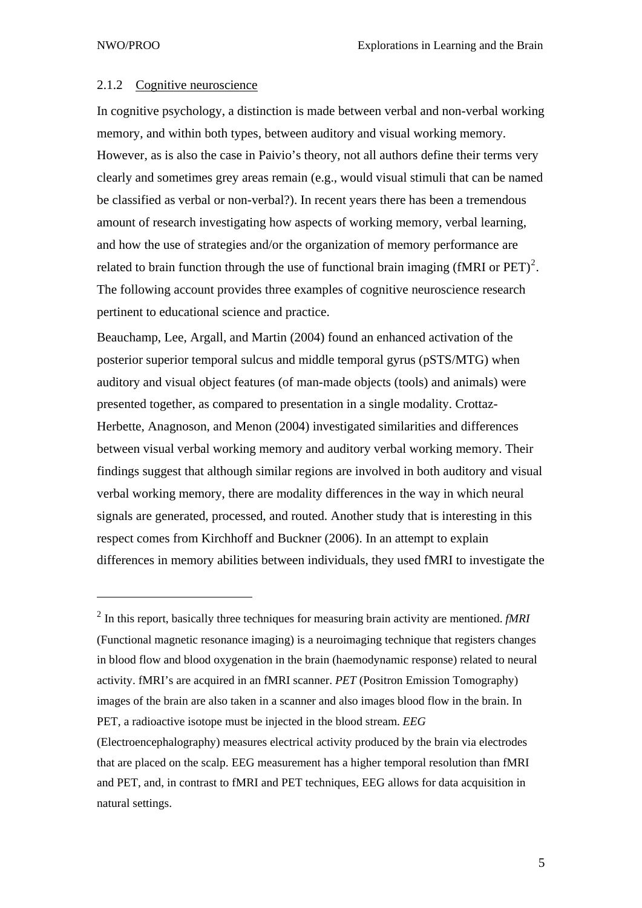### 2.1.2 Cognitive neuroscience

In cognitive psychology, a distinction is made between verbal and non-verbal working memory, and within both types, between auditory and visual working memory. However, as is also the case in Paivio's theory, not all authors define their terms very clearly and sometimes grey areas remain (e.g., would visual stimuli that can be named be classified as verbal or non-verbal?). In recent years there has been a tremendous amount of research investigating how aspects of working memory, verbal learning, and how the use of strategies and/or the organization of memory performance are related to brain function through the use of functional brain imaging (fMRI or PET)[2]. The following account provides three examples of cognitive neuroscience research pertinent to educational science and practice.

Beauchamp, Lee, Argall, and Martin (2004) found an enhanced activation of the posterior superior temporal sulcus and middle temporal gyrus (pSTS/MTG) when auditory and visual object features (of man-made objects (tools) and animals) were presented together, as compared to presentation in a single modality. Crottaz-Herbette, Anagnoson, and Menon (2004) investigated similarities and differences between visual verbal working memory and auditory verbal working memory. Their findings suggest that although similar regions are involved in both auditory and visual verbal working memory, there are modality differences in the way in which neural signals are generated, processed, and routed. Another study that is interesting in this respect comes from Kirchhoff and Buckner (2006). In an attempt to explain differences in memory abilities between individuals, they used fMRI to investigate the

---

[2] In this report, basically three techniques for measuring brain activity are mentioned. *fMRI* (Functional magnetic resonance imaging) is a neuroimaging technique that registers changes in blood flow and blood oxygenation in the brain (haemodynamic response) related to neural activity. fMRI's are acquired in an fMRI scanner. *PET* (Positron Emission Tomography) images of the brain are also taken in a scanner and also images blood flow in the brain. In PET, a radioactive isotope must be injected in the blood stream. *EEG* (Electroencephalography) measures electrical activity produced by the brain via electrodes that are placed on the scalp. EEG measurement has a higher temporal resolution than fMRI and PET, and, in contrast to fMRI and PET techniques, EEG allows for data acquisition in natural settings.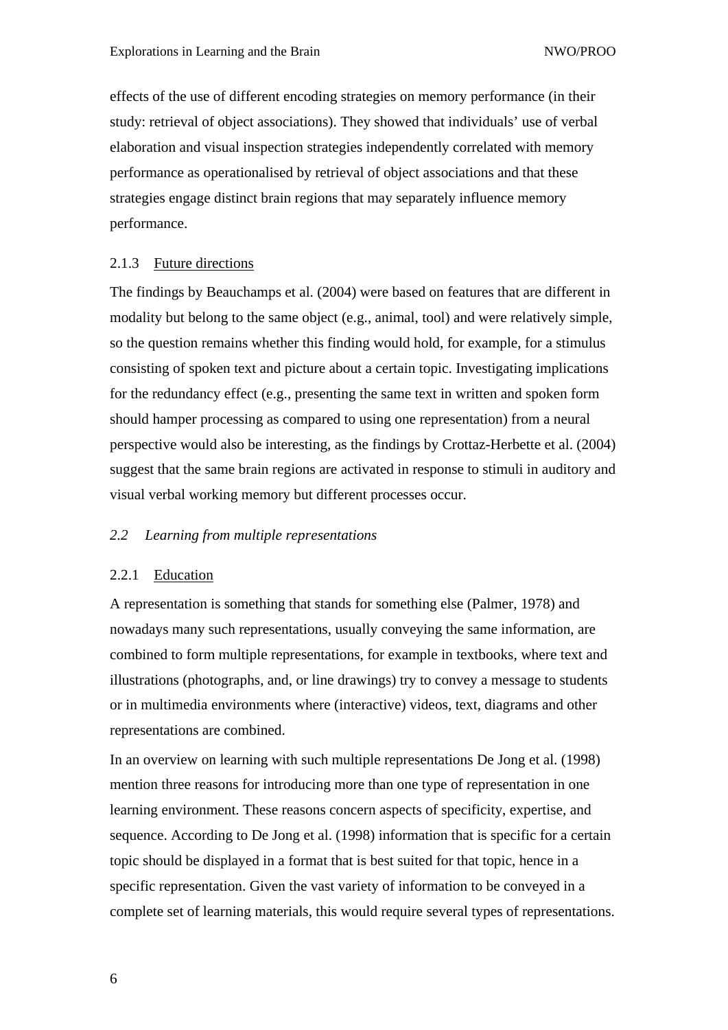effects of the use of different encoding strategies on memory performance (in their study: retrieval of object associations). They showed that individuals' use of verbal elaboration and visual inspection strategies independently correlated with memory performance as operationalised by retrieval of object associations and that these strategies engage distinct brain regions that may separately influence memory performance.

#### 2.1.3 Future directions

The findings by Beauchamps et al. (2004) were based on features that are different in modality but belong to the same object (e.g., animal, tool) and were relatively simple, so the question remains whether this finding would hold, for example, for a stimulus consisting of spoken text and picture about a certain topic. Investigating implications for the redundancy effect (e.g., presenting the same text in written and spoken form should hamper processing as compared to using one representation) from a neural perspective would also be interesting, as the findings by Crottaz-Herbette et al. (2004) suggest that the same brain regions are activated in response to stimuli in auditory and visual verbal working memory but different processes occur.

### *2.2 Learning from multiple representations*

#### 2.2.1 Education

A representation is something that stands for something else (Palmer, 1978) and nowadays many such representations, usually conveying the same information, are combined to form multiple representations, for example in textbooks, where text and illustrations (photographs, and, or line drawings) try to convey a message to students or in multimedia environments where (interactive) videos, text, diagrams and other representations are combined.

In an overview on learning with such multiple representations De Jong et al. (1998) mention three reasons for introducing more than one type of representation in one learning environment. These reasons concern aspects of specificity, expertise, and sequence. According to De Jong et al. (1998) information that is specific for a certain topic should be displayed in a format that is best suited for that topic, hence in a specific representation. Given the vast variety of information to be conveyed in a complete set of learning materials, this would require several types of representations.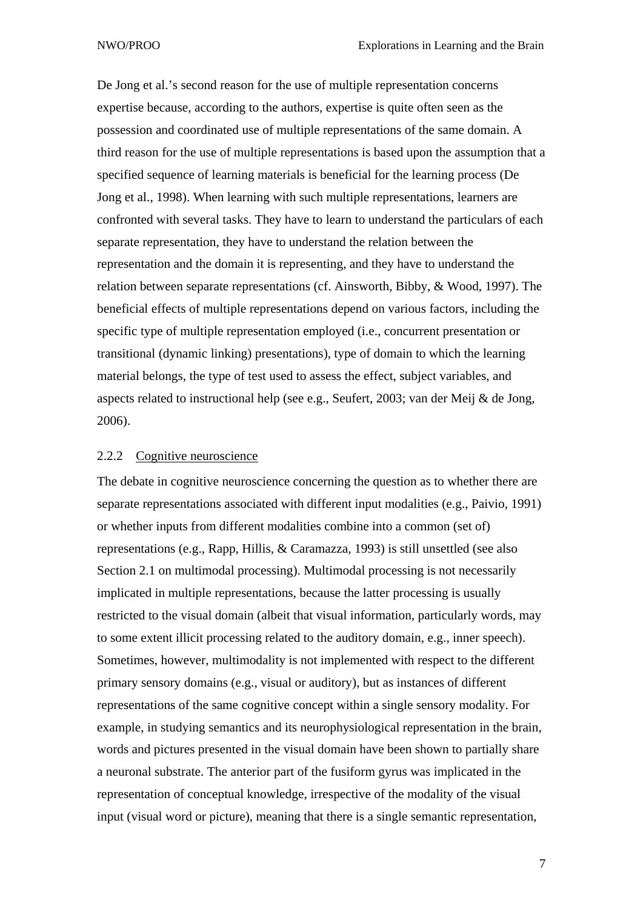De Jong et al.'s second reason for the use of multiple representation concerns expertise because, according to the authors, expertise is quite often seen as the possession and coordinated use of multiple representations of the same domain. A third reason for the use of multiple representations is based upon the assumption that a specified sequence of learning materials is beneficial for the learning process (De Jong et al., 1998). When learning with such multiple representations, learners are confronted with several tasks. They have to learn to understand the particulars of each separate representation, they have to understand the relation between the representation and the domain it is representing, and they have to understand the relation between separate representations (cf. Ainsworth, Bibby, & Wood, 1997). The beneficial effects of multiple representations depend on various factors, including the specific type of multiple representation employed (i.e., concurrent presentation or transitional (dynamic linking) presentations), type of domain to which the learning material belongs, the type of test used to assess the effect, subject variables, and aspects related to instructional help (see e.g., Seufert, 2003; van der Meij & de Jong, 2006).

### 2.2.2 Cognitive neuroscience

The debate in cognitive neuroscience concerning the question as to whether there are separate representations associated with different input modalities (e.g., Paivio, 1991) or whether inputs from different modalities combine into a common (set of) representations (e.g., Rapp, Hillis, & Caramazza, 1993) is still unsettled (see also Section 2.1 on multimodal processing). Multimodal processing is not necessarily implicated in multiple representations, because the latter processing is usually restricted to the visual domain (albeit that visual information, particularly words, may to some extent illicit processing related to the auditory domain, e.g., inner speech). Sometimes, however, multimodality is not implemented with respect to the different primary sensory domains (e.g., visual or auditory), but as instances of different representations of the same cognitive concept within a single sensory modality. For example, in studying semantics and its neurophysiological representation in the brain, words and pictures presented in the visual domain have been shown to partially share a neuronal substrate. The anterior part of the fusiform gyrus was implicated in the representation of conceptual knowledge, irrespective of the modality of the visual input (visual word or picture), meaning that there is a single semantic representation,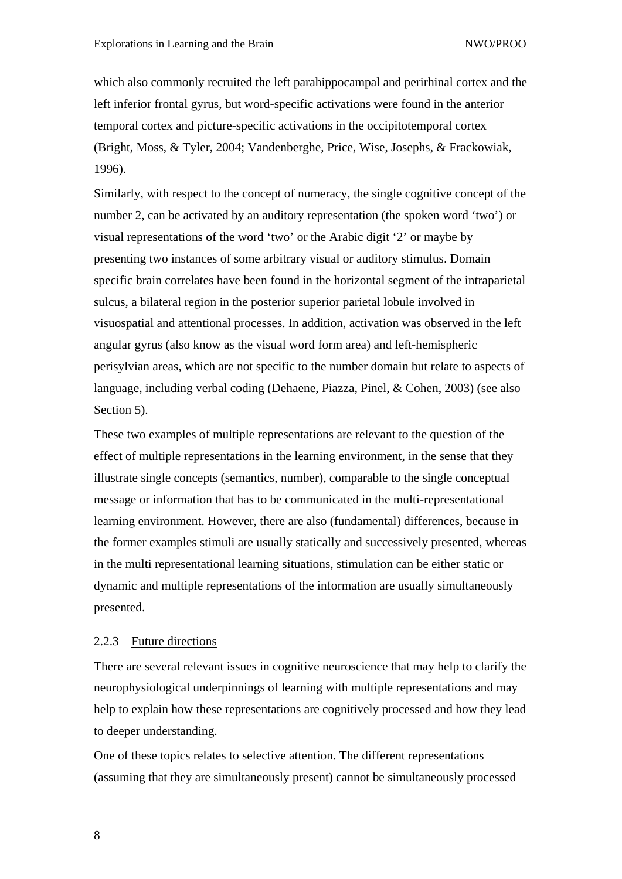which also commonly recruited the left parahippocampal and perirhinal cortex and the left inferior frontal gyrus, but word-specific activations were found in the anterior temporal cortex and picture-specific activations in the occipitotemporal cortex (Bright, Moss, & Tyler, 2004; Vandenberghe, Price, Wise, Josephs, & Frackowiak, 1996).

Similarly, with respect to the concept of numeracy, the single cognitive concept of the number 2, can be activated by an auditory representation (the spoken word 'two') or visual representations of the word 'two' or the Arabic digit '2' or maybe by presenting two instances of some arbitrary visual or auditory stimulus. Domain specific brain correlates have been found in the horizontal segment of the intraparietal sulcus, a bilateral region in the posterior superior parietal lobule involved in visuospatial and attentional processes. In addition, activation was observed in the left angular gyrus (also know as the visual word form area) and left-hemispheric perisylvian areas, which are not specific to the number domain but relate to aspects of language, including verbal coding (Dehaene, Piazza, Pinel, & Cohen, 2003) (see also Section 5).

These two examples of multiple representations are relevant to the question of the effect of multiple representations in the learning environment, in the sense that they illustrate single concepts (semantics, number), comparable to the single conceptual message or information that has to be communicated in the multi-representational learning environment. However, there are also (fundamental) differences, because in the former examples stimuli are usually statically and successively presented, whereas in the multi representational learning situations, stimulation can be either static or dynamic and multiple representations of the information are usually simultaneously presented.

### 2.2.3 Future directions

There are several relevant issues in cognitive neuroscience that may help to clarify the neurophysiological underpinnings of learning with multiple representations and may help to explain how these representations are cognitively processed and how they lead to deeper understanding.

One of these topics relates to selective attention. The different representations (assuming that they are simultaneously present) cannot be simultaneously processed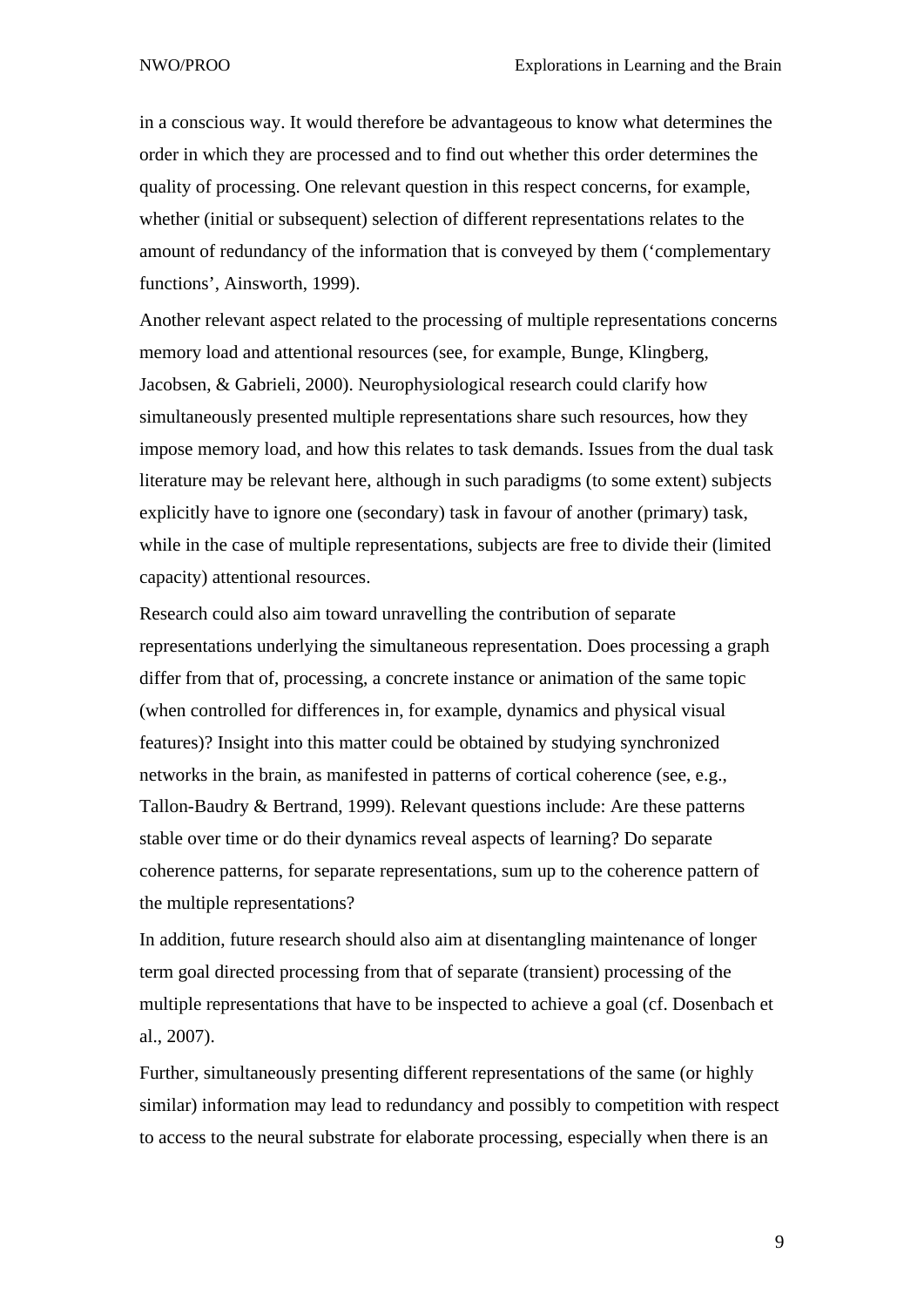in a conscious way. It would therefore be advantageous to know what determines the order in which they are processed and to find out whether this order determines the quality of processing. One relevant question in this respect concerns, for example, whether (initial or subsequent) selection of different representations relates to the amount of redundancy of the information that is conveyed by them ('complementary functions', Ainsworth, 1999).

Another relevant aspect related to the processing of multiple representations concerns memory load and attentional resources (see, for example, Bunge, Klingberg, Jacobsen, & Gabrieli, 2000). Neurophysiological research could clarify how simultaneously presented multiple representations share such resources, how they impose memory load, and how this relates to task demands. Issues from the dual task literature may be relevant here, although in such paradigms (to some extent) subjects explicitly have to ignore one (secondary) task in favour of another (primary) task, while in the case of multiple representations, subjects are free to divide their (limited capacity) attentional resources.

Research could also aim toward unravelling the contribution of separate representations underlying the simultaneous representation. Does processing a graph differ from that of, processing, a concrete instance or animation of the same topic (when controlled for differences in, for example, dynamics and physical visual features)? Insight into this matter could be obtained by studying synchronized networks in the brain, as manifested in patterns of cortical coherence (see, e.g., Tallon-Baudry & Bertrand, 1999). Relevant questions include: Are these patterns stable over time or do their dynamics reveal aspects of learning? Do separate coherence patterns, for separate representations, sum up to the coherence pattern of the multiple representations?

In addition, future research should also aim at disentangling maintenance of longer term goal directed processing from that of separate (transient) processing of the multiple representations that have to be inspected to achieve a goal (cf. Dosenbach et al., 2007).

Further, simultaneously presenting different representations of the same (or highly similar) information may lead to redundancy and possibly to competition with respect to access to the neural substrate for elaborate processing, especially when there is an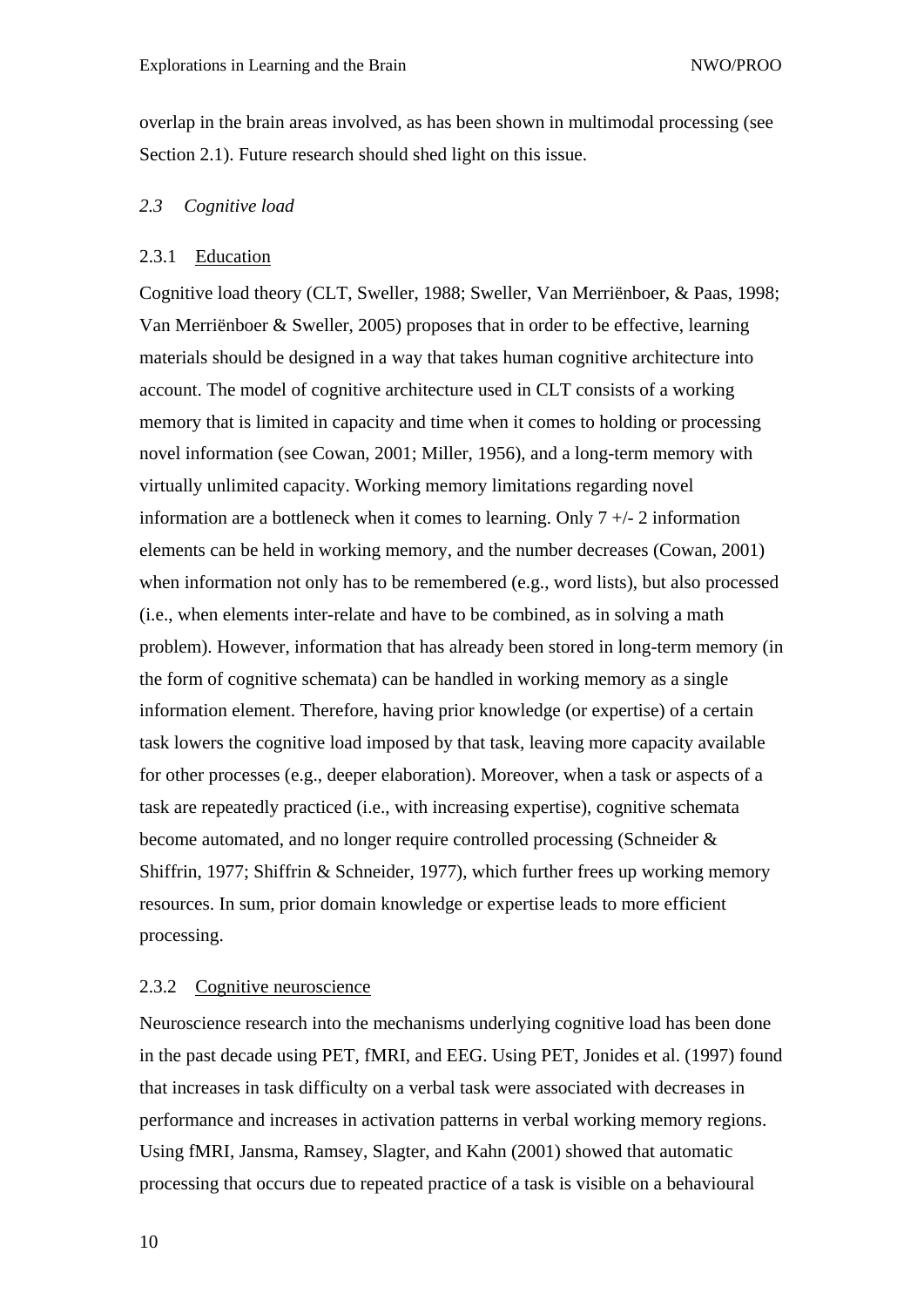overlap in the brain areas involved, as has been shown in multimodal processing (see Section 2.1). Future research should shed light on this issue.

## *2.3 Cognitive load*

### 2.3.1 Education

Cognitive load theory (CLT, Sweller, 1988; Sweller, Van Merriënboer, & Paas, 1998; Van Merriënboer & Sweller, 2005) proposes that in order to be effective, learning materials should be designed in a way that takes human cognitive architecture into account. The model of cognitive architecture used in CLT consists of a working memory that is limited in capacity and time when it comes to holding or processing novel information (see Cowan, 2001; Miller, 1956), and a long-term memory with virtually unlimited capacity. Working memory limitations regarding novel information are a bottleneck when it comes to learning. Only 7 +/- 2 information elements can be held in working memory, and the number decreases (Cowan, 2001) when information not only has to be remembered (e.g., word lists), but also processed (i.e., when elements inter-relate and have to be combined, as in solving a math problem). However, information that has already been stored in long-term memory (in the form of cognitive schemata) can be handled in working memory as a single information element. Therefore, having prior knowledge (or expertise) of a certain task lowers the cognitive load imposed by that task, leaving more capacity available for other processes (e.g., deeper elaboration). Moreover, when a task or aspects of a task are repeatedly practiced (i.e., with increasing expertise), cognitive schemata become automated, and no longer require controlled processing (Schneider & Shiffrin, 1977; Shiffrin & Schneider, 1977), which further frees up working memory resources. In sum, prior domain knowledge or expertise leads to more efficient processing.

### 2.3.2 Cognitive neuroscience

Neuroscience research into the mechanisms underlying cognitive load has been done in the past decade using PET, fMRI, and EEG. Using PET, Jonides et al. (1997) found that increases in task difficulty on a verbal task were associated with decreases in performance and increases in activation patterns in verbal working memory regions. Using fMRI, Jansma, Ramsey, Slagter, and Kahn (2001) showed that automatic processing that occurs due to repeated practice of a task is visible on a behavioural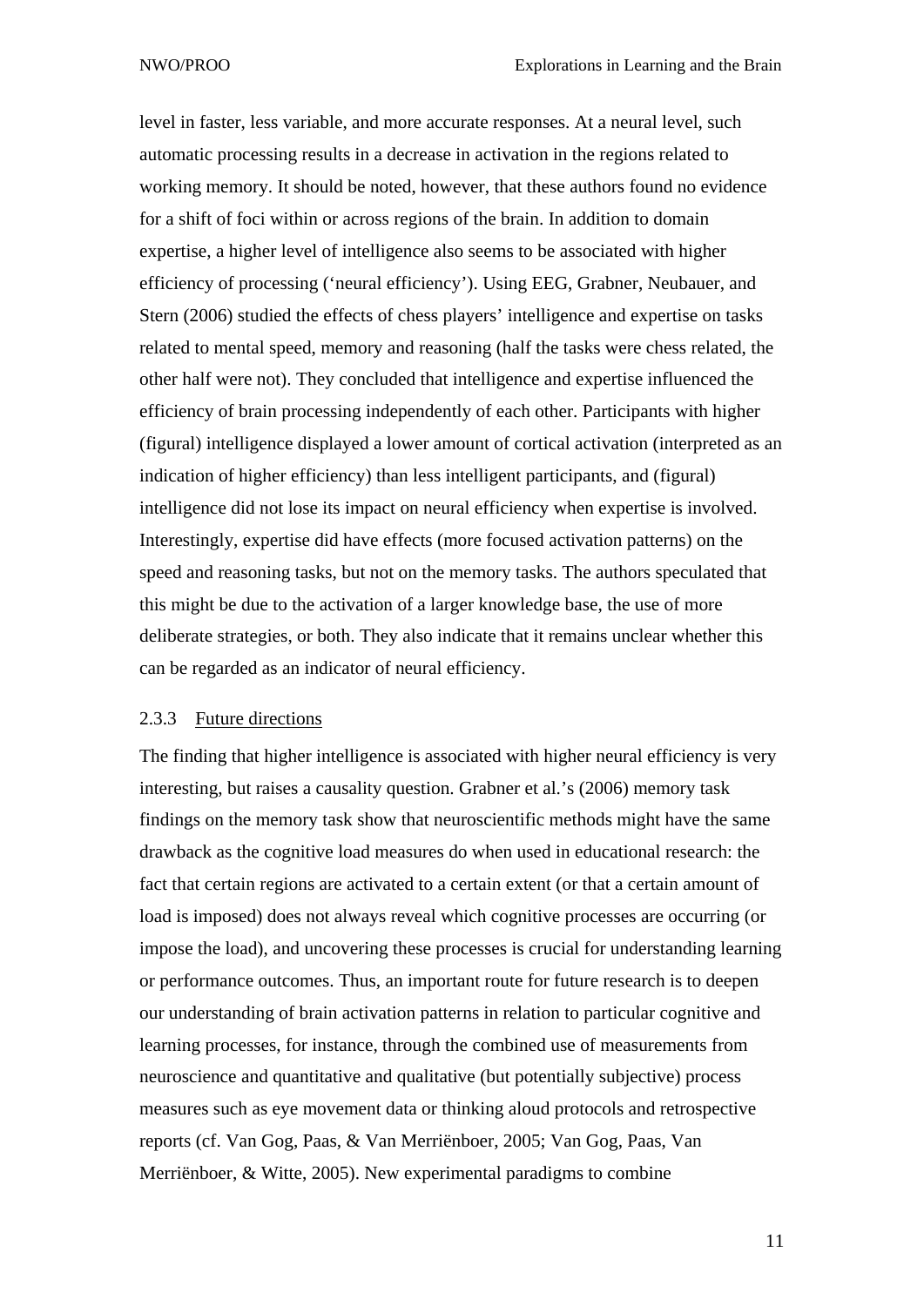level in faster, less variable, and more accurate responses. At a neural level, such automatic processing results in a decrease in activation in the regions related to working memory. It should be noted, however, that these authors found no evidence for a shift of foci within or across regions of the brain. In addition to domain expertise, a higher level of intelligence also seems to be associated with higher efficiency of processing ('neural efficiency'). Using EEG, Grabner, Neubauer, and Stern (2006) studied the effects of chess players' intelligence and expertise on tasks related to mental speed, memory and reasoning (half the tasks were chess related, the other half were not). They concluded that intelligence and expertise influenced the efficiency of brain processing independently of each other. Participants with higher (figural) intelligence displayed a lower amount of cortical activation (interpreted as an indication of higher efficiency) than less intelligent participants, and (figural) intelligence did not lose its impact on neural efficiency when expertise is involved. Interestingly, expertise did have effects (more focused activation patterns) on the speed and reasoning tasks, but not on the memory tasks. The authors speculated that this might be due to the activation of a larger knowledge base, the use of more deliberate strategies, or both. They also indicate that it remains unclear whether this can be regarded as an indicator of neural efficiency.

### 2.3.3 Future directions

The finding that higher intelligence is associated with higher neural efficiency is very interesting, but raises a causality question. Grabner et al.'s (2006) memory task findings on the memory task show that neuroscientific methods might have the same drawback as the cognitive load measures do when used in educational research: the fact that certain regions are activated to a certain extent (or that a certain amount of load is imposed) does not always reveal which cognitive processes are occurring (or impose the load), and uncovering these processes is crucial for understanding learning or performance outcomes. Thus, an important route for future research is to deepen our understanding of brain activation patterns in relation to particular cognitive and learning processes, for instance, through the combined use of measurements from neuroscience and quantitative and qualitative (but potentially subjective) process measures such as eye movement data or thinking aloud protocols and retrospective reports (cf. Van Gog, Paas, & Van Merriënboer, 2005; Van Gog, Paas, Van Merriënboer, & Witte, 2005). New experimental paradigms to combine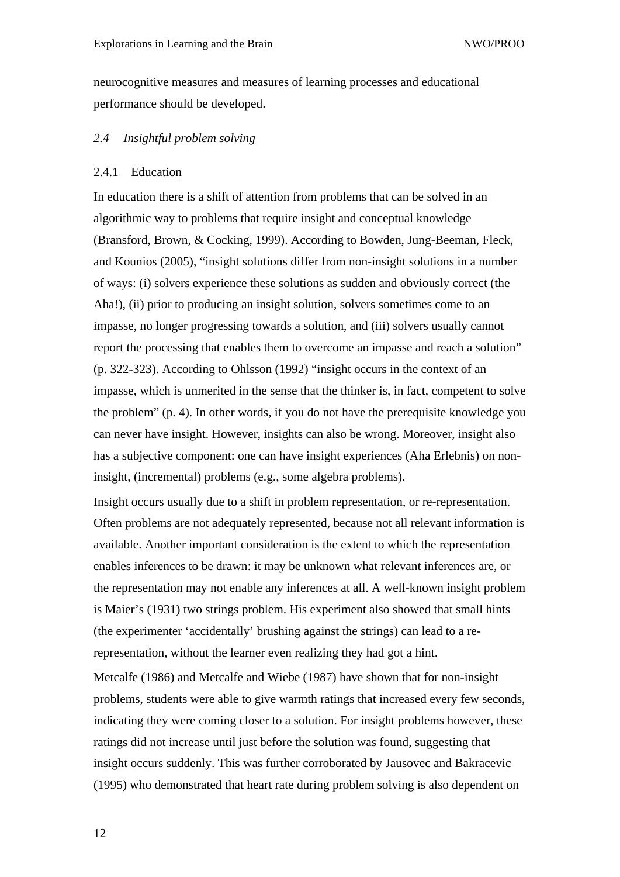neurocognitive measures and measures of learning processes and educational performance should be developed.

## *2.4 Insightful problem solving*

### 2.4.1 Education

In education there is a shift of attention from problems that can be solved in an algorithmic way to problems that require insight and conceptual knowledge (Bransford, Brown, & Cocking, 1999). According to Bowden, Jung-Beeman, Fleck, and Kounios (2005), "insight solutions differ from non-insight solutions in a number of ways: (i) solvers experience these solutions as sudden and obviously correct (the Aha!), (ii) prior to producing an insight solution, solvers sometimes come to an impasse, no longer progressing towards a solution, and (iii) solvers usually cannot report the processing that enables them to overcome an impasse and reach a solution" (p. 322-323). According to Ohlsson (1992) "insight occurs in the context of an impasse, which is unmerited in the sense that the thinker is, in fact, competent to solve the problem" (p. 4). In other words, if you do not have the prerequisite knowledge you can never have insight. However, insights can also be wrong. Moreover, insight also has a subjective component: one can have insight experiences (Aha Erlebnis) on non-insight, (incremental) problems (e.g., some algebra problems).

Insight occurs usually due to a shift in problem representation, or re-representation. Often problems are not adequately represented, because not all relevant information is available. Another important consideration is the extent to which the representation enables inferences to be drawn: it may be unknown what relevant inferences are, or the representation may not enable any inferences at all. A well-known insight problem is Maier's (1931) two strings problem. His experiment also showed that small hints (the experimenter 'accidentally' brushing against the strings) can lead to a re-representation, without the learner even realizing they had got a hint.

Metcalfe (1986) and Metcalfe and Wiebe (1987) have shown that for non-insight problems, students were able to give warmth ratings that increased every few seconds, indicating they were coming closer to a solution. For insight problems however, these ratings did not increase until just before the solution was found, suggesting that insight occurs suddenly. This was further corroborated by Jausovec and Bakracevic (1995) who demonstrated that heart rate during problem solving is also dependent on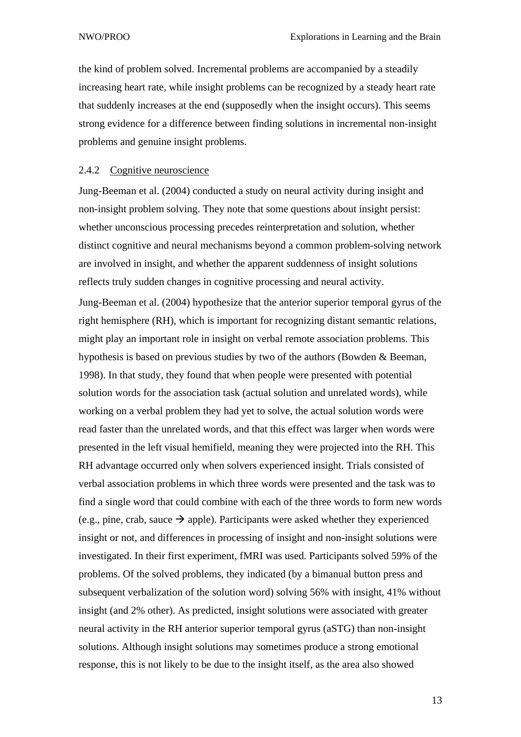the kind of problem solved. Incremental problems are accompanied by a steadily increasing heart rate, while insight problems can be recognized by a steady heart rate that suddenly increases at the end (supposedly when the insight occurs). This seems strong evidence for a difference between finding solutions in incremental non-insight problems and genuine insight problems.

### 2.4.2 Cognitive neuroscience

Jung-Beeman et al. (2004) conducted a study on neural activity during insight and non-insight problem solving. They note that some questions about insight persist: whether unconscious processing precedes reinterpretation and solution, whether distinct cognitive and neural mechanisms beyond a common problem-solving network are involved in insight, and whether the apparent suddenness of insight solutions reflects truly sudden changes in cognitive processing and neural activity.

Jung-Beeman et al. (2004) hypothesize that the anterior superior temporal gyrus of the right hemisphere (RH), which is important for recognizing distant semantic relations, might play an important role in insight on verbal remote association problems. This hypothesis is based on previous studies by two of the authors (Bowden & Beeman, 1998). In that study, they found that when people were presented with potential solution words for the association task (actual solution and unrelated words), while working on a verbal problem they had yet to solve, the actual solution words were read faster than the unrelated words, and that this effect was larger when words were presented in the left visual hemifield, meaning they were projected into the RH. This RH advantage occurred only when solvers experienced insight. Trials consisted of verbal association problems in which three words were presented and the task was to find a single word that could combine with each of the three words to form new words (e.g., pine, crab, sauce → apple). Participants were asked whether they experienced insight or not, and differences in processing of insight and non-insight solutions were investigated. In their first experiment, fMRI was used. Participants solved 59% of the problems. Of the solved problems, they indicated (by a bimanual button press and subsequent verbalization of the solution word) solving 56% with insight, 41% without insight (and 2% other). As predicted, insight solutions were associated with greater neural activity in the RH anterior superior temporal gyrus (aSTG) than non-insight solutions. Although insight solutions may sometimes produce a strong emotional response, this is not likely to be due to the insight itself, as the area also showed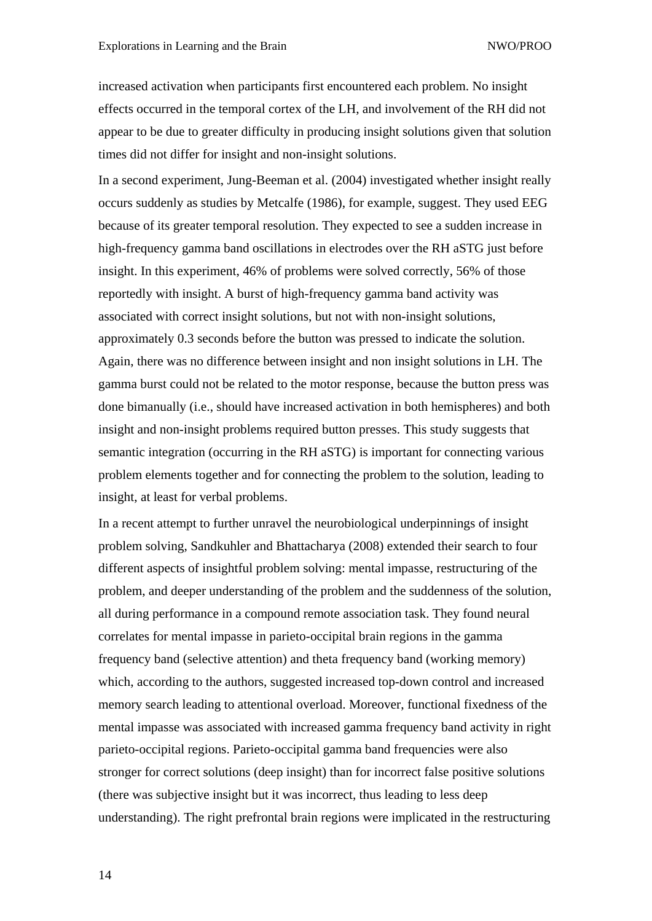increased activation when participants first encountered each problem. No insight effects occurred in the temporal cortex of the LH, and involvement of the RH did not appear to be due to greater difficulty in producing insight solutions given that solution times did not differ for insight and non-insight solutions.

In a second experiment, Jung-Beeman et al. (2004) investigated whether insight really occurs suddenly as studies by Metcalfe (1986), for example, suggest. They used EEG because of its greater temporal resolution. They expected to see a sudden increase in high-frequency gamma band oscillations in electrodes over the RH aSTG just before insight. In this experiment, 46% of problems were solved correctly, 56% of those reportedly with insight. A burst of high-frequency gamma band activity was associated with correct insight solutions, but not with non-insight solutions, approximately 0.3 seconds before the button was pressed to indicate the solution. Again, there was no difference between insight and non insight solutions in LH. The gamma burst could not be related to the motor response, because the button press was done bimanually (i.e., should have increased activation in both hemispheres) and both insight and non-insight problems required button presses. This study suggests that semantic integration (occurring in the RH aSTG) is important for connecting various problem elements together and for connecting the problem to the solution, leading to insight, at least for verbal problems.

In a recent attempt to further unravel the neurobiological underpinnings of insight problem solving, Sandkuhler and Bhattacharya (2008) extended their search to four different aspects of insightful problem solving: mental impasse, restructuring of the problem, and deeper understanding of the problem and the suddenness of the solution, all during performance in a compound remote association task. They found neural correlates for mental impasse in parieto-occipital brain regions in the gamma frequency band (selective attention) and theta frequency band (working memory) which, according to the authors, suggested increased top-down control and increased memory search leading to attentional overload. Moreover, functional fixedness of the mental impasse was associated with increased gamma frequency band activity in right parieto-occipital regions. Parieto-occipital gamma band frequencies were also stronger for correct solutions (deep insight) than for incorrect false positive solutions (there was subjective insight but it was incorrect, thus leading to less deep understanding). The right prefrontal brain regions were implicated in the restructuring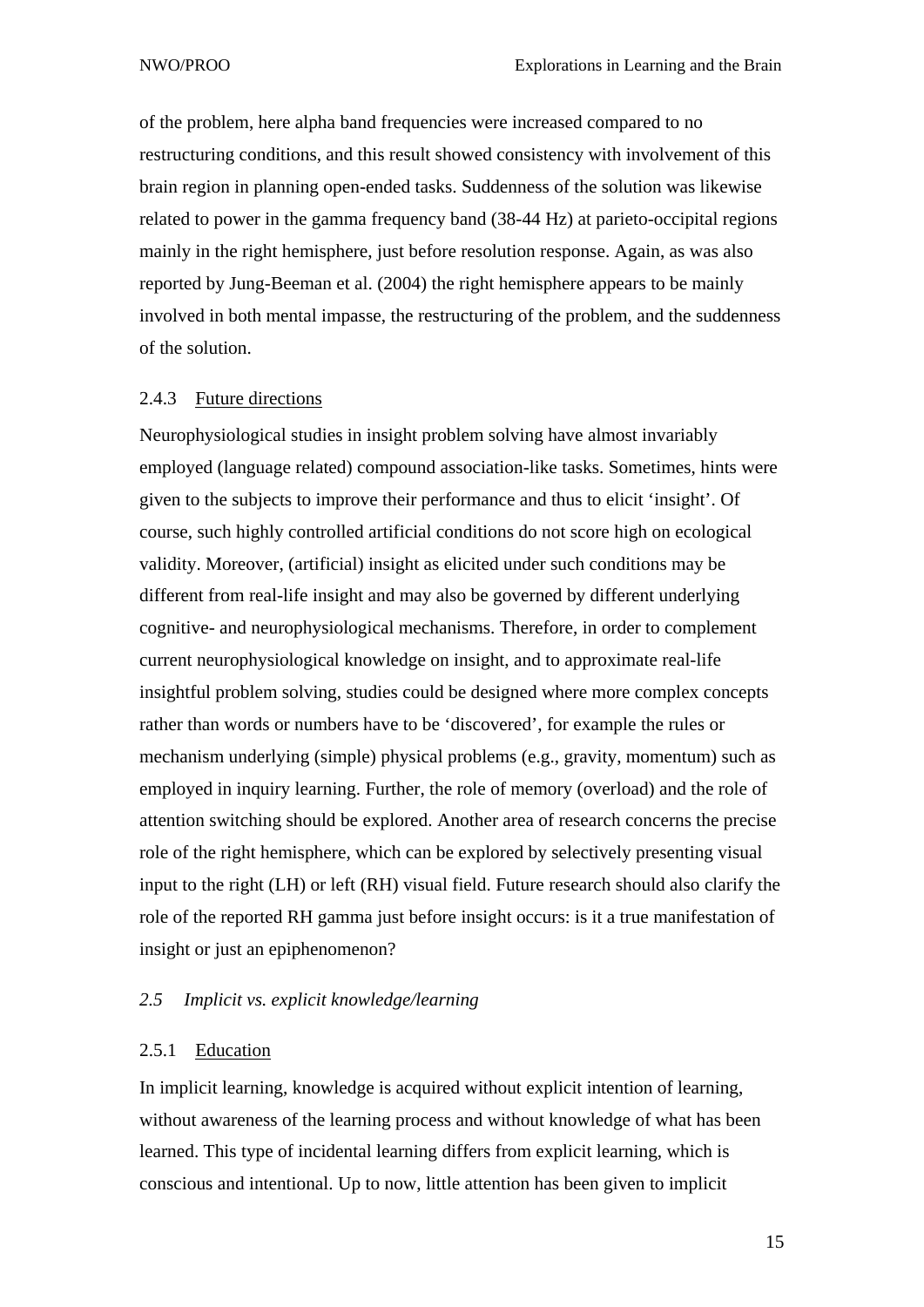of the problem, here alpha band frequencies were increased compared to no restructuring conditions, and this result showed consistency with involvement of this brain region in planning open-ended tasks. Suddenness of the solution was likewise related to power in the gamma frequency band (38-44 Hz) at parieto-occipital regions mainly in the right hemisphere, just before resolution response. Again, as was also reported by Jung-Beeman et al. (2004) the right hemisphere appears to be mainly involved in both mental impasse, the restructuring of the problem, and the suddenness of the solution.

#### 2.4.3 Future directions

Neurophysiological studies in insight problem solving have almost invariably employed (language related) compound association-like tasks. Sometimes, hints were given to the subjects to improve their performance and thus to elicit 'insight'. Of course, such highly controlled artificial conditions do not score high on ecological validity. Moreover, (artificial) insight as elicited under such conditions may be different from real-life insight and may also be governed by different underlying cognitive- and neurophysiological mechanisms. Therefore, in order to complement current neurophysiological knowledge on insight, and to approximate real-life insightful problem solving, studies could be designed where more complex concepts rather than words or numbers have to be 'discovered', for example the rules or mechanism underlying (simple) physical problems (e.g., gravity, momentum) such as employed in inquiry learning. Further, the role of memory (overload) and the role of attention switching should be explored. Another area of research concerns the precise role of the right hemisphere, which can be explored by selectively presenting visual input to the right (LH) or left (RH) visual field. Future research should also clarify the role of the reported RH gamma just before insight occurs: is it a true manifestation of insight or just an epiphenomenon?

### *2.5 Implicit vs. explicit knowledge/learning*

#### 2.5.1 Education

In implicit learning, knowledge is acquired without explicit intention of learning, without awareness of the learning process and without knowledge of what has been learned. This type of incidental learning differs from explicit learning, which is conscious and intentional. Up to now, little attention has been given to implicit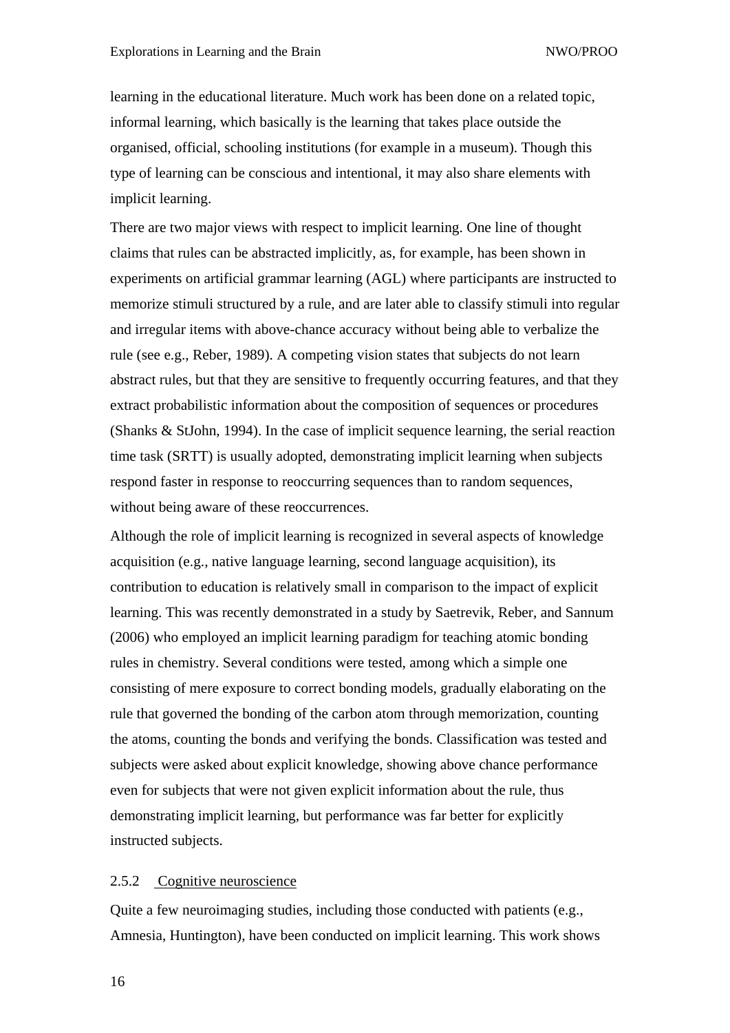learning in the educational literature. Much work has been done on a related topic, informal learning, which basically is the learning that takes place outside the organised, official, schooling institutions (for example in a museum). Though this type of learning can be conscious and intentional, it may also share elements with implicit learning.

There are two major views with respect to implicit learning. One line of thought claims that rules can be abstracted implicitly, as, for example, has been shown in experiments on artificial grammar learning (AGL) where participants are instructed to memorize stimuli structured by a rule, and are later able to classify stimuli into regular and irregular items with above-chance accuracy without being able to verbalize the rule (see e.g., Reber, 1989). A competing vision states that subjects do not learn abstract rules, but that they are sensitive to frequently occurring features, and that they extract probabilistic information about the composition of sequences or procedures (Shanks & StJohn, 1994). In the case of implicit sequence learning, the serial reaction time task (SRTT) is usually adopted, demonstrating implicit learning when subjects respond faster in response to reoccurring sequences than to random sequences, without being aware of these reoccurrences.

Although the role of implicit learning is recognized in several aspects of knowledge acquisition (e.g., native language learning, second language acquisition), its contribution to education is relatively small in comparison to the impact of explicit learning. This was recently demonstrated in a study by Saetrevik, Reber, and Sannum (2006) who employed an implicit learning paradigm for teaching atomic bonding rules in chemistry. Several conditions were tested, among which a simple one consisting of mere exposure to correct bonding models, gradually elaborating on the rule that governed the bonding of the carbon atom through memorization, counting the atoms, counting the bonds and verifying the bonds. Classification was tested and subjects were asked about explicit knowledge, showing above chance performance even for subjects that were not given explicit information about the rule, thus demonstrating implicit learning, but performance was far better for explicitly instructed subjects.

#### 2.5.2 Cognitive neuroscience

Quite a few neuroimaging studies, including those conducted with patients (e.g., Amnesia, Huntington), have been conducted on implicit learning. This work shows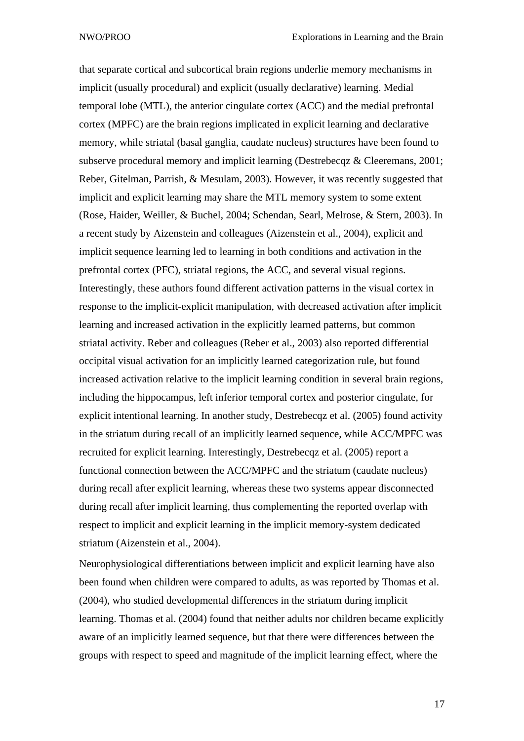that separate cortical and subcortical brain regions underlie memory mechanisms in implicit (usually procedural) and explicit (usually declarative) learning. Medial temporal lobe (MTL), the anterior cingulate cortex (ACC) and the medial prefrontal cortex (MPFC) are the brain regions implicated in explicit learning and declarative memory, while striatal (basal ganglia, caudate nucleus) structures have been found to subserve procedural memory and implicit learning (Destrebecqz & Cleeremans, 2001; Reber, Gitelman, Parrish, & Mesulam, 2003). However, it was recently suggested that implicit and explicit learning may share the MTL memory system to some extent (Rose, Haider, Weiller, & Buchel, 2004; Schendan, Searl, Melrose, & Stern, 2003). In a recent study by Aizenstein and colleagues (Aizenstein et al., 2004), explicit and implicit sequence learning led to learning in both conditions and activation in the prefrontal cortex (PFC), striatal regions, the ACC, and several visual regions. Interestingly, these authors found different activation patterns in the visual cortex in response to the implicit-explicit manipulation, with decreased activation after implicit learning and increased activation in the explicitly learned patterns, but common striatal activity. Reber and colleagues (Reber et al., 2003) also reported differential occipital visual activation for an implicitly learned categorization rule, but found increased activation relative to the implicit learning condition in several brain regions, including the hippocampus, left inferior temporal cortex and posterior cingulate, for explicit intentional learning. In another study, Destrebecqz et al. (2005) found activity in the striatum during recall of an implicitly learned sequence, while ACC/MPFC was recruited for explicit learning. Interestingly, Destrebecqz et al. (2005) report a functional connection between the ACC/MPFC and the striatum (caudate nucleus) during recall after explicit learning, whereas these two systems appear disconnected during recall after implicit learning, thus complementing the reported overlap with respect to implicit and explicit learning in the implicit memory-system dedicated striatum (Aizenstein et al., 2004).

Neurophysiological differentiations between implicit and explicit learning have also been found when children were compared to adults, as was reported by Thomas et al. (2004), who studied developmental differences in the striatum during implicit learning. Thomas et al. (2004) found that neither adults nor children became explicitly aware of an implicitly learned sequence, but that there were differences between the groups with respect to speed and magnitude of the implicit learning effect, where the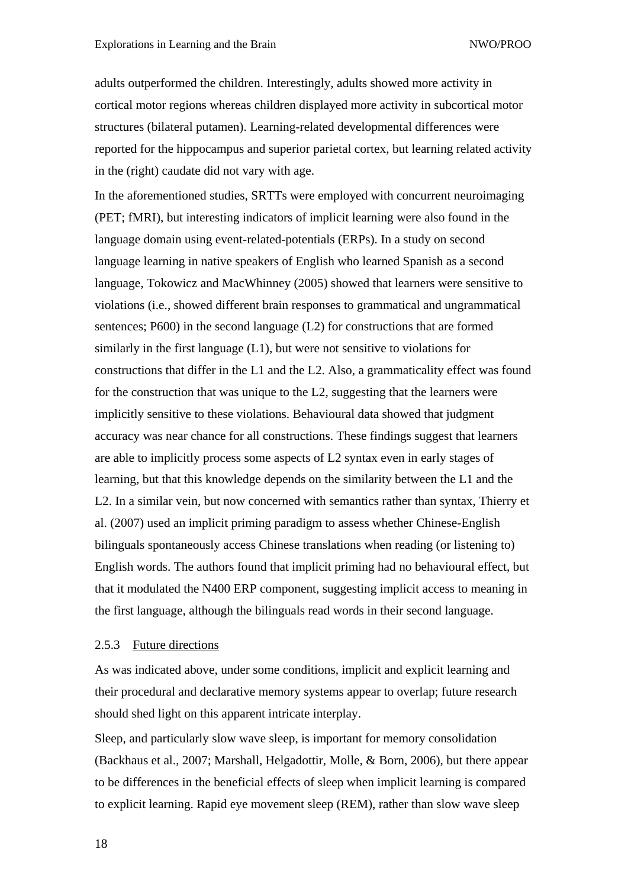adults outperformed the children. Interestingly, adults showed more activity in cortical motor regions whereas children displayed more activity in subcortical motor structures (bilateral putamen). Learning-related developmental differences were reported for the hippocampus and superior parietal cortex, but learning related activity in the (right) caudate did not vary with age.

In the aforementioned studies, SRTTs were employed with concurrent neuroimaging (PET; fMRI), but interesting indicators of implicit learning were also found in the language domain using event-related-potentials (ERPs). In a study on second language learning in native speakers of English who learned Spanish as a second language, Tokowicz and MacWhinney (2005) showed that learners were sensitive to violations (i.e., showed different brain responses to grammatical and ungrammatical sentences; P600) in the second language (L2) for constructions that are formed similarly in the first language (L1), but were not sensitive to violations for constructions that differ in the L1 and the L2. Also, a grammaticality effect was found for the construction that was unique to the L2, suggesting that the learners were implicitly sensitive to these violations. Behavioural data showed that judgment accuracy was near chance for all constructions. These findings suggest that learners are able to implicitly process some aspects of L2 syntax even in early stages of learning, but that this knowledge depends on the similarity between the L1 and the L2. In a similar vein, but now concerned with semantics rather than syntax, Thierry et al. (2007) used an implicit priming paradigm to assess whether Chinese-English bilinguals spontaneously access Chinese translations when reading (or listening to) English words. The authors found that implicit priming had no behavioural effect, but that it modulated the N400 ERP component, suggesting implicit access to meaning in the first language, although the bilinguals read words in their second language.

### 2.5.3 Future directions

As was indicated above, under some conditions, implicit and explicit learning and their procedural and declarative memory systems appear to overlap; future research should shed light on this apparent intricate interplay.

Sleep, and particularly slow wave sleep, is important for memory consolidation (Backhaus et al., 2007; Marshall, Helgadottir, Molle, & Born, 2006), but there appear to be differences in the beneficial effects of sleep when implicit learning is compared to explicit learning. Rapid eye movement sleep (REM), rather than slow wave sleep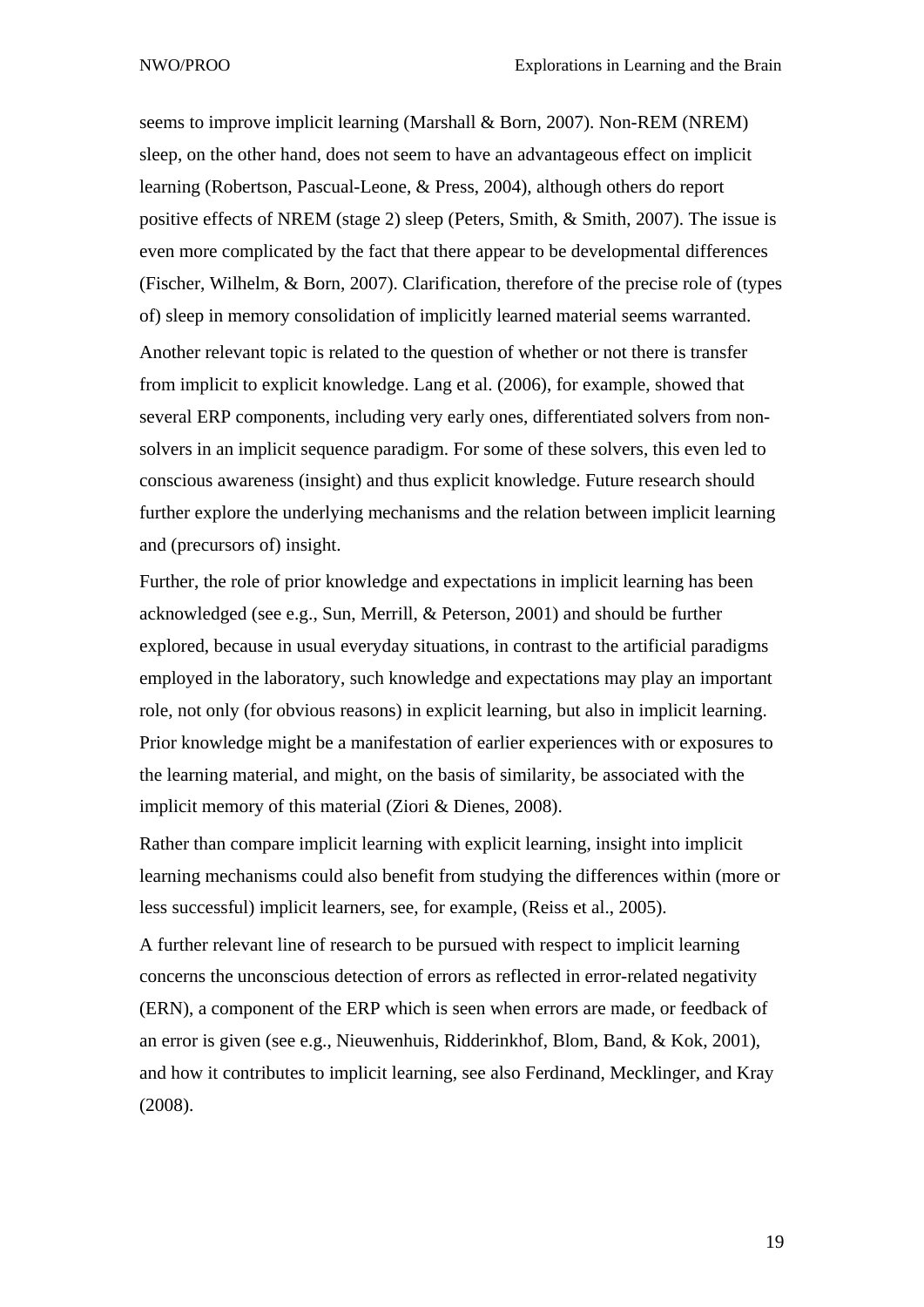seems to improve implicit learning (Marshall & Born, 2007). Non-REM (NREM) sleep, on the other hand, does not seem to have an advantageous effect on implicit learning (Robertson, Pascual-Leone, & Press, 2004), although others do report positive effects of NREM (stage 2) sleep (Peters, Smith, & Smith, 2007). The issue is even more complicated by the fact that there appear to be developmental differences (Fischer, Wilhelm, & Born, 2007). Clarification, therefore of the precise role of (types of) sleep in memory consolidation of implicitly learned material seems warranted.

Another relevant topic is related to the question of whether or not there is transfer from implicit to explicit knowledge. Lang et al. (2006), for example, showed that several ERP components, including very early ones, differentiated solvers from non-solvers in an implicit sequence paradigm. For some of these solvers, this even led to conscious awareness (insight) and thus explicit knowledge. Future research should further explore the underlying mechanisms and the relation between implicit learning and (precursors of) insight.

Further, the role of prior knowledge and expectations in implicit learning has been acknowledged (see e.g., Sun, Merrill, & Peterson, 2001) and should be further explored, because in usual everyday situations, in contrast to the artificial paradigms employed in the laboratory, such knowledge and expectations may play an important role, not only (for obvious reasons) in explicit learning, but also in implicit learning. Prior knowledge might be a manifestation of earlier experiences with or exposures to the learning material, and might, on the basis of similarity, be associated with the implicit memory of this material (Ziori & Dienes, 2008).

Rather than compare implicit learning with explicit learning, insight into implicit learning mechanisms could also benefit from studying the differences within (more or less successful) implicit learners, see, for example, (Reiss et al., 2005).

A further relevant line of research to be pursued with respect to implicit learning concerns the unconscious detection of errors as reflected in error-related negativity (ERN), a component of the ERP which is seen when errors are made, or feedback of an error is given (see e.g., Nieuwenhuis, Ridderinkhof, Blom, Band, & Kok, 2001), and how it contributes to implicit learning, see also Ferdinand, Mecklinger, and Kray (2008).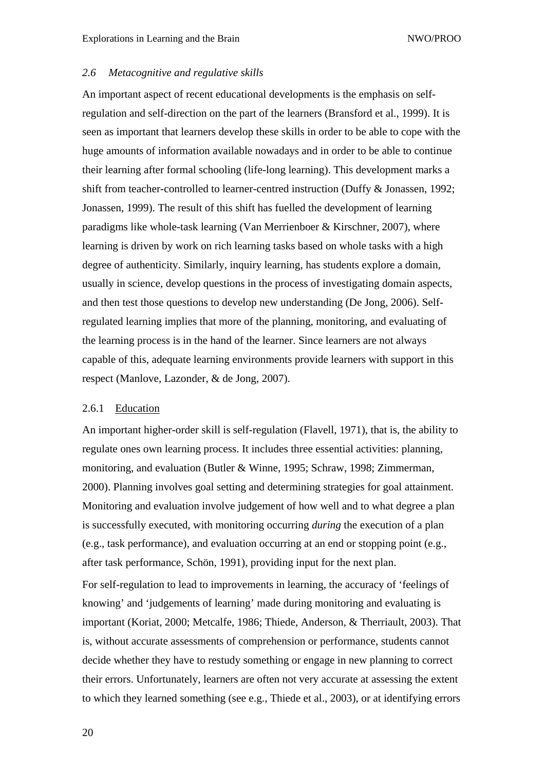### *2.6 Metacognitive and regulative skills*

An important aspect of recent educational developments is the emphasis on self-regulation and self-direction on the part of the learners (Bransford et al., 1999). It is seen as important that learners develop these skills in order to be able to cope with the huge amounts of information available nowadays and in order to be able to continue their learning after formal schooling (life-long learning). This development marks a shift from teacher-controlled to learner-centred instruction (Duffy & Jonassen, 1992; Jonassen, 1999). The result of this shift has fuelled the development of learning paradigms like whole-task learning (Van Merrienboer & Kirschner, 2007), where learning is driven by work on rich learning tasks based on whole tasks with a high degree of authenticity. Similarly, inquiry learning, has students explore a domain, usually in science, develop questions in the process of investigating domain aspects, and then test those questions to develop new understanding (De Jong, 2006). Self-regulated learning implies that more of the planning, monitoring, and evaluating of the learning process is in the hand of the learner. Since learners are not always capable of this, adequate learning environments provide learners with support in this respect (Manlove, Lazonder, & de Jong, 2007).

#### 2.6.1 Education

An important higher-order skill is self-regulation (Flavell, 1971), that is, the ability to regulate ones own learning process. It includes three essential activities: planning, monitoring, and evaluation (Butler & Winne, 1995; Schraw, 1998; Zimmerman, 2000). Planning involves goal setting and determining strategies for goal attainment. Monitoring and evaluation involve judgement of how well and to what degree a plan is successfully executed, with monitoring occurring *during* the execution of a plan (e.g., task performance), and evaluation occurring at an end or stopping point (e.g., after task performance, Schön, 1991), providing input for the next plan.

For self-regulation to lead to improvements in learning, the accuracy of 'feelings of knowing' and 'judgements of learning' made during monitoring and evaluating is important (Koriat, 2000; Metcalfe, 1986; Thiede, Anderson, & Therriault, 2003). That is, without accurate assessments of comprehension or performance, students cannot decide whether they have to restudy something or engage in new planning to correct their errors. Unfortunately, learners are often not very accurate at assessing the extent to which they learned something (see e.g., Thiede et al., 2003), or at identifying errors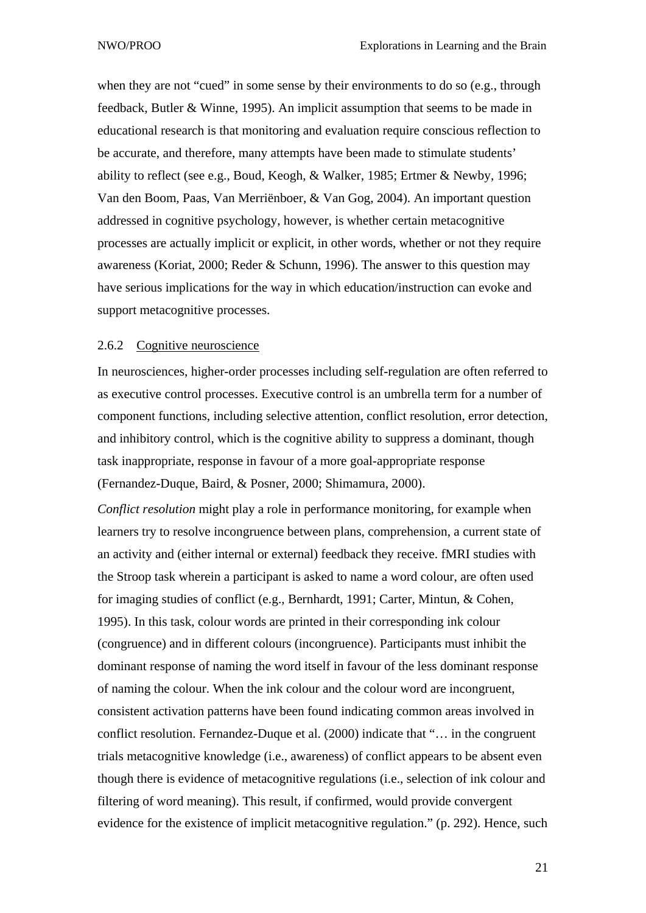when they are not "cued" in some sense by their environments to do so (e.g., through feedback, Butler & Winne, 1995). An implicit assumption that seems to be made in educational research is that monitoring and evaluation require conscious reflection to be accurate, and therefore, many attempts have been made to stimulate students' ability to reflect (see e.g., Boud, Keogh, & Walker, 1985; Ertmer & Newby, 1996; Van den Boom, Paas, Van Merriënboer, & Van Gog, 2004). An important question addressed in cognitive psychology, however, is whether certain metacognitive processes are actually implicit or explicit, in other words, whether or not they require awareness (Koriat, 2000; Reder & Schunn, 1996). The answer to this question may have serious implications for the way in which education/instruction can evoke and support metacognitive processes.

### 2.6.2 Cognitive neuroscience

In neurosciences, higher-order processes including self-regulation are often referred to as executive control processes. Executive control is an umbrella term for a number of component functions, including selective attention, conflict resolution, error detection, and inhibitory control, which is the cognitive ability to suppress a dominant, though task inappropriate, response in favour of a more goal-appropriate response (Fernandez-Duque, Baird, & Posner, 2000; Shimamura, 2000).

*Conflict resolution* might play a role in performance monitoring, for example when learners try to resolve incongruence between plans, comprehension, a current state of an activity and (either internal or external) feedback they receive. fMRI studies with the Stroop task wherein a participant is asked to name a word colour, are often used for imaging studies of conflict (e.g., Bernhardt, 1991; Carter, Mintun, & Cohen, 1995). In this task, colour words are printed in their corresponding ink colour (congruence) and in different colours (incongruence). Participants must inhibit the dominant response of naming the word itself in favour of the less dominant response of naming the colour. When the ink colour and the colour word are incongruent, consistent activation patterns have been found indicating common areas involved in conflict resolution. Fernandez-Duque et al. (2000) indicate that "… in the congruent trials metacognitive knowledge (i.e., awareness) of conflict appears to be absent even though there is evidence of metacognitive regulations (i.e., selection of ink colour and filtering of word meaning). This result, if confirmed, would provide convergent evidence for the existence of implicit metacognitive regulation." (p. 292). Hence, such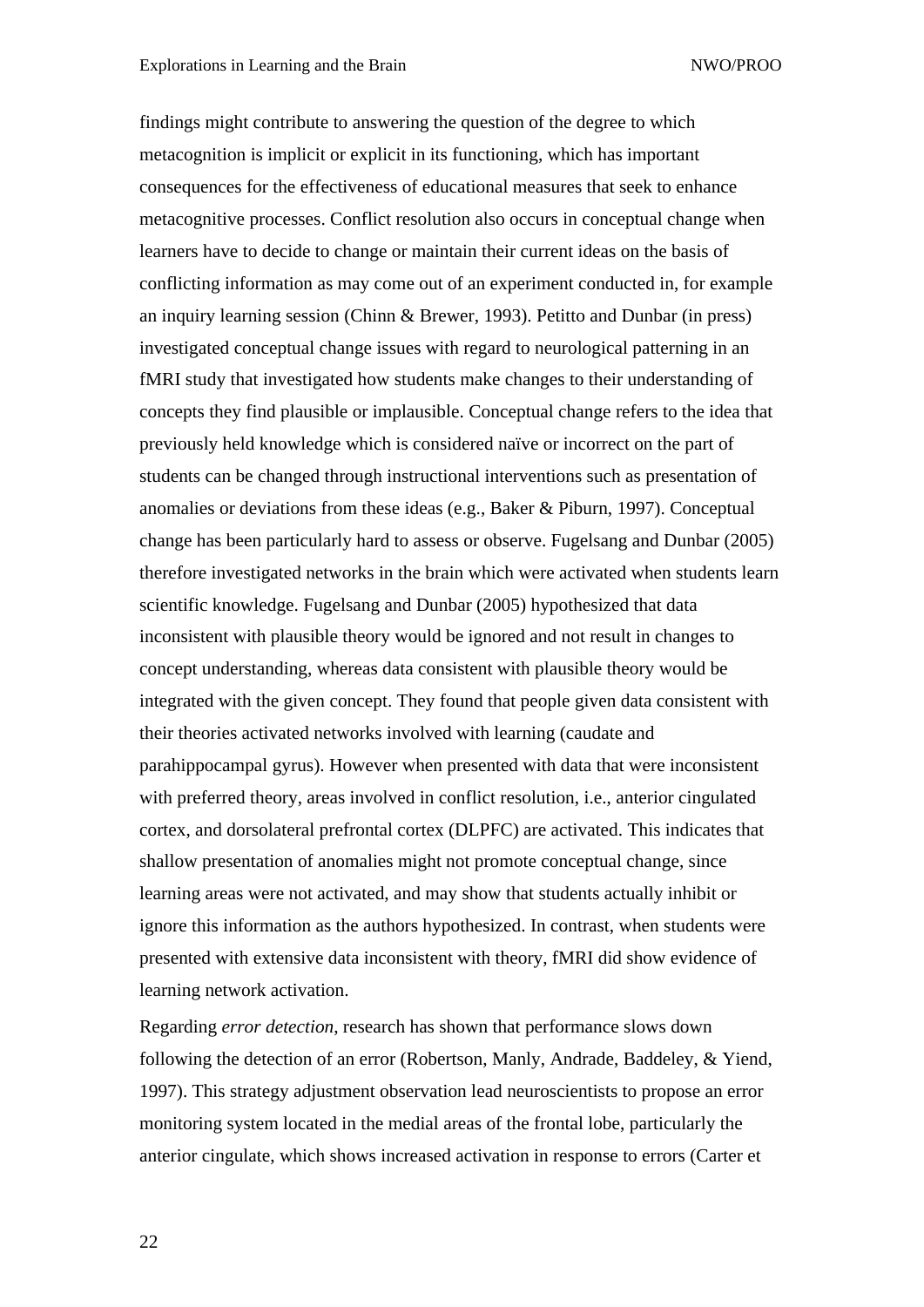findings might contribute to answering the question of the degree to which metacognition is implicit or explicit in its functioning, which has important consequences for the effectiveness of educational measures that seek to enhance metacognitive processes. Conflict resolution also occurs in conceptual change when learners have to decide to change or maintain their current ideas on the basis of conflicting information as may come out of an experiment conducted in, for example an inquiry learning session (Chinn & Brewer, 1993). Petitto and Dunbar (in press) investigated conceptual change issues with regard to neurological patterning in an fMRI study that investigated how students make changes to their understanding of concepts they find plausible or implausible. Conceptual change refers to the idea that previously held knowledge which is considered naïve or incorrect on the part of students can be changed through instructional interventions such as presentation of anomalies or deviations from these ideas (e.g., Baker & Piburn, 1997). Conceptual change has been particularly hard to assess or observe. Fugelsang and Dunbar (2005) therefore investigated networks in the brain which were activated when students learn scientific knowledge. Fugelsang and Dunbar (2005) hypothesized that data inconsistent with plausible theory would be ignored and not result in changes to concept understanding, whereas data consistent with plausible theory would be integrated with the given concept. They found that people given data consistent with their theories activated networks involved with learning (caudate and parahippocampal gyrus). However when presented with data that were inconsistent with preferred theory, areas involved in conflict resolution, i.e., anterior cingulated cortex, and dorsolateral prefrontal cortex (DLPFC) are activated. This indicates that shallow presentation of anomalies might not promote conceptual change, since learning areas were not activated, and may show that students actually inhibit or ignore this information as the authors hypothesized. In contrast, when students were presented with extensive data inconsistent with theory, fMRI did show evidence of learning network activation.

Regarding *error detection*, research has shown that performance slows down following the detection of an error (Robertson, Manly, Andrade, Baddeley, & Yiend, 1997). This strategy adjustment observation lead neuroscientists to propose an error monitoring system located in the medial areas of the frontal lobe, particularly the anterior cingulate, which shows increased activation in response to errors (Carter et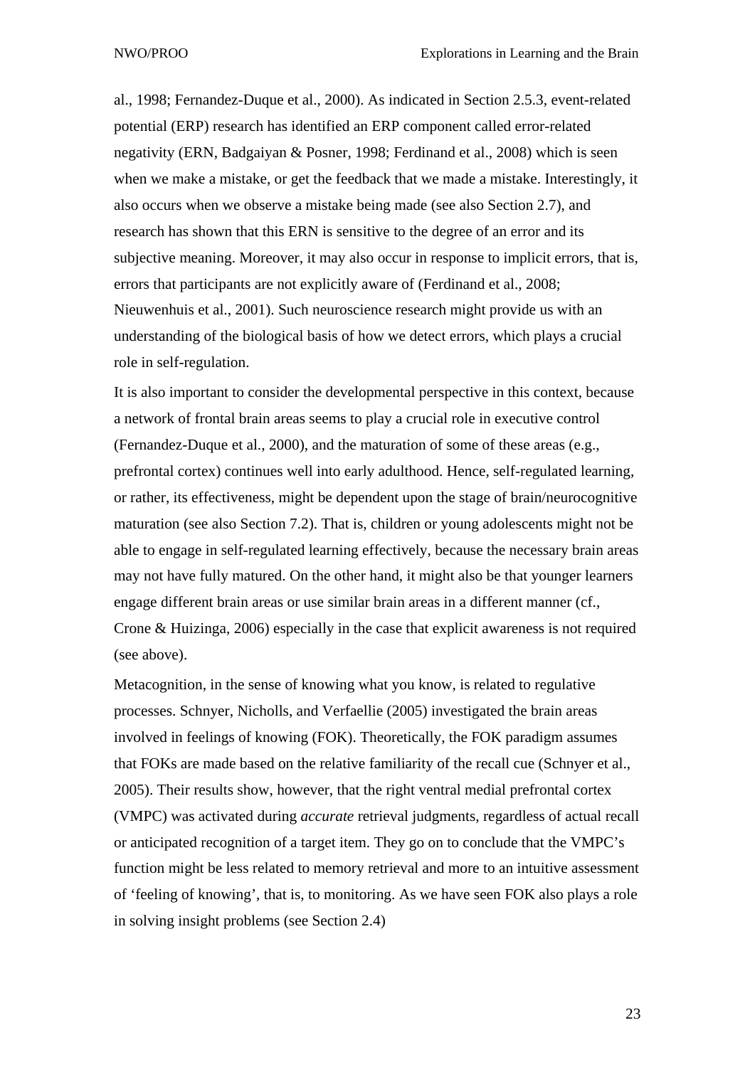al., 1998; Fernandez-Duque et al., 2000). As indicated in Section 2.5.3, event-related potential (ERP) research has identified an ERP component called error-related negativity (ERN, Badgaiyan & Posner, 1998; Ferdinand et al., 2008) which is seen when we make a mistake, or get the feedback that we made a mistake. Interestingly, it also occurs when we observe a mistake being made (see also Section 2.7), and research has shown that this ERN is sensitive to the degree of an error and its subjective meaning. Moreover, it may also occur in response to implicit errors, that is, errors that participants are not explicitly aware of (Ferdinand et al., 2008; Nieuwenhuis et al., 2001). Such neuroscience research might provide us with an understanding of the biological basis of how we detect errors, which plays a crucial role in self-regulation.

It is also important to consider the developmental perspective in this context, because a network of frontal brain areas seems to play a crucial role in executive control (Fernandez-Duque et al., 2000), and the maturation of some of these areas (e.g., prefrontal cortex) continues well into early adulthood. Hence, self-regulated learning, or rather, its effectiveness, might be dependent upon the stage of brain/neurocognitive maturation (see also Section 7.2). That is, children or young adolescents might not be able to engage in self-regulated learning effectively, because the necessary brain areas may not have fully matured. On the other hand, it might also be that younger learners engage different brain areas or use similar brain areas in a different manner (cf., Crone & Huizinga, 2006) especially in the case that explicit awareness is not required (see above).

Metacognition, in the sense of knowing what you know, is related to regulative processes. Schnyer, Nicholls, and Verfaellie (2005) investigated the brain areas involved in feelings of knowing (FOK). Theoretically, the FOK paradigm assumes that FOKs are made based on the relative familiarity of the recall cue (Schnyer et al., 2005). Their results show, however, that the right ventral medial prefrontal cortex (VMPC) was activated during *accurate* retrieval judgments, regardless of actual recall or anticipated recognition of a target item. They go on to conclude that the VMPC's function might be less related to memory retrieval and more to an intuitive assessment of 'feeling of knowing', that is, to monitoring. As we have seen FOK also plays a role in solving insight problems (see Section 2.4)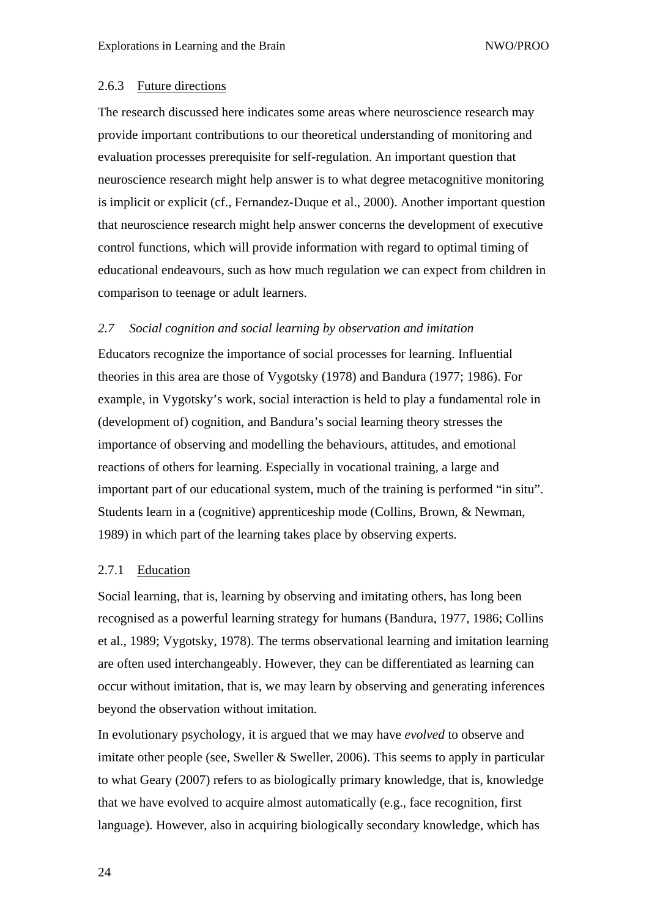#### 2.6.3 Future directions

The research discussed here indicates some areas where neuroscience research may provide important contributions to our theoretical understanding of monitoring and evaluation processes prerequisite for self-regulation. An important question that neuroscience research might help answer is to what degree metacognitive monitoring is implicit or explicit (cf., Fernandez-Duque et al., 2000). Another important question that neuroscience research might help answer concerns the development of executive control functions, which will provide information with regard to optimal timing of educational endeavours, such as how much regulation we can expect from children in comparison to teenage or adult learners.

### *2.7 Social cognition and social learning by observation and imitation*

Educators recognize the importance of social processes for learning. Influential theories in this area are those of Vygotsky (1978) and Bandura (1977; 1986). For example, in Vygotsky's work, social interaction is held to play a fundamental role in (development of) cognition, and Bandura's social learning theory stresses the importance of observing and modelling the behaviours, attitudes, and emotional reactions of others for learning. Especially in vocational training, a large and important part of our educational system, much of the training is performed "in situ". Students learn in a (cognitive) apprenticeship mode (Collins, Brown, & Newman, 1989) in which part of the learning takes place by observing experts.

#### 2.7.1 Education

Social learning, that is, learning by observing and imitating others, has long been recognised as a powerful learning strategy for humans (Bandura, 1977, 1986; Collins et al., 1989; Vygotsky, 1978). The terms observational learning and imitation learning are often used interchangeably. However, they can be differentiated as learning can occur without imitation, that is, we may learn by observing and generating inferences beyond the observation without imitation.

In evolutionary psychology, it is argued that we may have *evolved* to observe and imitate other people (see, Sweller & Sweller, 2006). This seems to apply in particular to what Geary (2007) refers to as biologically primary knowledge, that is, knowledge that we have evolved to acquire almost automatically (e.g., face recognition, first language). However, also in acquiring biologically secondary knowledge, which has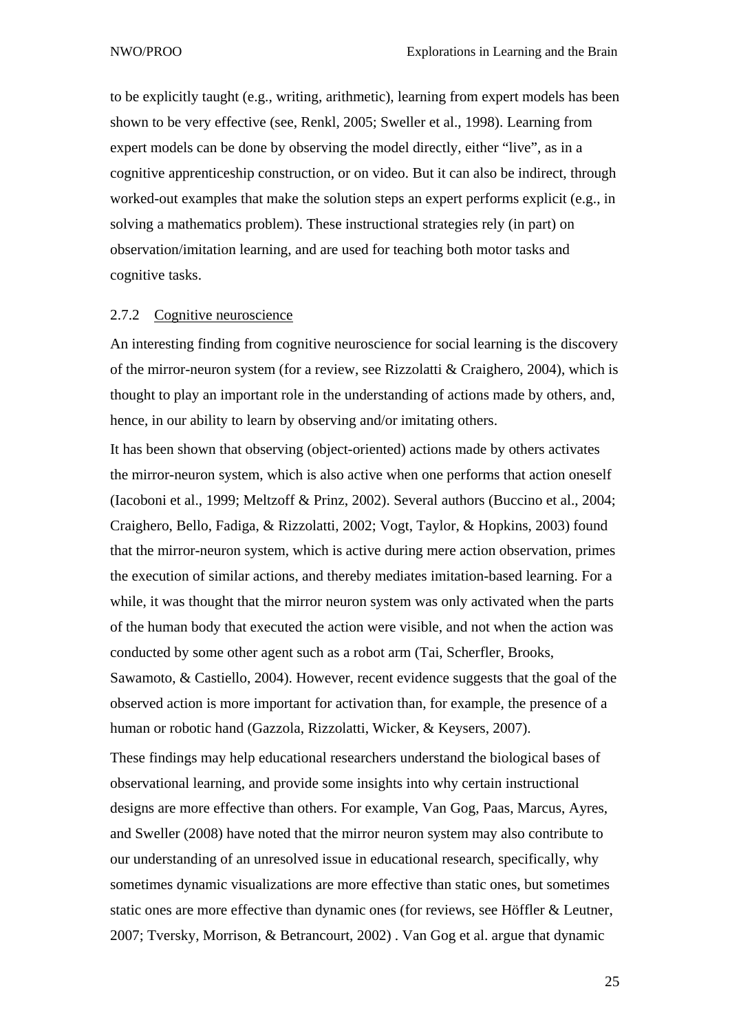to be explicitly taught (e.g., writing, arithmetic), learning from expert models has been shown to be very effective (see, Renkl, 2005; Sweller et al., 1998). Learning from expert models can be done by observing the model directly, either "live", as in a cognitive apprenticeship construction, or on video. But it can also be indirect, through worked-out examples that make the solution steps an expert performs explicit (e.g., in solving a mathematics problem). These instructional strategies rely (in part) on observation/imitation learning, and are used for teaching both motor tasks and cognitive tasks.

### 2.7.2 Cognitive neuroscience

An interesting finding from cognitive neuroscience for social learning is the discovery of the mirror-neuron system (for a review, see Rizzolatti & Craighero, 2004), which is thought to play an important role in the understanding of actions made by others, and, hence, in our ability to learn by observing and/or imitating others.

It has been shown that observing (object-oriented) actions made by others activates the mirror-neuron system, which is also active when one performs that action oneself (Iacoboni et al., 1999; Meltzoff & Prinz, 2002). Several authors (Buccino et al., 2004; Craighero, Bello, Fadiga, & Rizzolatti, 2002; Vogt, Taylor, & Hopkins, 2003) found that the mirror-neuron system, which is active during mere action observation, primes the execution of similar actions, and thereby mediates imitation-based learning. For a while, it was thought that the mirror neuron system was only activated when the parts of the human body that executed the action were visible, and not when the action was conducted by some other agent such as a robot arm (Tai, Scherfler, Brooks, Sawamoto, & Castiello, 2004). However, recent evidence suggests that the goal of the observed action is more important for activation than, for example, the presence of a human or robotic hand (Gazzola, Rizzolatti, Wicker, & Keysers, 2007).

These findings may help educational researchers understand the biological bases of observational learning, and provide some insights into why certain instructional designs are more effective than others. For example, Van Gog, Paas, Marcus, Ayres, and Sweller (2008) have noted that the mirror neuron system may also contribute to our understanding of an unresolved issue in educational research, specifically, why sometimes dynamic visualizations are more effective than static ones, but sometimes static ones are more effective than dynamic ones (for reviews, see Höffler & Leutner, 2007; Tversky, Morrison, & Betrancourt, 2002) . Van Gog et al. argue that dynamic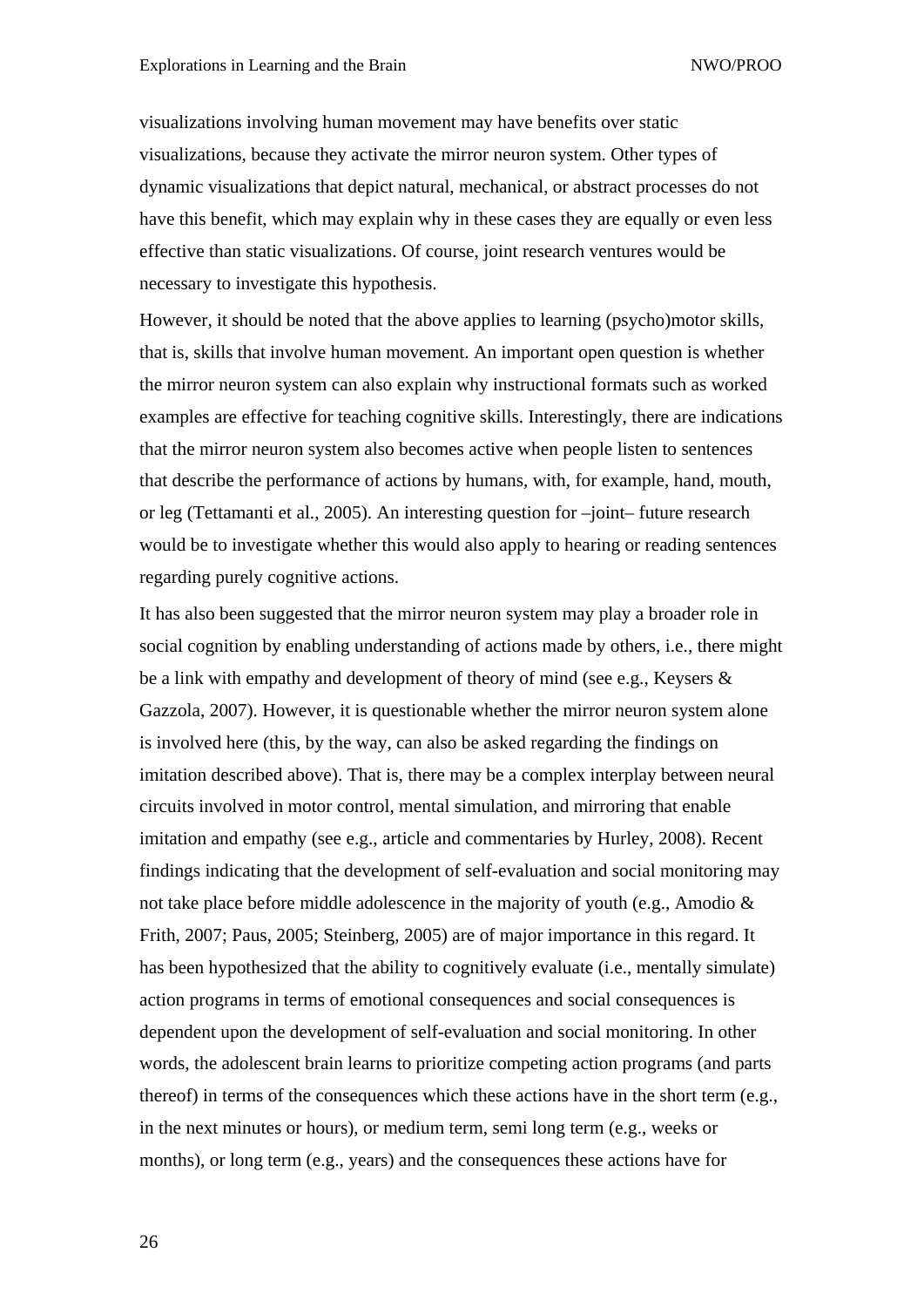visualizations involving human movement may have benefits over static visualizations, because they activate the mirror neuron system. Other types of dynamic visualizations that depict natural, mechanical, or abstract processes do not have this benefit, which may explain why in these cases they are equally or even less effective than static visualizations. Of course, joint research ventures would be necessary to investigate this hypothesis.

However, it should be noted that the above applies to learning (psycho)motor skills, that is, skills that involve human movement. An important open question is whether the mirror neuron system can also explain why instructional formats such as worked examples are effective for teaching cognitive skills. Interestingly, there are indications that the mirror neuron system also becomes active when people listen to sentences that describe the performance of actions by humans, with, for example, hand, mouth, or leg (Tettamanti et al., 2005). An interesting question for –joint– future research would be to investigate whether this would also apply to hearing or reading sentences regarding purely cognitive actions.

It has also been suggested that the mirror neuron system may play a broader role in social cognition by enabling understanding of actions made by others, i.e., there might be a link with empathy and development of theory of mind (see e.g., Keysers & Gazzola, 2007). However, it is questionable whether the mirror neuron system alone is involved here (this, by the way, can also be asked regarding the findings on imitation described above). That is, there may be a complex interplay between neural circuits involved in motor control, mental simulation, and mirroring that enable imitation and empathy (see e.g., article and commentaries by Hurley, 2008). Recent findings indicating that the development of self-evaluation and social monitoring may not take place before middle adolescence in the majority of youth (e.g., Amodio & Frith, 2007; Paus, 2005; Steinberg, 2005) are of major importance in this regard. It has been hypothesized that the ability to cognitively evaluate (i.e., mentally simulate) action programs in terms of emotional consequences and social consequences is dependent upon the development of self-evaluation and social monitoring. In other words, the adolescent brain learns to prioritize competing action programs (and parts thereof) in terms of the consequences which these actions have in the short term (e.g., in the next minutes or hours), or medium term, semi long term (e.g., weeks or months), or long term (e.g., years) and the consequences these actions have for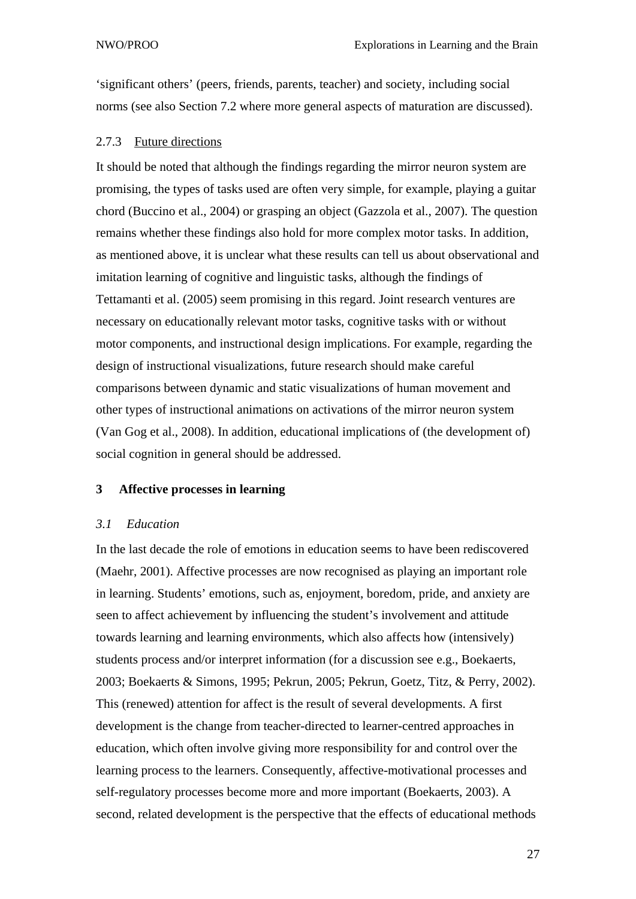'significant others' (peers, friends, parents, teacher) and society, including social norms (see also Section 7.2 where more general aspects of maturation are discussed).

### 2.7.3 Future directions

It should be noted that although the findings regarding the mirror neuron system are promising, the types of tasks used are often very simple, for example, playing a guitar chord (Buccino et al., 2004) or grasping an object (Gazzola et al., 2007). The question remains whether these findings also hold for more complex motor tasks. In addition, as mentioned above, it is unclear what these results can tell us about observational and imitation learning of cognitive and linguistic tasks, although the findings of Tettamanti et al. (2005) seem promising in this regard. Joint research ventures are necessary on educationally relevant motor tasks, cognitive tasks with or without motor components, and instructional design implications. For example, regarding the design of instructional visualizations, future research should make careful comparisons between dynamic and static visualizations of human movement and other types of instructional animations on activations of the mirror neuron system (Van Gog et al., 2008). In addition, educational implications of (the development of) social cognition in general should be addressed.

# 3 Affective processes in learning

## *3.1 Education*

In the last decade the role of emotions in education seems to have been rediscovered (Maehr, 2001). Affective processes are now recognised as playing an important role in learning. Students' emotions, such as, enjoyment, boredom, pride, and anxiety are seen to affect achievement by influencing the student's involvement and attitude towards learning and learning environments, which also affects how (intensively) students process and/or interpret information (for a discussion see e.g., Boekaerts, 2003; Boekaerts & Simons, 1995; Pekrun, 2005; Pekrun, Goetz, Titz, & Perry, 2002). This (renewed) attention for affect is the result of several developments. A first development is the change from teacher-directed to learner-centred approaches in education, which often involve giving more responsibility for and control over the learning process to the learners. Consequently, affective-motivational processes and self-regulatory processes become more and more important (Boekaerts, 2003). A second, related development is the perspective that the effects of educational methods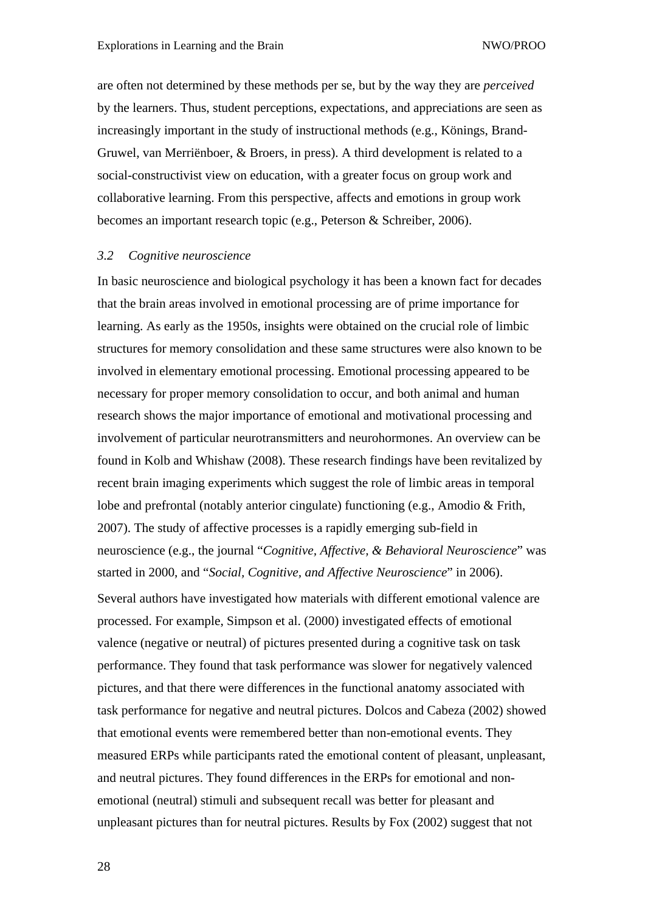are often not determined by these methods per se, but by the way they are *perceived* by the learners. Thus, student perceptions, expectations, and appreciations are seen as increasingly important in the study of instructional methods (e.g., Könings, Brand-Gruwel, van Merriënboer, & Broers, in press). A third development is related to a social-constructivist view on education, with a greater focus on group work and collaborative learning. From this perspective, affects and emotions in group work becomes an important research topic (e.g., Peterson & Schreiber, 2006).

### *3.2 Cognitive neuroscience*

In basic neuroscience and biological psychology it has been a known fact for decades that the brain areas involved in emotional processing are of prime importance for learning. As early as the 1950s, insights were obtained on the crucial role of limbic structures for memory consolidation and these same structures were also known to be involved in elementary emotional processing. Emotional processing appeared to be necessary for proper memory consolidation to occur, and both animal and human research shows the major importance of emotional and motivational processing and involvement of particular neurotransmitters and neurohormones. An overview can be found in Kolb and Whishaw (2008). These research findings have been revitalized by recent brain imaging experiments which suggest the role of limbic areas in temporal lobe and prefrontal (notably anterior cingulate) functioning (e.g., Amodio & Frith, 2007). The study of affective processes is a rapidly emerging sub-field in neuroscience (e.g., the journal "*Cognitive, Affective, & Behavioral Neuroscience*" was started in 2000, and "*Social, Cognitive, and Affective Neuroscience*" in 2006).

Several authors have investigated how materials with different emotional valence are processed. For example, Simpson et al. (2000) investigated effects of emotional valence (negative or neutral) of pictures presented during a cognitive task on task performance. They found that task performance was slower for negatively valenced pictures, and that there were differences in the functional anatomy associated with task performance for negative and neutral pictures. Dolcos and Cabeza (2002) showed that emotional events were remembered better than non-emotional events. They measured ERPs while participants rated the emotional content of pleasant, unpleasant, and neutral pictures. They found differences in the ERPs for emotional and non-emotional (neutral) stimuli and subsequent recall was better for pleasant and unpleasant pictures than for neutral pictures. Results by Fox (2002) suggest that not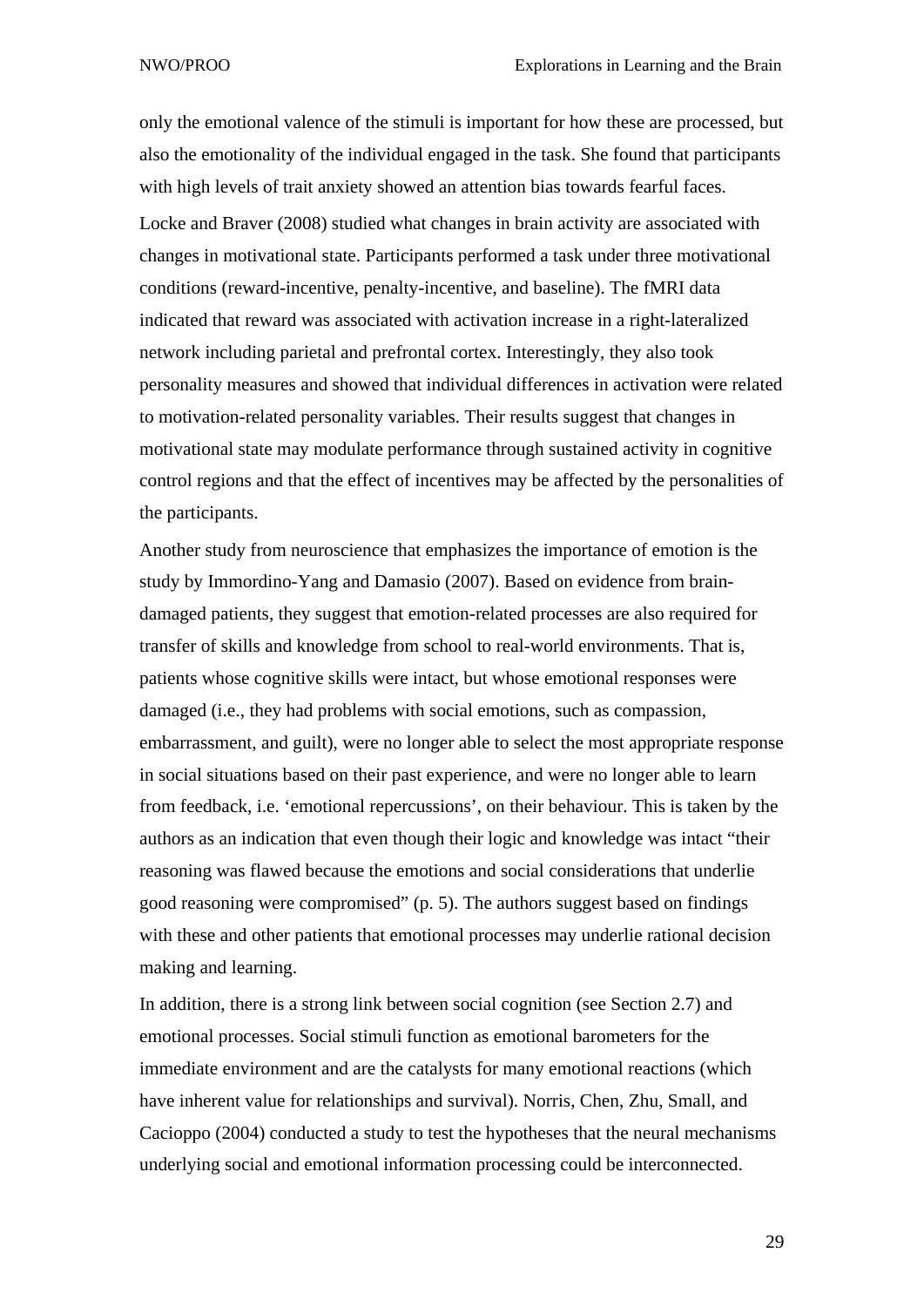only the emotional valence of the stimuli is important for how these are processed, but also the emotionality of the individual engaged in the task. She found that participants with high levels of trait anxiety showed an attention bias towards fearful faces.

Locke and Braver (2008) studied what changes in brain activity are associated with changes in motivational state. Participants performed a task under three motivational conditions (reward-incentive, penalty-incentive, and baseline). The fMRI data indicated that reward was associated with activation increase in a right-lateralized network including parietal and prefrontal cortex. Interestingly, they also took personality measures and showed that individual differences in activation were related to motivation-related personality variables. Their results suggest that changes in motivational state may modulate performance through sustained activity in cognitive control regions and that the effect of incentives may be affected by the personalities of the participants.

Another study from neuroscience that emphasizes the importance of emotion is the study by Immordino-Yang and Damasio (2007). Based on evidence from brain-damaged patients, they suggest that emotion-related processes are also required for transfer of skills and knowledge from school to real-world environments. That is, patients whose cognitive skills were intact, but whose emotional responses were damaged (i.e., they had problems with social emotions, such as compassion, embarrassment, and guilt), were no longer able to select the most appropriate response in social situations based on their past experience, and were no longer able to learn from feedback, i.e. 'emotional repercussions', on their behaviour. This is taken by the authors as an indication that even though their logic and knowledge was intact "their reasoning was flawed because the emotions and social considerations that underlie good reasoning were compromised" (p. 5). The authors suggest based on findings with these and other patients that emotional processes may underlie rational decision making and learning.

In addition, there is a strong link between social cognition (see Section 2.7) and emotional processes. Social stimuli function as emotional barometers for the immediate environment and are the catalysts for many emotional reactions (which have inherent value for relationships and survival). Norris, Chen, Zhu, Small, and Cacioppo (2004) conducted a study to test the hypotheses that the neural mechanisms underlying social and emotional information processing could be interconnected.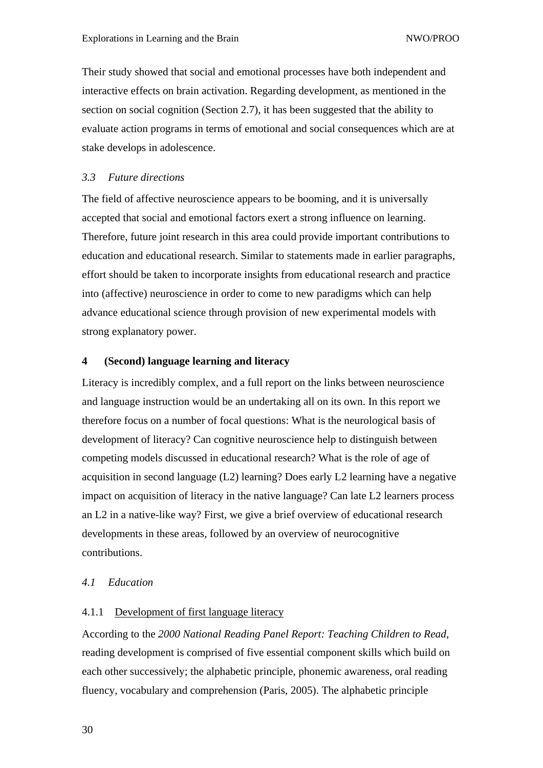Their study showed that social and emotional processes have both independent and interactive effects on brain activation. Regarding development, as mentioned in the section on social cognition (Section 2.7), it has been suggested that the ability to evaluate action programs in terms of emotional and social consequences which are at stake develops in adolescence.

### *3.3 Future directions*

The field of affective neuroscience appears to be booming, and it is universally accepted that social and emotional factors exert a strong influence on learning. Therefore, future joint research in this area could provide important contributions to education and educational research. Similar to statements made in earlier paragraphs, effort should be taken to incorporate insights from educational research and practice into (affective) neuroscience in order to come to new paradigms which can help advance educational science through provision of new experimental models with strong explanatory power.

## 4 (Second) language learning and literacy

Literacy is incredibly complex, and a full report on the links between neuroscience and language instruction would be an undertaking all on its own. In this report we therefore focus on a number of focal questions: What is the neurological basis of development of literacy? Can cognitive neuroscience help to distinguish between competing models discussed in educational research? What is the role of age of acquisition in second language (L2) learning? Does early L2 learning have a negative impact on acquisition of literacy in the native language? Can late L2 learners process an L2 in a native-like way? First, we give a brief overview of educational research developments in these areas, followed by an overview of neurocognitive contributions.

### *4.1 Education*

#### 4.1.1 Development of first language literacy

According to the *2000 National Reading Panel Report: Teaching Children to Read*, reading development is comprised of five essential component skills which build on each other successively; the alphabetic principle, phonemic awareness, oral reading fluency, vocabulary and comprehension (Paris, 2005). The alphabetic principle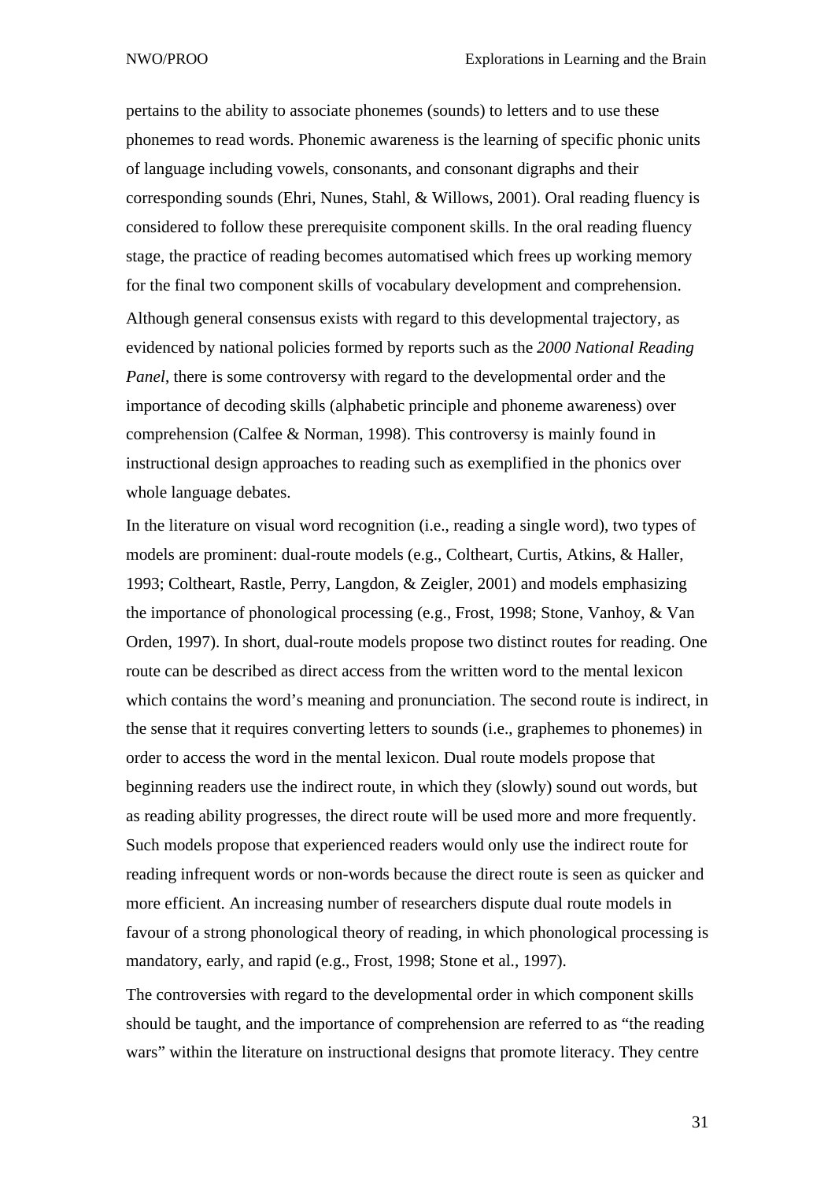pertains to the ability to associate phonemes (sounds) to letters and to use these phonemes to read words. Phonemic awareness is the learning of specific phonic units of language including vowels, consonants, and consonant digraphs and their corresponding sounds (Ehri, Nunes, Stahl, & Willows, 2001). Oral reading fluency is considered to follow these prerequisite component skills. In the oral reading fluency stage, the practice of reading becomes automatised which frees up working memory for the final two component skills of vocabulary development and comprehension.

Although general consensus exists with regard to this developmental trajectory, as evidenced by national policies formed by reports such as the *2000 National Reading Panel*, there is some controversy with regard to the developmental order and the importance of decoding skills (alphabetic principle and phoneme awareness) over comprehension (Calfee & Norman, 1998). This controversy is mainly found in instructional design approaches to reading such as exemplified in the phonics over whole language debates.

In the literature on visual word recognition (i.e., reading a single word), two types of models are prominent: dual-route models (e.g., Coltheart, Curtis, Atkins, & Haller, 1993; Coltheart, Rastle, Perry, Langdon, & Zeigler, 2001) and models emphasizing the importance of phonological processing (e.g., Frost, 1998; Stone, Vanhoy, & Van Orden, 1997). In short, dual-route models propose two distinct routes for reading. One route can be described as direct access from the written word to the mental lexicon which contains the word's meaning and pronunciation. The second route is indirect, in the sense that it requires converting letters to sounds (i.e., graphemes to phonemes) in order to access the word in the mental lexicon. Dual route models propose that beginning readers use the indirect route, in which they (slowly) sound out words, but as reading ability progresses, the direct route will be used more and more frequently. Such models propose that experienced readers would only use the indirect route for reading infrequent words or non-words because the direct route is seen as quicker and more efficient. An increasing number of researchers dispute dual route models in favour of a strong phonological theory of reading, in which phonological processing is mandatory, early, and rapid (e.g., Frost, 1998; Stone et al., 1997).

The controversies with regard to the developmental order in which component skills should be taught, and the importance of comprehension are referred to as "the reading wars" within the literature on instructional designs that promote literacy. They centre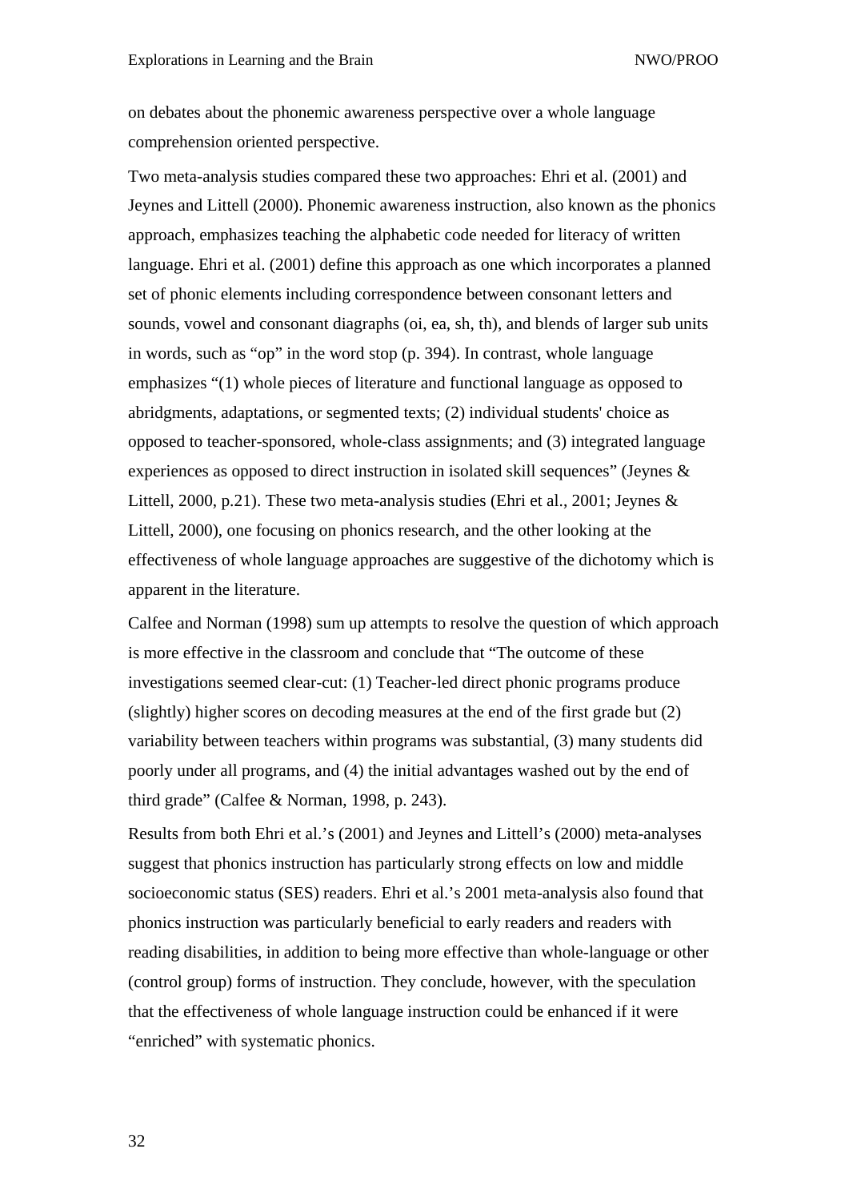on debates about the phonemic awareness perspective over a whole language comprehension oriented perspective.

Two meta-analysis studies compared these two approaches: Ehri et al. (2001) and Jeynes and Littell (2000). Phonemic awareness instruction, also known as the phonics approach, emphasizes teaching the alphabetic code needed for literacy of written language. Ehri et al. (2001) define this approach as one which incorporates a planned set of phonic elements including correspondence between consonant letters and sounds, vowel and consonant diagraphs (oi, ea, sh, th), and blends of larger sub units in words, such as "op" in the word stop (p. 394). In contrast, whole language emphasizes "(1) whole pieces of literature and functional language as opposed to abridgments, adaptations, or segmented texts; (2) individual students' choice as opposed to teacher-sponsored, whole-class assignments; and (3) integrated language experiences as opposed to direct instruction in isolated skill sequences" (Jeynes & Littell, 2000, p.21). These two meta-analysis studies (Ehri et al., 2001; Jeynes & Littell, 2000), one focusing on phonics research, and the other looking at the effectiveness of whole language approaches are suggestive of the dichotomy which is apparent in the literature.

Calfee and Norman (1998) sum up attempts to resolve the question of which approach is more effective in the classroom and conclude that "The outcome of these investigations seemed clear-cut: (1) Teacher-led direct phonic programs produce (slightly) higher scores on decoding measures at the end of the first grade but (2) variability between teachers within programs was substantial, (3) many students did poorly under all programs, and (4) the initial advantages washed out by the end of third grade" (Calfee & Norman, 1998, p. 243).

Results from both Ehri et al.'s (2001) and Jeynes and Littell's (2000) meta-analyses suggest that phonics instruction has particularly strong effects on low and middle socioeconomic status (SES) readers. Ehri et al.'s 2001 meta-analysis also found that phonics instruction was particularly beneficial to early readers and readers with reading disabilities, in addition to being more effective than whole-language or other (control group) forms of instruction. They conclude, however, with the speculation that the effectiveness of whole language instruction could be enhanced if it were "enriched" with systematic phonics.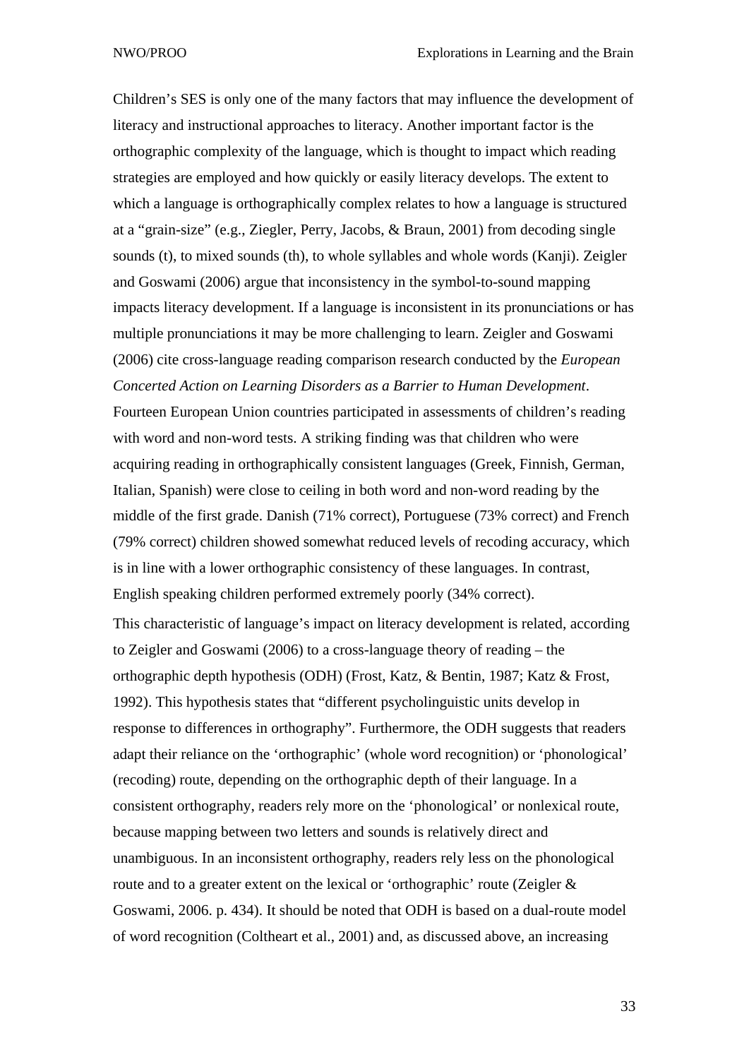Children's SES is only one of the many factors that may influence the development of literacy and instructional approaches to literacy. Another important factor is the orthographic complexity of the language, which is thought to impact which reading strategies are employed and how quickly or easily literacy develops. The extent to which a language is orthographically complex relates to how a language is structured at a "grain-size" (e.g., Ziegler, Perry, Jacobs, & Braun, 2001) from decoding single sounds (t), to mixed sounds (th), to whole syllables and whole words (Kanji). Zeigler and Goswami (2006) argue that inconsistency in the symbol-to-sound mapping impacts literacy development. If a language is inconsistent in its pronunciations or has multiple pronunciations it may be more challenging to learn. Zeigler and Goswami (2006) cite cross-language reading comparison research conducted by the *European Concerted Action on Learning Disorders as a Barrier to Human Development*. Fourteen European Union countries participated in assessments of children's reading with word and non-word tests. A striking finding was that children who were acquiring reading in orthographically consistent languages (Greek, Finnish, German, Italian, Spanish) were close to ceiling in both word and non-word reading by the middle of the first grade. Danish (71% correct), Portuguese (73% correct) and French (79% correct) children showed somewhat reduced levels of recoding accuracy, which is in line with a lower orthographic consistency of these languages. In contrast, English speaking children performed extremely poorly (34% correct).

This characteristic of language's impact on literacy development is related, according to Zeigler and Goswami (2006) to a cross-language theory of reading – the orthographic depth hypothesis (ODH) (Frost, Katz, & Bentin, 1987; Katz & Frost, 1992). This hypothesis states that "different psycholinguistic units develop in response to differences in orthography". Furthermore, the ODH suggests that readers adapt their reliance on the 'orthographic' (whole word recognition) or 'phonological' (recoding) route, depending on the orthographic depth of their language. In a consistent orthography, readers rely more on the 'phonological' or nonlexical route, because mapping between two letters and sounds is relatively direct and unambiguous. In an inconsistent orthography, readers rely less on the phonological route and to a greater extent on the lexical or 'orthographic' route (Zeigler & Goswami, 2006. p. 434). It should be noted that ODH is based on a dual-route model of word recognition (Coltheart et al., 2001) and, as discussed above, an increasing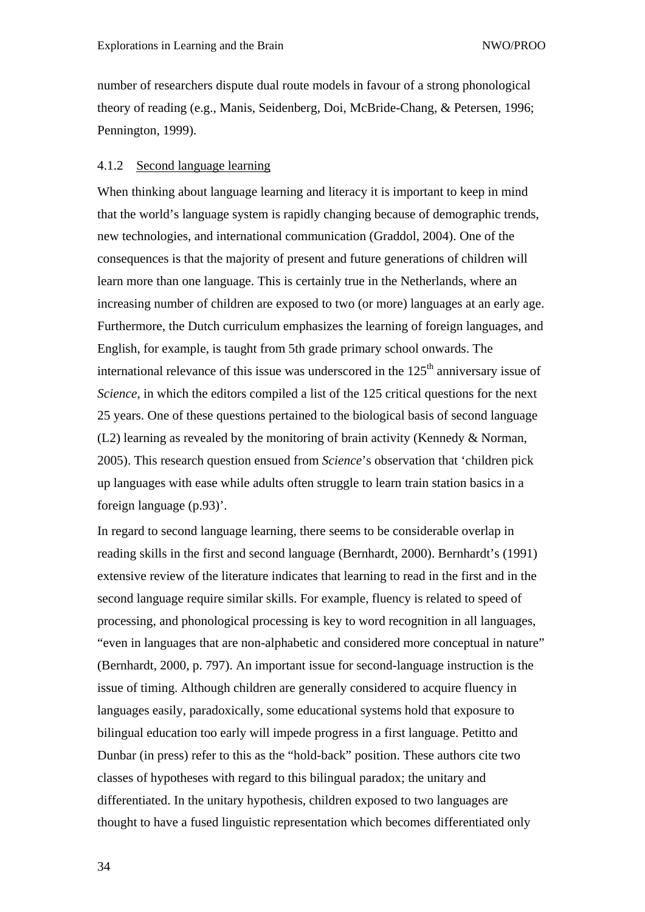number of researchers dispute dual route models in favour of a strong phonological theory of reading (e.g., Manis, Seidenberg, Doi, McBride-Chang, & Petersen, 1996; Pennington, 1999).

#### 4.1.2 Second language learning

When thinking about language learning and literacy it is important to keep in mind that the world's language system is rapidly changing because of demographic trends, new technologies, and international communication (Graddol, 2004). One of the consequences is that the majority of present and future generations of children will learn more than one language. This is certainly true in the Netherlands, where an increasing number of children are exposed to two (or more) languages at an early age. Furthermore, the Dutch curriculum emphasizes the learning of foreign languages, and English, for example, is taught from 5th grade primary school onwards. The international relevance of this issue was underscored in the 125th anniversary issue of *Science*, in which the editors compiled a list of the 125 critical questions for the next 25 years. One of these questions pertained to the biological basis of second language (L2) learning as revealed by the monitoring of brain activity (Kennedy & Norman, 2005). This research question ensued from *Science*'s observation that 'children pick up languages with ease while adults often struggle to learn train station basics in a foreign language (p.93)'.

In regard to second language learning, there seems to be considerable overlap in reading skills in the first and second language (Bernhardt, 2000). Bernhardt's (1991) extensive review of the literature indicates that learning to read in the first and in the second language require similar skills. For example, fluency is related to speed of processing, and phonological processing is key to word recognition in all languages, "even in languages that are non-alphabetic and considered more conceptual in nature" (Bernhardt, 2000, p. 797). An important issue for second-language instruction is the issue of timing. Although children are generally considered to acquire fluency in languages easily, paradoxically, some educational systems hold that exposure to bilingual education too early will impede progress in a first language. Petitto and Dunbar (in press) refer to this as the "hold-back" position. These authors cite two classes of hypotheses with regard to this bilingual paradox; the unitary and differentiated. In the unitary hypothesis, children exposed to two languages are thought to have a fused linguistic representation which becomes differentiated only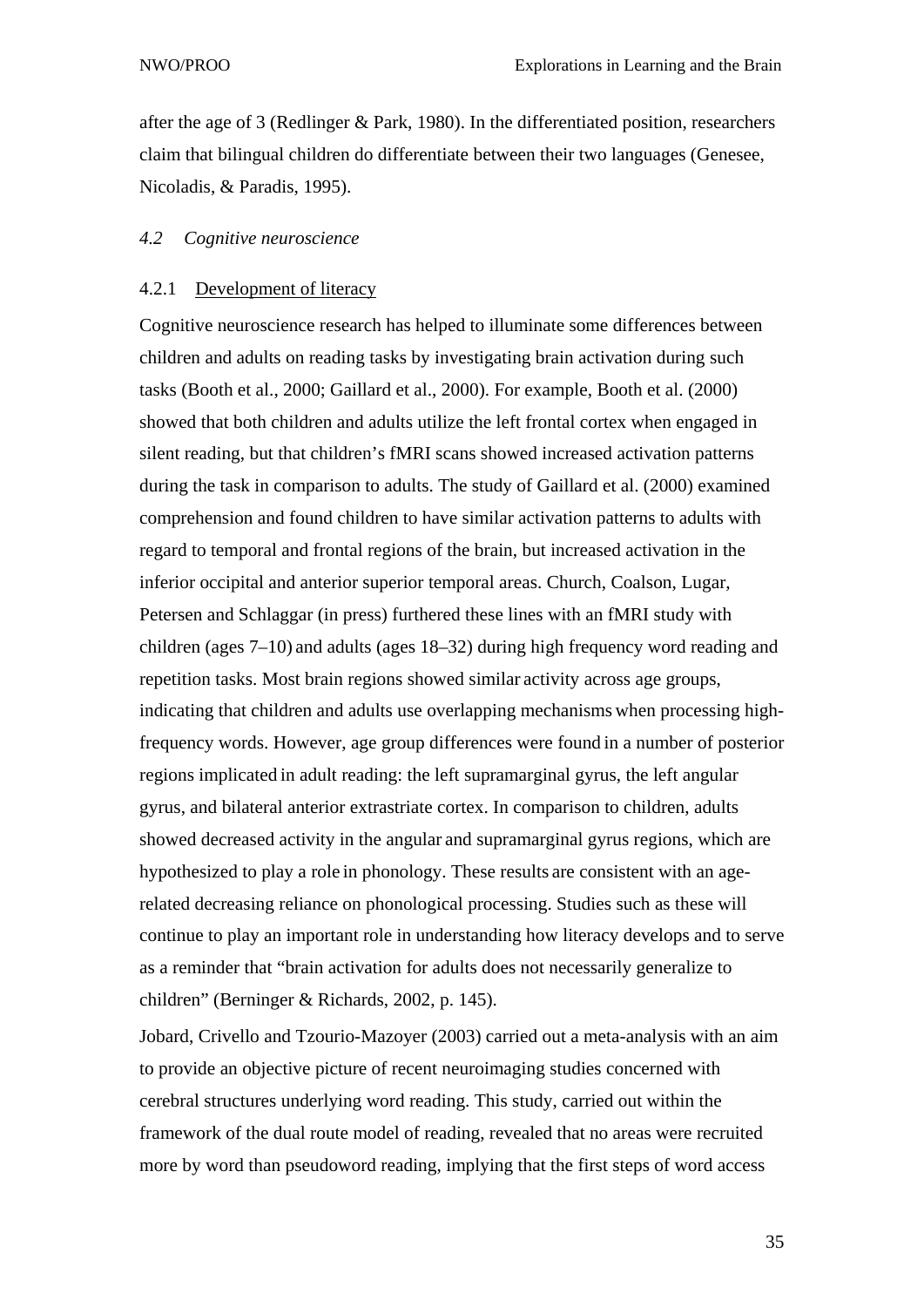after the age of 3 (Redlinger & Park, 1980). In the differentiated position, researchers claim that bilingual children do differentiate between their two languages (Genesee, Nicoladis, & Paradis, 1995).

### *4.2 Cognitive neuroscience*

#### 4.2.1 Development of literacy

Cognitive neuroscience research has helped to illuminate some differences between children and adults on reading tasks by investigating brain activation during such tasks (Booth et al., 2000; Gaillard et al., 2000). For example, Booth et al. (2000) showed that both children and adults utilize the left frontal cortex when engaged in silent reading, but that children's fMRI scans showed increased activation patterns during the task in comparison to adults. The study of Gaillard et al. (2000) examined comprehension and found children to have similar activation patterns to adults with regard to temporal and frontal regions of the brain, but increased activation in the inferior occipital and anterior superior temporal areas. Church, Coalson, Lugar, Petersen and Schlaggar (in press) furthered these lines with an fMRI study with children (ages 7–10) and adults (ages 18–32) during high frequency word reading and repetition tasks. Most brain regions showed similar activity across age groups, indicating that children and adults use overlapping mechanisms when processing high-frequency words. However, age group differences were found in a number of posterior regions implicated in adult reading: the left supramarginal gyrus, the left angular gyrus, and bilateral anterior extrastriate cortex. In comparison to children, adults showed decreased activity in the angular and supramarginal gyrus regions, which are hypothesized to play a role in phonology. These results are consistent with an age-related decreasing reliance on phonological processing. Studies such as these will continue to play an important role in understanding how literacy develops and to serve as a reminder that "brain activation for adults does not necessarily generalize to children" (Berninger & Richards, 2002, p. 145).

Jobard, Crivello and Tzourio-Mazoyer (2003) carried out a meta-analysis with an aim to provide an objective picture of recent neuroimaging studies concerned with cerebral structures underlying word reading. This study, carried out within the framework of the dual route model of reading, revealed that no areas were recruited more by word than pseudoword reading, implying that the first steps of word access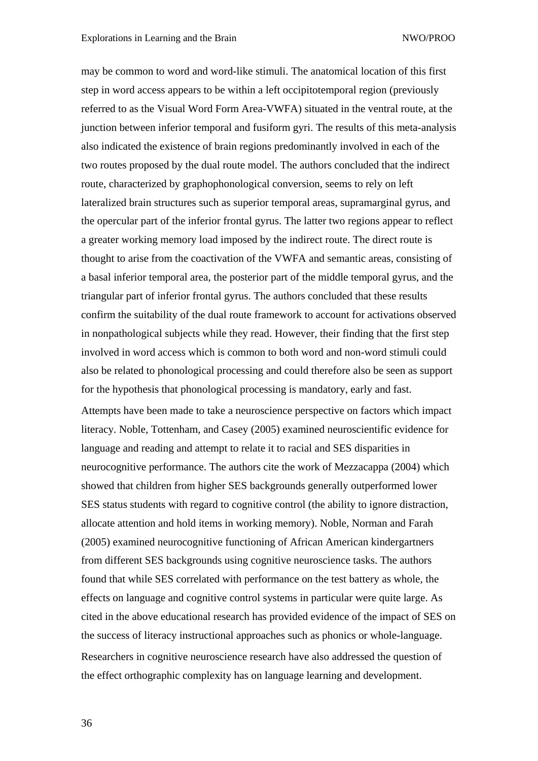may be common to word and word-like stimuli. The anatomical location of this first step in word access appears to be within a left occipitotemporal region (previously referred to as the Visual Word Form Area-VWFA) situated in the ventral route, at the junction between inferior temporal and fusiform gyri. The results of this meta-analysis also indicated the existence of brain regions predominantly involved in each of the two routes proposed by the dual route model. The authors concluded that the indirect route, characterized by graphophonological conversion, seems to rely on left lateralized brain structures such as superior temporal areas, supramarginal gyrus, and the opercular part of the inferior frontal gyrus. The latter two regions appear to reflect a greater working memory load imposed by the indirect route. The direct route is thought to arise from the coactivation of the VWFA and semantic areas, consisting of a basal inferior temporal area, the posterior part of the middle temporal gyrus, and the triangular part of inferior frontal gyrus. The authors concluded that these results confirm the suitability of the dual route framework to account for activations observed in nonpathological subjects while they read. However, their finding that the first step involved in word access which is common to both word and non-word stimuli could also be related to phonological processing and could therefore also be seen as support for the hypothesis that phonological processing is mandatory, early and fast.

Attempts have been made to take a neuroscience perspective on factors which impact literacy. Noble, Tottenham, and Casey (2005) examined neuroscientific evidence for language and reading and attempt to relate it to racial and SES disparities in neurocognitive performance. The authors cite the work of Mezzacappa (2004) which showed that children from higher SES backgrounds generally outperformed lower SES status students with regard to cognitive control (the ability to ignore distraction, allocate attention and hold items in working memory). Noble, Norman and Farah (2005) examined neurocognitive functioning of African American kindergartners from different SES backgrounds using cognitive neuroscience tasks. The authors found that while SES correlated with performance on the test battery as whole, the effects on language and cognitive control systems in particular were quite large. As cited in the above educational research has provided evidence of the impact of SES on the success of literacy instructional approaches such as phonics or whole-language.

Researchers in cognitive neuroscience research have also addressed the question of the effect orthographic complexity has on language learning and development.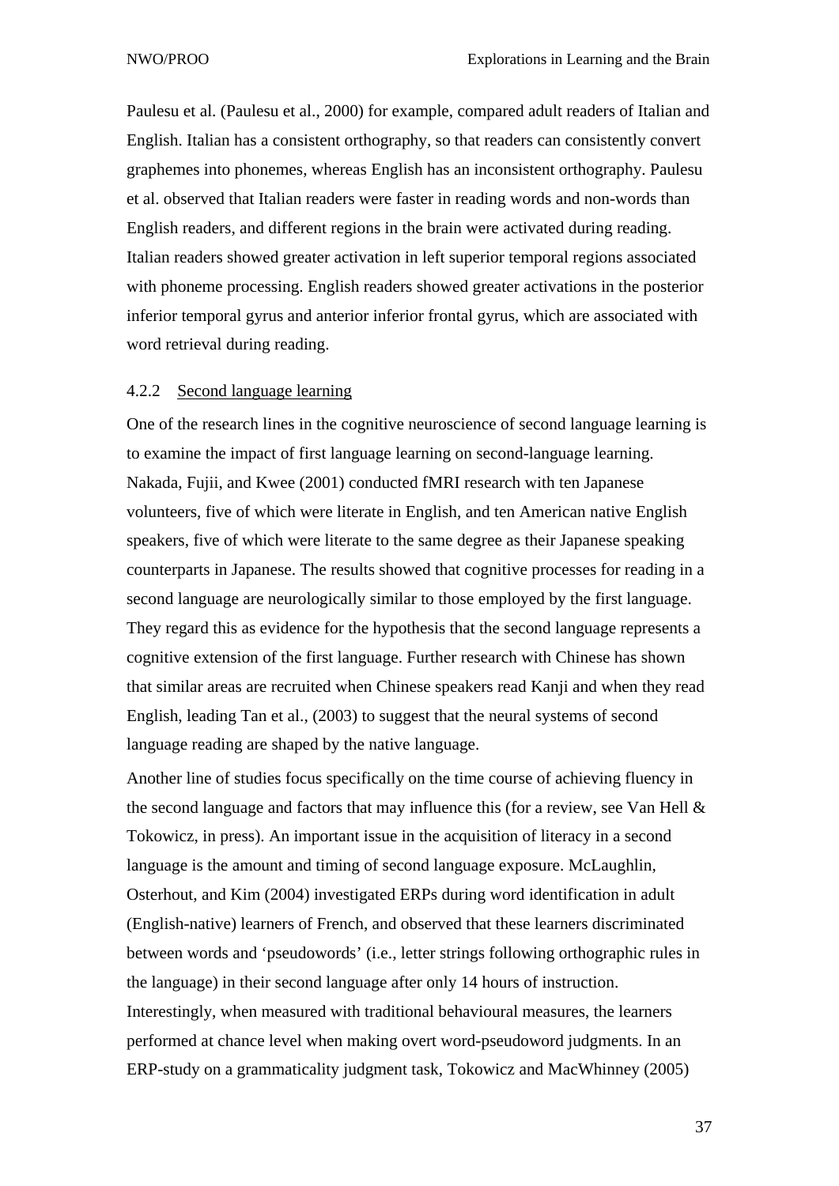Paulesu et al. (Paulesu et al., 2000) for example, compared adult readers of Italian and English. Italian has a consistent orthography, so that readers can consistently convert graphemes into phonemes, whereas English has an inconsistent orthography. Paulesu et al. observed that Italian readers were faster in reading words and non-words than English readers, and different regions in the brain were activated during reading. Italian readers showed greater activation in left superior temporal regions associated with phoneme processing. English readers showed greater activations in the posterior inferior temporal gyrus and anterior inferior frontal gyrus, which are associated with word retrieval during reading.

### 4.2.2 Second language learning

One of the research lines in the cognitive neuroscience of second language learning is to examine the impact of first language learning on second-language learning. Nakada, Fujii, and Kwee (2001) conducted fMRI research with ten Japanese volunteers, five of which were literate in English, and ten American native English speakers, five of which were literate to the same degree as their Japanese speaking counterparts in Japanese. The results showed that cognitive processes for reading in a second language are neurologically similar to those employed by the first language. They regard this as evidence for the hypothesis that the second language represents a cognitive extension of the first language. Further research with Chinese has shown that similar areas are recruited when Chinese speakers read Kanji and when they read English, leading Tan et al., (2003) to suggest that the neural systems of second language reading are shaped by the native language.

Another line of studies focus specifically on the time course of achieving fluency in the second language and factors that may influence this (for a review, see Van Hell & Tokowicz, in press). An important issue in the acquisition of literacy in a second language is the amount and timing of second language exposure. McLaughlin, Osterhout, and Kim (2004) investigated ERPs during word identification in adult (English-native) learners of French, and observed that these learners discriminated between words and 'pseudowords' (i.e., letter strings following orthographic rules in the language) in their second language after only 14 hours of instruction. Interestingly, when measured with traditional behavioural measures, the learners performed at chance level when making overt word-pseudoword judgments. In an ERP-study on a grammaticality judgment task, Tokowicz and MacWhinney (2005)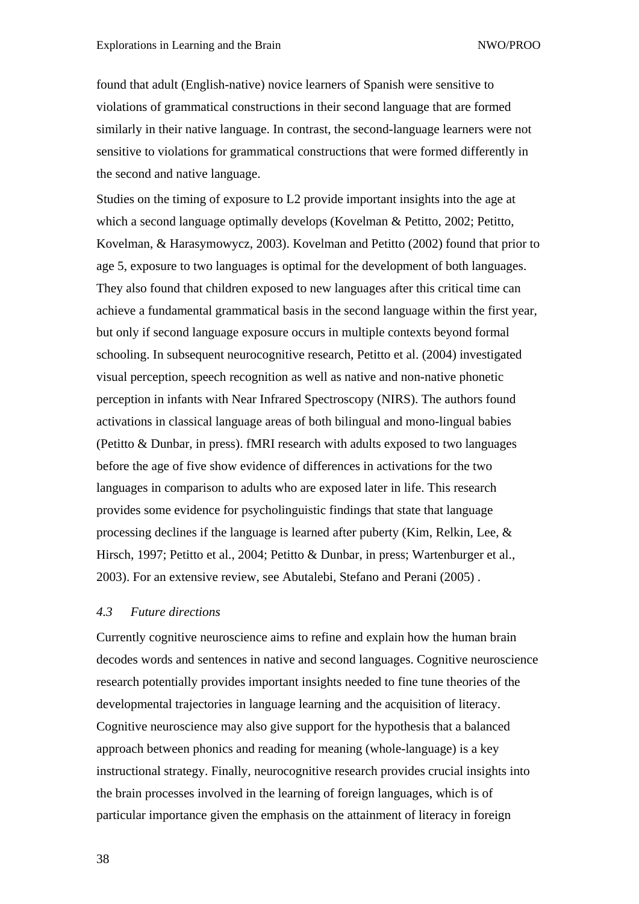found that adult (English-native) novice learners of Spanish were sensitive to violations of grammatical constructions in their second language that are formed similarly in their native language. In contrast, the second-language learners were not sensitive to violations for grammatical constructions that were formed differently in the second and native language.

Studies on the timing of exposure to L2 provide important insights into the age at which a second language optimally develops (Kovelman & Petitto, 2002; Petitto, Kovelman, & Harasymowycz, 2003). Kovelman and Petitto (2002) found that prior to age 5, exposure to two languages is optimal for the development of both languages. They also found that children exposed to new languages after this critical time can achieve a fundamental grammatical basis in the second language within the first year, but only if second language exposure occurs in multiple contexts beyond formal schooling. In subsequent neurocognitive research, Petitto et al. (2004) investigated visual perception, speech recognition as well as native and non-native phonetic perception in infants with Near Infrared Spectroscopy (NIRS). The authors found activations in classical language areas of both bilingual and mono-lingual babies (Petitto & Dunbar, in press). fMRI research with adults exposed to two languages before the age of five show evidence of differences in activations for the two languages in comparison to adults who are exposed later in life. This research provides some evidence for psycholinguistic findings that state that language processing declines if the language is learned after puberty (Kim, Relkin, Lee, & Hirsch, 1997; Petitto et al., 2004; Petitto & Dunbar, in press; Wartenburger et al., 2003). For an extensive review, see Abutalebi, Stefano and Perani (2005) .

### *4.3 Future directions*

Currently cognitive neuroscience aims to refine and explain how the human brain decodes words and sentences in native and second languages. Cognitive neuroscience research potentially provides important insights needed to fine tune theories of the developmental trajectories in language learning and the acquisition of literacy. Cognitive neuroscience may also give support for the hypothesis that a balanced approach between phonics and reading for meaning (whole-language) is a key instructional strategy. Finally, neurocognitive research provides crucial insights into the brain processes involved in the learning of foreign languages, which is of particular importance given the emphasis on the attainment of literacy in foreign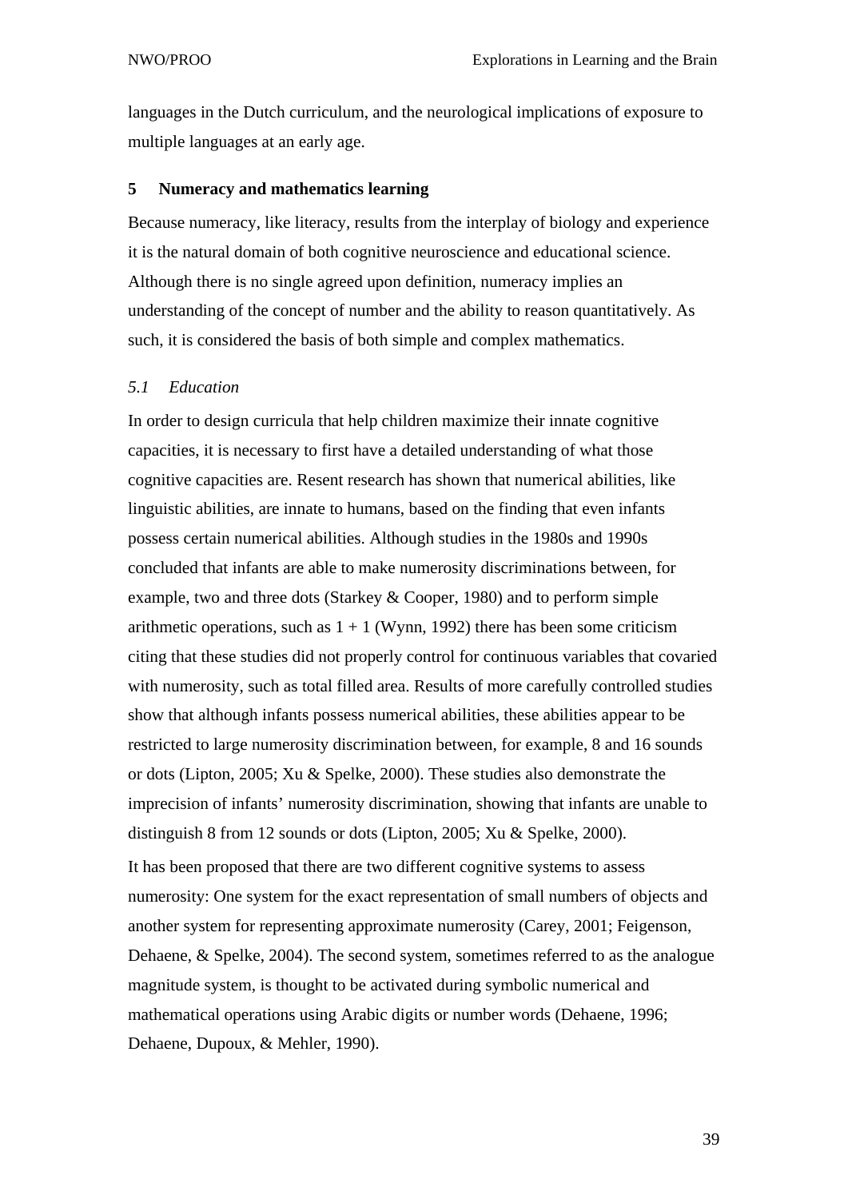languages in the Dutch curriculum, and the neurological implications of exposure to multiple languages at an early age.

## 5 Numeracy and mathematics learning

Because numeracy, like literacy, results from the interplay of biology and experience it is the natural domain of both cognitive neuroscience and educational science. Although there is no single agreed upon definition, numeracy implies an understanding of the concept of number and the ability to reason quantitatively. As such, it is considered the basis of both simple and complex mathematics.

### *5.1 Education*

In order to design curricula that help children maximize their innate cognitive capacities, it is necessary to first have a detailed understanding of what those cognitive capacities are. Resent research has shown that numerical abilities, like linguistic abilities, are innate to humans, based on the finding that even infants possess certain numerical abilities. Although studies in the 1980s and 1990s concluded that infants are able to make numerosity discriminations between, for example, two and three dots (Starkey & Cooper, 1980) and to perform simple arithmetic operations, such as $1 + 1$ (Wynn, 1992) there has been some criticism citing that these studies did not properly control for continuous variables that covaried with numerosity, such as total filled area. Results of more carefully controlled studies show that although infants possess numerical abilities, these abilities appear to be restricted to large numerosity discrimination between, for example, 8 and 16 sounds or dots (Lipton, 2005; Xu & Spelke, 2000). These studies also demonstrate the imprecision of infants' numerosity discrimination, showing that infants are unable to distinguish 8 from 12 sounds or dots (Lipton, 2005; Xu & Spelke, 2000).

It has been proposed that there are two different cognitive systems to assess numerosity: One system for the exact representation of small numbers of objects and another system for representing approximate numerosity (Carey, 2001; Feigenson, Dehaene, & Spelke, 2004). The second system, sometimes referred to as the analogue magnitude system, is thought to be activated during symbolic numerical and mathematical operations using Arabic digits or number words (Dehaene, 1996; Dehaene, Dupoux, & Mehler, 1990).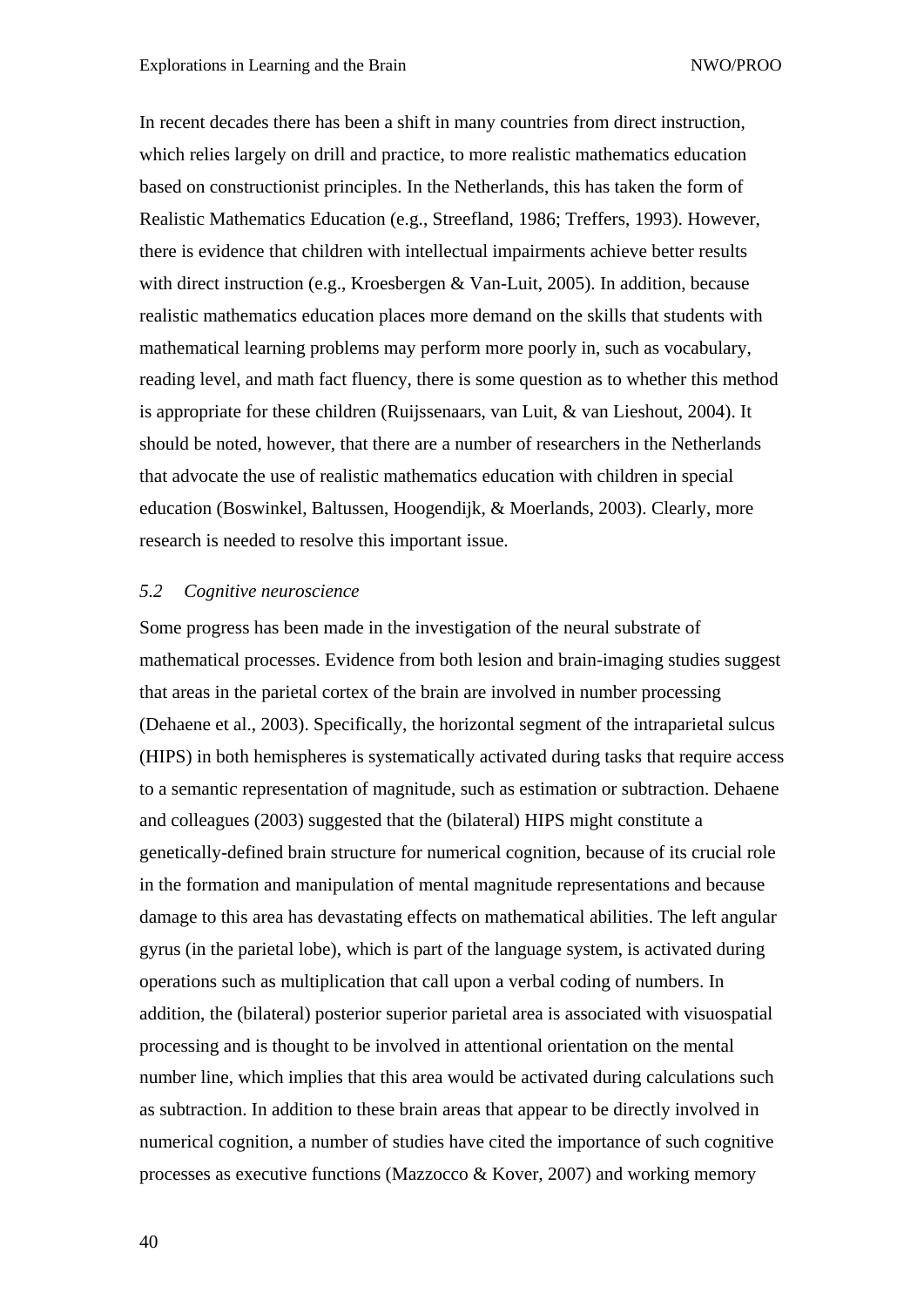In recent decades there has been a shift in many countries from direct instruction, which relies largely on drill and practice, to more realistic mathematics education based on constructionist principles. In the Netherlands, this has taken the form of Realistic Mathematics Education (e.g., Streefland, 1986; Treffers, 1993). However, there is evidence that children with intellectual impairments achieve better results with direct instruction (e.g., Kroesbergen & Van-Luit, 2005). In addition, because realistic mathematics education places more demand on the skills that students with mathematical learning problems may perform more poorly in, such as vocabulary, reading level, and math fact fluency, there is some question as to whether this method is appropriate for these children (Ruijssenaars, van Luit, & van Lieshout, 2004). It should be noted, however, that there are a number of researchers in the Netherlands that advocate the use of realistic mathematics education with children in special education (Boswinkel, Baltussen, Hoogendijk, & Moerlands, 2003). Clearly, more research is needed to resolve this important issue.

### *5.2 Cognitive neuroscience*

Some progress has been made in the investigation of the neural substrate of mathematical processes. Evidence from both lesion and brain-imaging studies suggest that areas in the parietal cortex of the brain are involved in number processing (Dehaene et al., 2003). Specifically, the horizontal segment of the intraparietal sulcus (HIPS) in both hemispheres is systematically activated during tasks that require access to a semantic representation of magnitude, such as estimation or subtraction. Dehaene and colleagues (2003) suggested that the (bilateral) HIPS might constitute a genetically-defined brain structure for numerical cognition, because of its crucial role in the formation and manipulation of mental magnitude representations and because damage to this area has devastating effects on mathematical abilities. The left angular gyrus (in the parietal lobe), which is part of the language system, is activated during operations such as multiplication that call upon a verbal coding of numbers. In addition, the (bilateral) posterior superior parietal area is associated with visuospatial processing and is thought to be involved in attentional orientation on the mental number line, which implies that this area would be activated during calculations such as subtraction. In addition to these brain areas that appear to be directly involved in numerical cognition, a number of studies have cited the importance of such cognitive processes as executive functions (Mazzocco & Kover, 2007) and working memory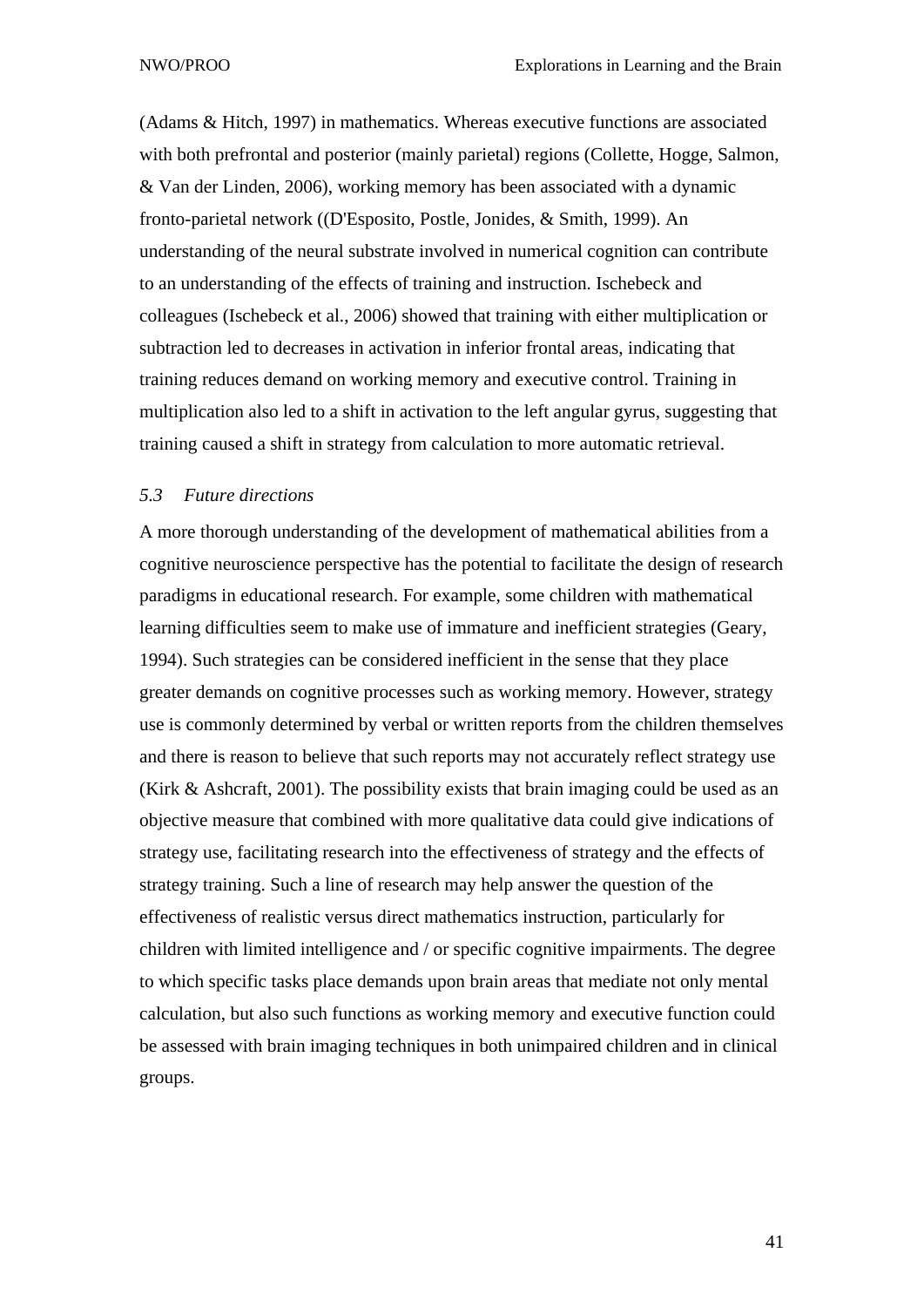(Adams & Hitch, 1997) in mathematics. Whereas executive functions are associated with both prefrontal and posterior (mainly parietal) regions (Collette, Hogge, Salmon, & Van der Linden, 2006), working memory has been associated with a dynamic fronto-parietal network ((D'Esposito, Postle, Jonides, & Smith, 1999). An understanding of the neural substrate involved in numerical cognition can contribute to an understanding of the effects of training and instruction. Ischebeck and colleagues (Ischebeck et al., 2006) showed that training with either multiplication or subtraction led to decreases in activation in inferior frontal areas, indicating that training reduces demand on working memory and executive control. Training in multiplication also led to a shift in activation to the left angular gyrus, suggesting that training caused a shift in strategy from calculation to more automatic retrieval.

### *5.3 Future directions*

A more thorough understanding of the development of mathematical abilities from a cognitive neuroscience perspective has the potential to facilitate the design of research paradigms in educational research. For example, some children with mathematical learning difficulties seem to make use of immature and inefficient strategies (Geary, 1994). Such strategies can be considered inefficient in the sense that they place greater demands on cognitive processes such as working memory. However, strategy use is commonly determined by verbal or written reports from the children themselves and there is reason to believe that such reports may not accurately reflect strategy use (Kirk & Ashcraft, 2001). The possibility exists that brain imaging could be used as an objective measure that combined with more qualitative data could give indications of strategy use, facilitating research into the effectiveness of strategy and the effects of strategy training. Such a line of research may help answer the question of the effectiveness of realistic versus direct mathematics instruction, particularly for children with limited intelligence and / or specific cognitive impairments. The degree to which specific tasks place demands upon brain areas that mediate not only mental calculation, but also such functions as working memory and executive function could be assessed with brain imaging techniques in both unimpaired children and in clinical groups.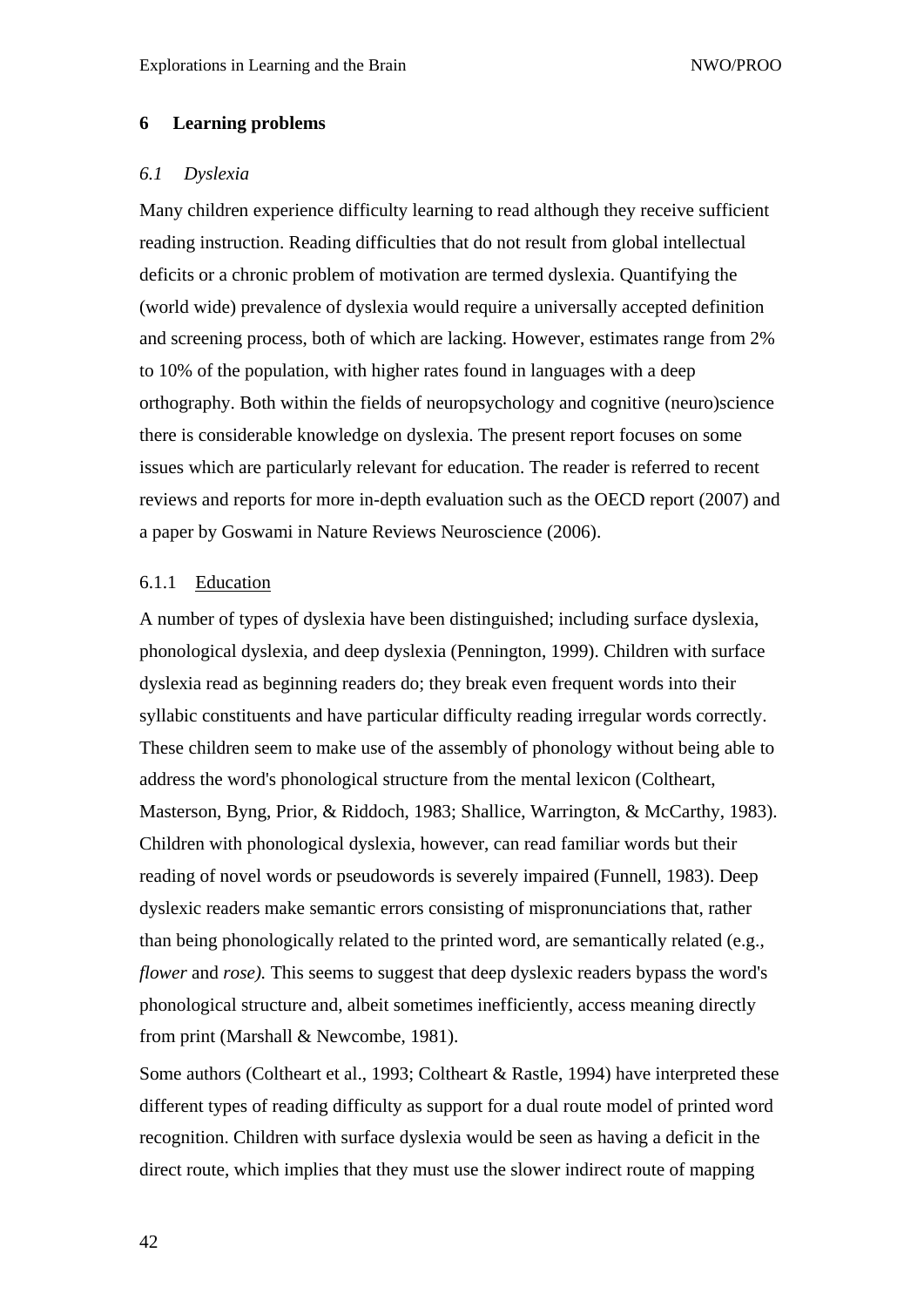# 6 Learning problems

## *6.1 Dyslexia*

Many children experience difficulty learning to read although they receive sufficient reading instruction. Reading difficulties that do not result from global intellectual deficits or a chronic problem of motivation are termed dyslexia. Quantifying the (world wide) prevalence of dyslexia would require a universally accepted definition and screening process, both of which are lacking. However, estimates range from 2% to 10% of the population, with higher rates found in languages with a deep orthography. Both within the fields of neuropsychology and cognitive (neuro)science there is considerable knowledge on dyslexia. The present report focuses on some issues which are particularly relevant for education. The reader is referred to recent reviews and reports for more in-depth evaluation such as the OECD report (2007) and a paper by Goswami in Nature Reviews Neuroscience (2006).

### 6.1.1 Education

A number of types of dyslexia have been distinguished; including surface dyslexia, phonological dyslexia, and deep dyslexia (Pennington, 1999). Children with surface dyslexia read as beginning readers do; they break even frequent words into their syllabic constituents and have particular difficulty reading irregular words correctly. These children seem to make use of the assembly of phonology without being able to address the word's phonological structure from the mental lexicon (Coltheart, Masterson, Byng, Prior, & Riddoch, 1983; Shallice, Warrington, & McCarthy, 1983). Children with phonological dyslexia, however, can read familiar words but their reading of novel words or pseudowords is severely impaired (Funnell, 1983). Deep dyslexic readers make semantic errors consisting of mispronunciations that, rather than being phonologically related to the printed word, are semantically related (e.g., *flower* and *rose).* This seems to suggest that deep dyslexic readers bypass the word's phonological structure and, albeit sometimes inefficiently, access meaning directly from print (Marshall & Newcombe, 1981).

Some authors (Coltheart et al., 1993; Coltheart & Rastle, 1994) have interpreted these different types of reading difficulty as support for a dual route model of printed word recognition. Children with surface dyslexia would be seen as having a deficit in the direct route, which implies that they must use the slower indirect route of mapping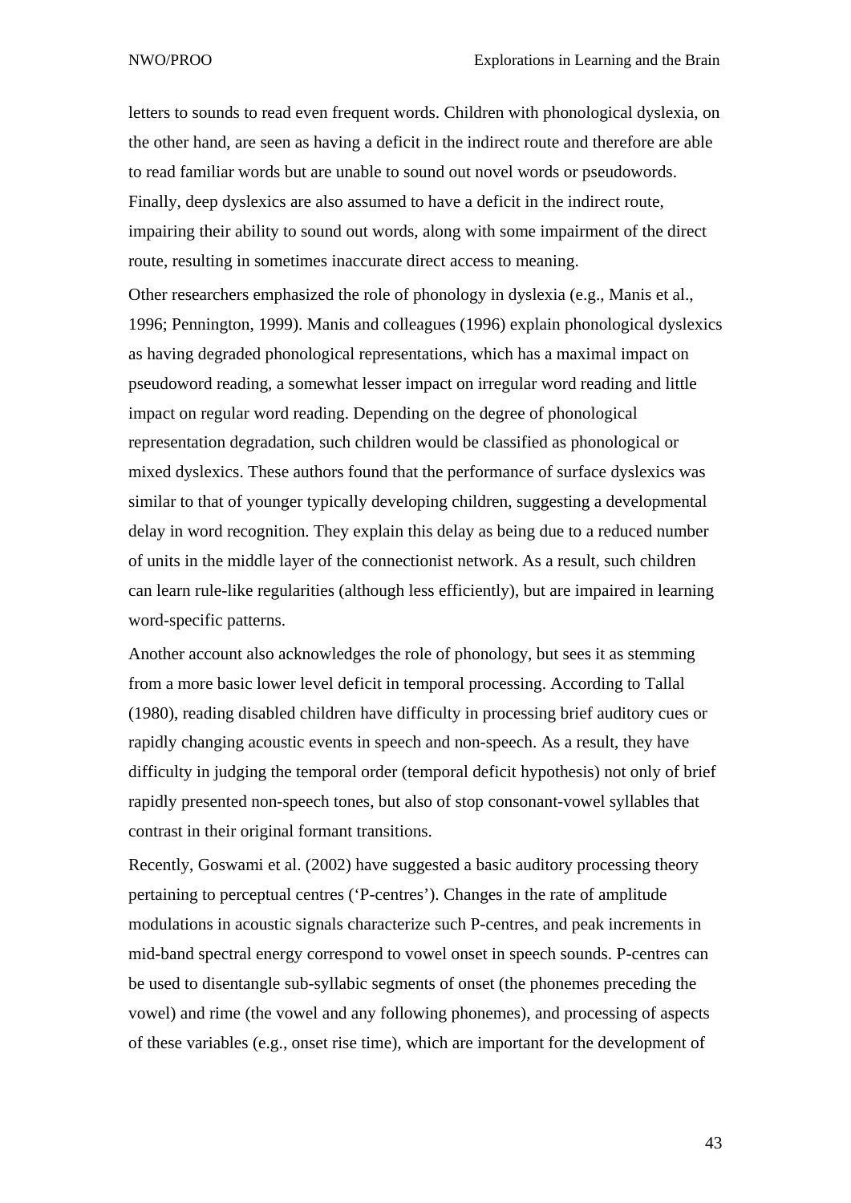letters to sounds to read even frequent words. Children with phonological dyslexia, on the other hand, are seen as having a deficit in the indirect route and therefore are able to read familiar words but are unable to sound out novel words or pseudowords. Finally, deep dyslexics are also assumed to have a deficit in the indirect route, impairing their ability to sound out words, along with some impairment of the direct route, resulting in sometimes inaccurate direct access to meaning.

Other researchers emphasized the role of phonology in dyslexia (e.g., Manis et al., 1996; Pennington, 1999). Manis and colleagues (1996) explain phonological dyslexics as having degraded phonological representations, which has a maximal impact on pseudoword reading, a somewhat lesser impact on irregular word reading and little impact on regular word reading. Depending on the degree of phonological representation degradation, such children would be classified as phonological or mixed dyslexics. These authors found that the performance of surface dyslexics was similar to that of younger typically developing children, suggesting a developmental delay in word recognition. They explain this delay as being due to a reduced number of units in the middle layer of the connectionist network. As a result, such children can learn rule-like regularities (although less efficiently), but are impaired in learning word-specific patterns.

Another account also acknowledges the role of phonology, but sees it as stemming from a more basic lower level deficit in temporal processing. According to Tallal (1980), reading disabled children have difficulty in processing brief auditory cues or rapidly changing acoustic events in speech and non-speech. As a result, they have difficulty in judging the temporal order (temporal deficit hypothesis) not only of brief rapidly presented non-speech tones, but also of stop consonant-vowel syllables that contrast in their original formant transitions.

Recently, Goswami et al. (2002) have suggested a basic auditory processing theory pertaining to perceptual centres (‘P-centres’). Changes in the rate of amplitude modulations in acoustic signals characterize such P-centres, and peak increments in mid-band spectral energy correspond to vowel onset in speech sounds. P-centres can be used to disentangle sub-syllabic segments of onset (the phonemes preceding the vowel) and rime (the vowel and any following phonemes), and processing of aspects of these variables (e.g., onset rise time), which are important for the development of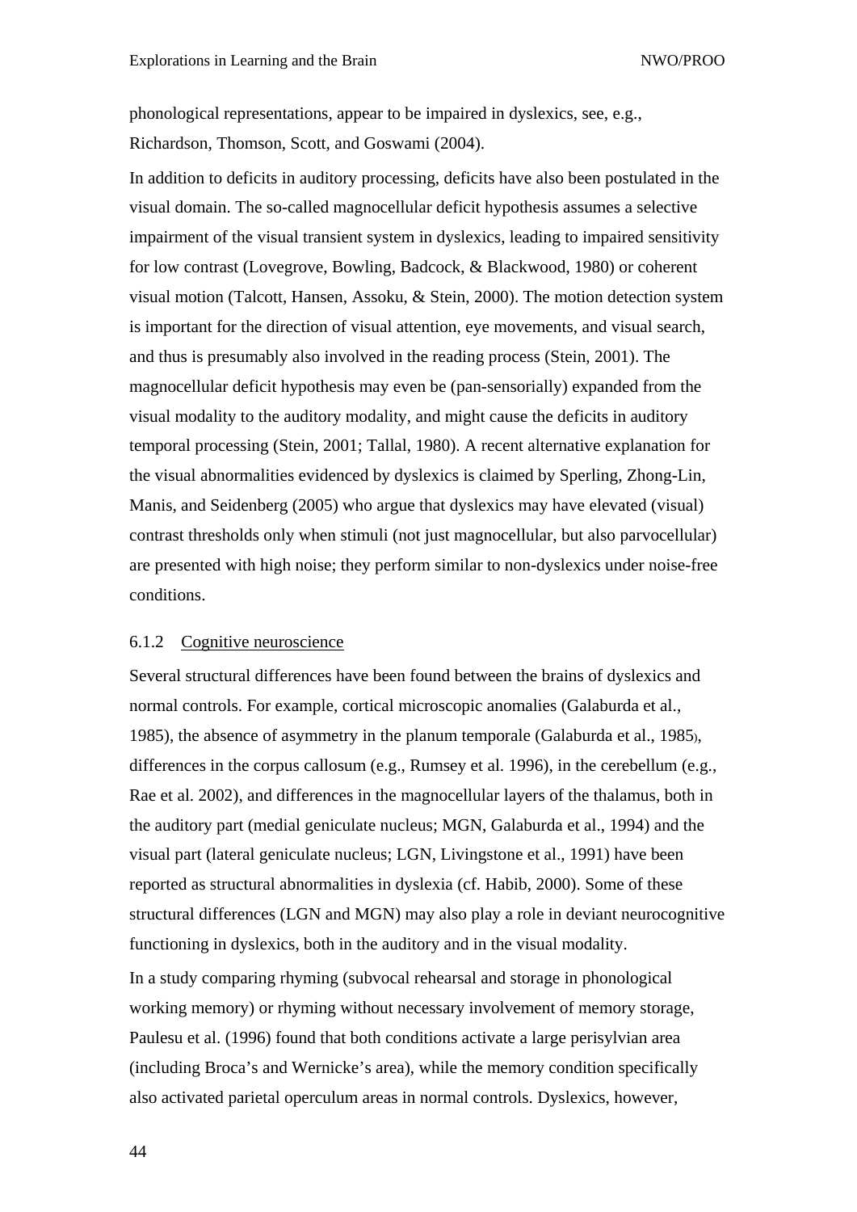phonological representations, appear to be impaired in dyslexics, see, e.g., Richardson, Thomson, Scott, and Goswami (2004).

In addition to deficits in auditory processing, deficits have also been postulated in the visual domain. The so-called magnocellular deficit hypothesis assumes a selective impairment of the visual transient system in dyslexics, leading to impaired sensitivity for low contrast (Lovegrove, Bowling, Badcock, & Blackwood, 1980) or coherent visual motion (Talcott, Hansen, Assoku, & Stein, 2000). The motion detection system is important for the direction of visual attention, eye movements, and visual search, and thus is presumably also involved in the reading process (Stein, 2001). The magnocellular deficit hypothesis may even be (pan-sensorially) expanded from the visual modality to the auditory modality, and might cause the deficits in auditory temporal processing (Stein, 2001; Tallal, 1980). A recent alternative explanation for the visual abnormalities evidenced by dyslexics is claimed by Sperling, Zhong-Lin, Manis, and Seidenberg (2005) who argue that dyslexics may have elevated (visual) contrast thresholds only when stimuli (not just magnocellular, but also parvocellular) are presented with high noise; they perform similar to non-dyslexics under noise-free conditions.

### 6.1.2 Cognitive neuroscience

Several structural differences have been found between the brains of dyslexics and normal controls. For example, cortical microscopic anomalies (Galaburda et al., 1985), the absence of asymmetry in the planum temporale (Galaburda et al., 1985), differences in the corpus callosum (e.g., Rumsey et al. 1996), in the cerebellum (e.g., Rae et al. 2002), and differences in the magnocellular layers of the thalamus, both in the auditory part (medial geniculate nucleus; MGN, Galaburda et al., 1994) and the visual part (lateral geniculate nucleus; LGN, Livingstone et al., 1991) have been reported as structural abnormalities in dyslexia (cf. Habib, 2000). Some of these structural differences (LGN and MGN) may also play a role in deviant neurocognitive functioning in dyslexics, both in the auditory and in the visual modality.

In a study comparing rhyming (subvocal rehearsal and storage in phonological working memory) or rhyming without necessary involvement of memory storage, Paulesu et al. (1996) found that both conditions activate a large perisylvian area (including Broca's and Wernicke's area), while the memory condition specifically also activated parietal operculum areas in normal controls. Dyslexics, however,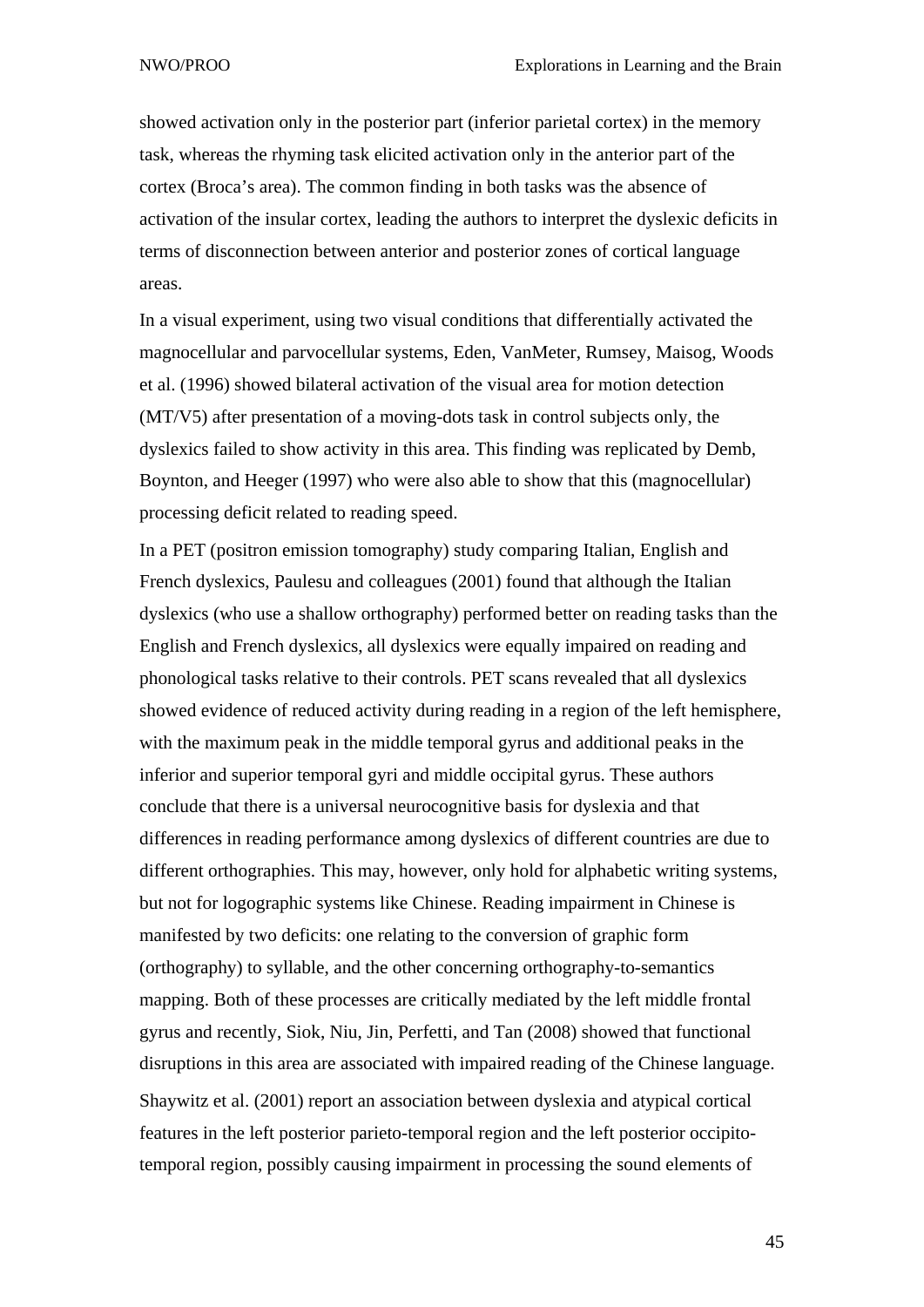showed activation only in the posterior part (inferior parietal cortex) in the memory task, whereas the rhyming task elicited activation only in the anterior part of the cortex (Broca's area). The common finding in both tasks was the absence of activation of the insular cortex, leading the authors to interpret the dyslexic deficits in terms of disconnection between anterior and posterior zones of cortical language areas.

In a visual experiment, using two visual conditions that differentially activated the magnocellular and parvocellular systems, Eden, VanMeter, Rumsey, Maisog, Woods et al. (1996) showed bilateral activation of the visual area for motion detection (MT/V5) after presentation of a moving-dots task in control subjects only, the dyslexics failed to show activity in this area. This finding was replicated by Demb, Boynton, and Heeger (1997) who were also able to show that this (magnocellular) processing deficit related to reading speed.

In a PET (positron emission tomography) study comparing Italian, English and French dyslexics, Paulesu and colleagues (2001) found that although the Italian dyslexics (who use a shallow orthography) performed better on reading tasks than the English and French dyslexics, all dyslexics were equally impaired on reading and phonological tasks relative to their controls. PET scans revealed that all dyslexics showed evidence of reduced activity during reading in a region of the left hemisphere, with the maximum peak in the middle temporal gyrus and additional peaks in the inferior and superior temporal gyri and middle occipital gyrus. These authors conclude that there is a universal neurocognitive basis for dyslexia and that differences in reading performance among dyslexics of different countries are due to different orthographies. This may, however, only hold for alphabetic writing systems, but not for logographic systems like Chinese. Reading impairment in Chinese is manifested by two deficits: one relating to the conversion of graphic form (orthography) to syllable, and the other concerning orthography-to-semantics mapping. Both of these processes are critically mediated by the left middle frontal gyrus and recently, Siok, Niu, Jin, Perfetti, and Tan (2008) showed that functional disruptions in this area are associated with impaired reading of the Chinese language.

Shaywitz et al. (2001) report an association between dyslexia and atypical cortical features in the left posterior parieto-temporal region and the left posterior occipito-temporal region, possibly causing impairment in processing the sound elements of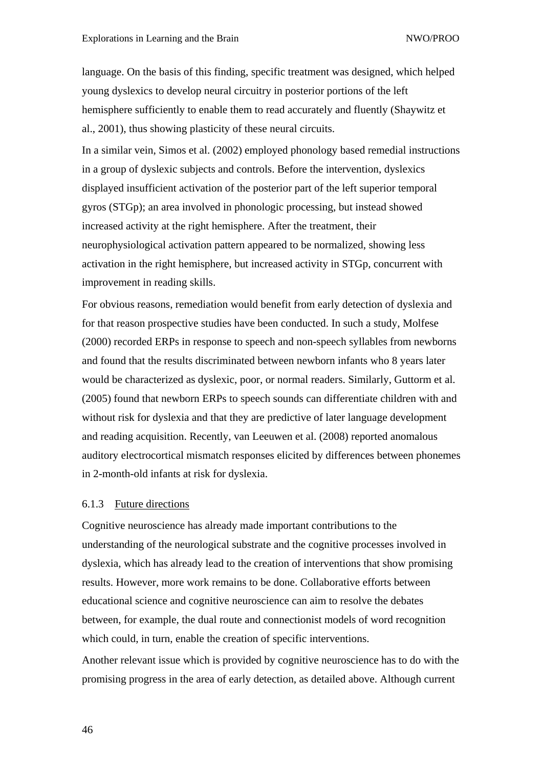language. On the basis of this finding, specific treatment was designed, which helped young dyslexics to develop neural circuitry in posterior portions of the left hemisphere sufficiently to enable them to read accurately and fluently (Shaywitz et al., 2001), thus showing plasticity of these neural circuits.

In a similar vein, Simos et al. (2002) employed phonology based remedial instructions in a group of dyslexic subjects and controls. Before the intervention, dyslexics displayed insufficient activation of the posterior part of the left superior temporal gyros (STGp); an area involved in phonologic processing, but instead showed increased activity at the right hemisphere. After the treatment, their neurophysiological activation pattern appeared to be normalized, showing less activation in the right hemisphere, but increased activity in STGp, concurrent with improvement in reading skills.

For obvious reasons, remediation would benefit from early detection of dyslexia and for that reason prospective studies have been conducted. In such a study, Molfese (2000) recorded ERPs in response to speech and non-speech syllables from newborns and found that the results discriminated between newborn infants who 8 years later would be characterized as dyslexic, poor, or normal readers. Similarly, Guttorm et al. (2005) found that newborn ERPs to speech sounds can differentiate children with and without risk for dyslexia and that they are predictive of later language development and reading acquisition. Recently, van Leeuwen et al. (2008) reported anomalous auditory electrocortical mismatch responses elicited by differences between phonemes in 2-month-old infants at risk for dyslexia.

### 6.1.3 Future directions

Cognitive neuroscience has already made important contributions to the understanding of the neurological substrate and the cognitive processes involved in dyslexia, which has already lead to the creation of interventions that show promising results. However, more work remains to be done. Collaborative efforts between educational science and cognitive neuroscience can aim to resolve the debates between, for example, the dual route and connectionist models of word recognition which could, in turn, enable the creation of specific interventions.

Another relevant issue which is provided by cognitive neuroscience has to do with the promising progress in the area of early detection, as detailed above. Although current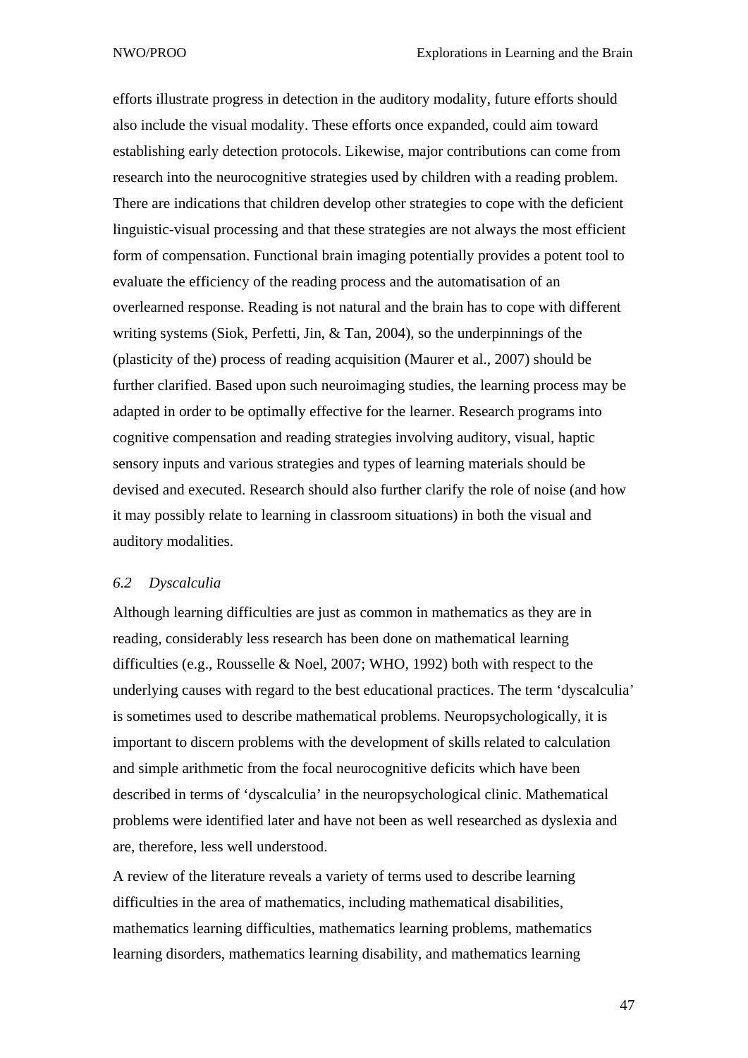efforts illustrate progress in detection in the auditory modality, future efforts should also include the visual modality. These efforts once expanded, could aim toward establishing early detection protocols. Likewise, major contributions can come from research into the neurocognitive strategies used by children with a reading problem. There are indications that children develop other strategies to cope with the deficient linguistic-visual processing and that these strategies are not always the most efficient form of compensation. Functional brain imaging potentially provides a potent tool to evaluate the efficiency of the reading process and the automatisation of an overlearned response. Reading is not natural and the brain has to cope with different writing systems (Siok, Perfetti, Jin, & Tan, 2004), so the underpinnings of the (plasticity of the) process of reading acquisition (Maurer et al., 2007) should be further clarified. Based upon such neuroimaging studies, the learning process may be adapted in order to be optimally effective for the learner. Research programs into cognitive compensation and reading strategies involving auditory, visual, haptic sensory inputs and various strategies and types of learning materials should be devised and executed. Research should also further clarify the role of noise (and how it may possibly relate to learning in classroom situations) in both the visual and auditory modalities.

### *6.2 Dyscalculia*

Although learning difficulties are just as common in mathematics as they are in reading, considerably less research has been done on mathematical learning difficulties (e.g., Rousselle & Noel, 2007; WHO, 1992) both with respect to the underlying causes with regard to the best educational practices. The term 'dyscalculia' is sometimes used to describe mathematical problems. Neuropsychologically, it is important to discern problems with the development of skills related to calculation and simple arithmetic from the focal neurocognitive deficits which have been described in terms of 'dyscalculia' in the neuropsychological clinic. Mathematical problems were identified later and have not been as well researched as dyslexia and are, therefore, less well understood.

A review of the literature reveals a variety of terms used to describe learning difficulties in the area of mathematics, including mathematical disabilities, mathematics learning difficulties, mathematics learning problems, mathematics learning disorders, mathematics learning disability, and mathematics learning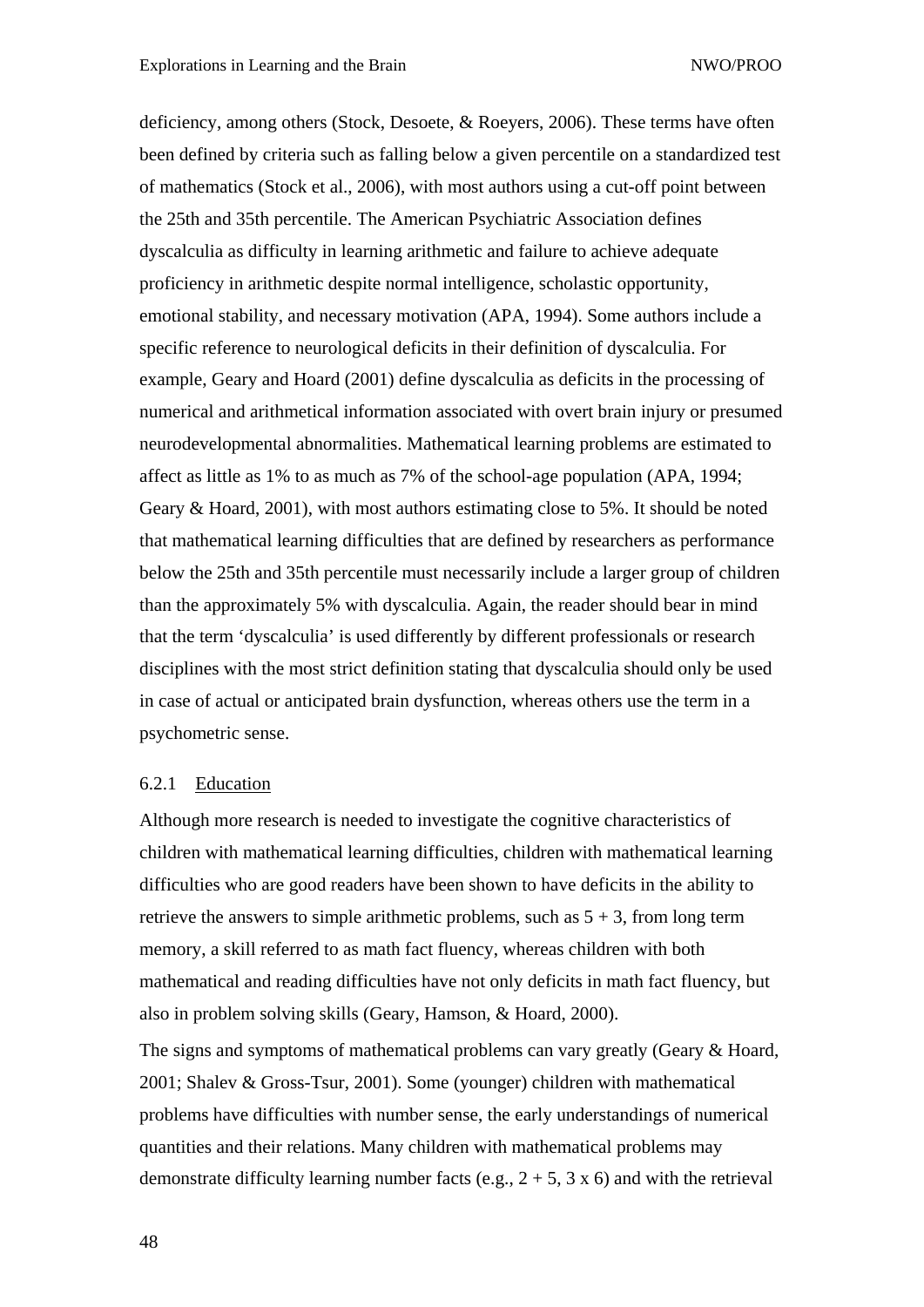deficiency, among others (Stock, Desoete, & Roeyers, 2006). These terms have often been defined by criteria such as falling below a given percentile on a standardized test of mathematics (Stock et al., 2006), with most authors using a cut-off point between the 25th and 35th percentile. The American Psychiatric Association defines dyscalculia as difficulty in learning arithmetic and failure to achieve adequate proficiency in arithmetic despite normal intelligence, scholastic opportunity, emotional stability, and necessary motivation (APA, 1994). Some authors include a specific reference to neurological deficits in their definition of dyscalculia. For example, Geary and Hoard (2001) define dyscalculia as deficits in the processing of numerical and arithmetical information associated with overt brain injury or presumed neurodevelopmental abnormalities. Mathematical learning problems are estimated to affect as little as 1% to as much as 7% of the school-age population (APA, 1994; Geary & Hoard, 2001), with most authors estimating close to 5%. It should be noted that mathematical learning difficulties that are defined by researchers as performance below the 25th and 35th percentile must necessarily include a larger group of children than the approximately 5% with dyscalculia. Again, the reader should bear in mind that the term 'dyscalculia' is used differently by different professionals or research disciplines with the most strict definition stating that dyscalculia should only be used in case of actual or anticipated brain dysfunction, whereas others use the term in a psychometric sense.

#### 6.2.1 Education

Although more research is needed to investigate the cognitive characteristics of children with mathematical learning difficulties, children with mathematical learning difficulties who are good readers have been shown to have deficits in the ability to retrieve the answers to simple arithmetic problems, such as 5 + 3, from long term memory, a skill referred to as math fact fluency, whereas children with both mathematical and reading difficulties have not only deficits in math fact fluency, but also in problem solving skills (Geary, Hamson, & Hoard, 2000).

The signs and symptoms of mathematical problems can vary greatly (Geary & Hoard, 2001; Shalev & Gross-Tsur, 2001). Some (younger) children with mathematical problems have difficulties with number sense, the early understandings of numerical quantities and their relations. Many children with mathematical problems may demonstrate difficulty learning number facts (e.g., 2 + 5, 3 x 6) and with the retrieval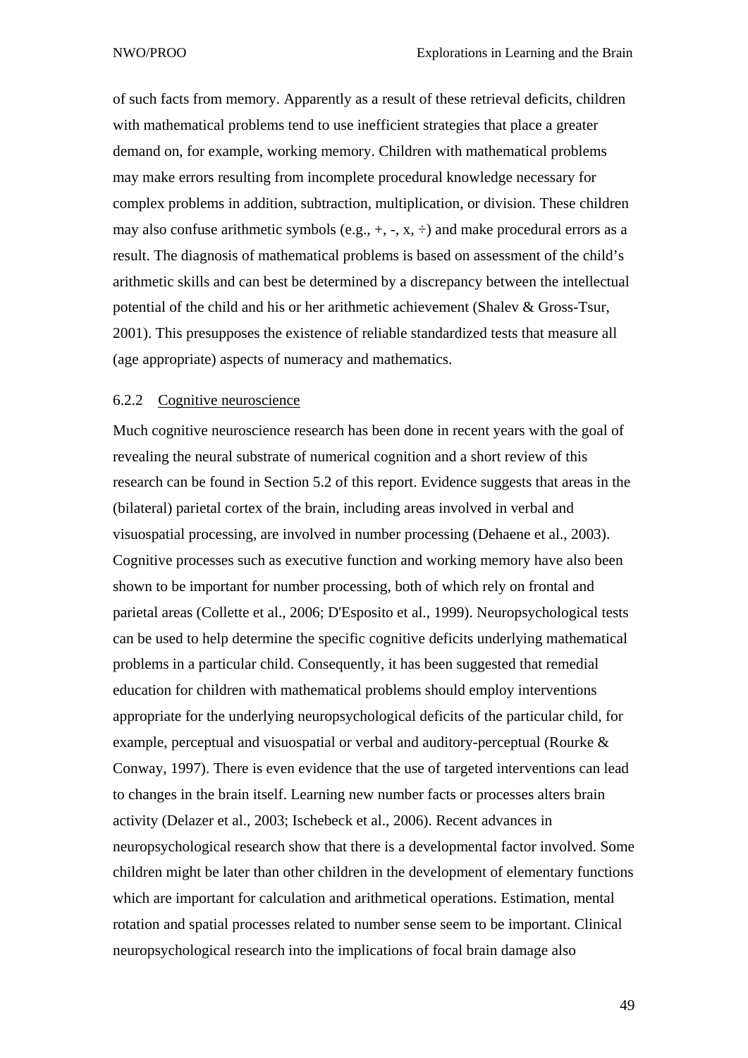of such facts from memory. Apparently as a result of these retrieval deficits, children with mathematical problems tend to use inefficient strategies that place a greater demand on, for example, working memory. Children with mathematical problems may make errors resulting from incomplete procedural knowledge necessary for complex problems in addition, subtraction, multiplication, or division. These children may also confuse arithmetic symbols (e.g., +, -, x, ÷) and make procedural errors as a result. The diagnosis of mathematical problems is based on assessment of the child's arithmetic skills and can best be determined by a discrepancy between the intellectual potential of the child and his or her arithmetic achievement (Shalev & Gross-Tsur, 2001). This presupposes the existence of reliable standardized tests that measure all (age appropriate) aspects of numeracy and mathematics.

### 6.2.2 Cognitive neuroscience

Much cognitive neuroscience research has been done in recent years with the goal of revealing the neural substrate of numerical cognition and a short review of this research can be found in Section 5.2 of this report. Evidence suggests that areas in the (bilateral) parietal cortex of the brain, including areas involved in verbal and visuospatial processing, are involved in number processing (Dehaene et al., 2003). Cognitive processes such as executive function and working memory have also been shown to be important for number processing, both of which rely on frontal and parietal areas (Collette et al., 2006; D'Esposito et al., 1999). Neuropsychological tests can be used to help determine the specific cognitive deficits underlying mathematical problems in a particular child. Consequently, it has been suggested that remedial education for children with mathematical problems should employ interventions appropriate for the underlying neuropsychological deficits of the particular child, for example, perceptual and visuospatial or verbal and auditory-perceptual (Rourke & Conway, 1997). There is even evidence that the use of targeted interventions can lead to changes in the brain itself. Learning new number facts or processes alters brain activity (Delazer et al., 2003; Ischebeck et al., 2006). Recent advances in neuropsychological research show that there is a developmental factor involved. Some children might be later than other children in the development of elementary functions which are important for calculation and arithmetical operations. Estimation, mental rotation and spatial processes related to number sense seem to be important. Clinical neuropsychological research into the implications of focal brain damage also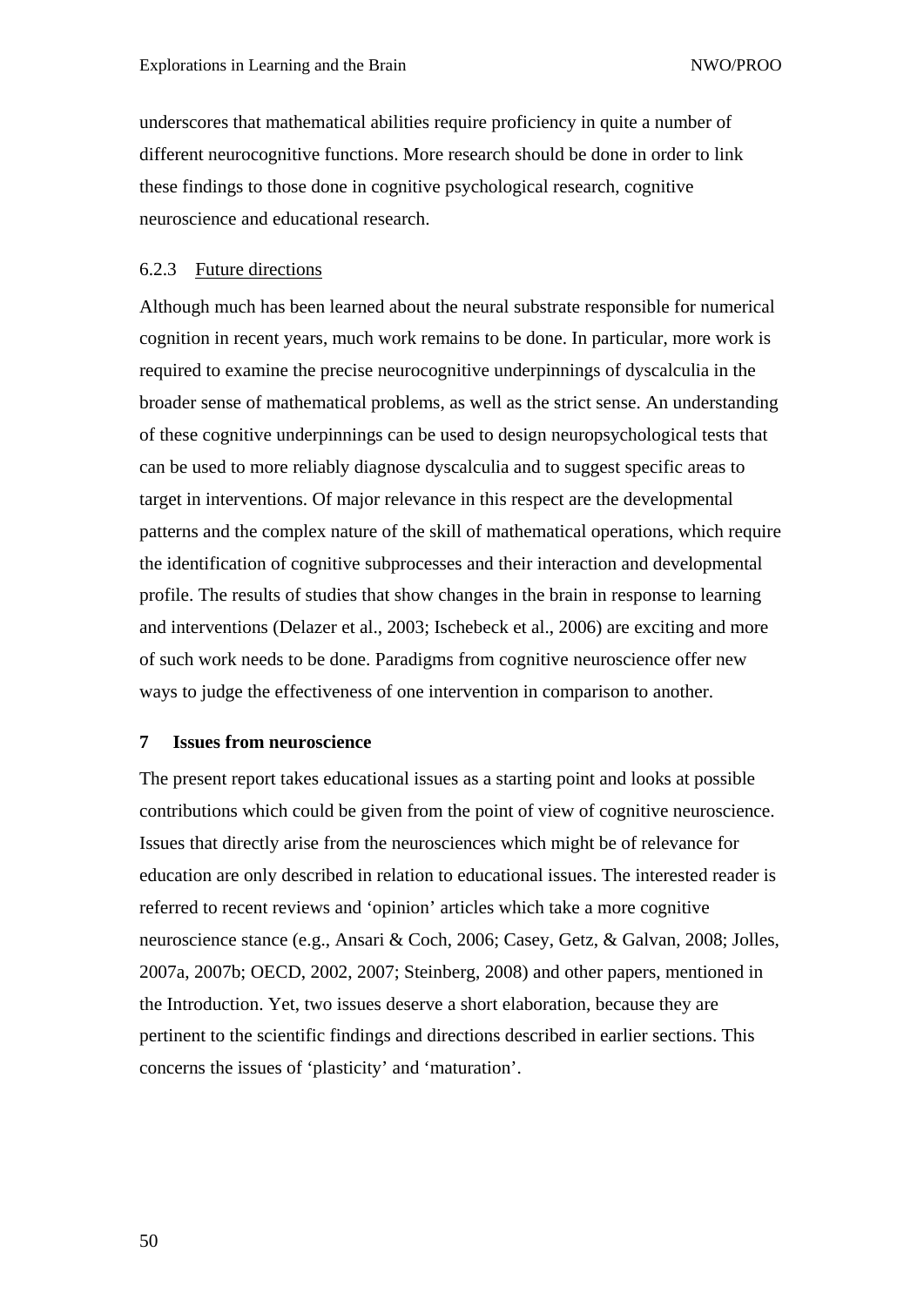underscores that mathematical abilities require proficiency in quite a number of different neurocognitive functions. More research should be done in order to link these findings to those done in cognitive psychological research, cognitive neuroscience and educational research.

### 6.2.3 Future directions

Although much has been learned about the neural substrate responsible for numerical cognition in recent years, much work remains to be done. In particular, more work is required to examine the precise neurocognitive underpinnings of dyscalculia in the broader sense of mathematical problems, as well as the strict sense. An understanding of these cognitive underpinnings can be used to design neuropsychological tests that can be used to more reliably diagnose dyscalculia and to suggest specific areas to target in interventions. Of major relevance in this respect are the developmental patterns and the complex nature of the skill of mathematical operations, which require the identification of cognitive subprocesses and their interaction and developmental profile. The results of studies that show changes in the brain in response to learning and interventions (Delazer et al., 2003; Ischebeck et al., 2006) are exciting and more of such work needs to be done. Paradigms from cognitive neuroscience offer new ways to judge the effectiveness of one intervention in comparison to another.

# 7 Issues from neuroscience

The present report takes educational issues as a starting point and looks at possible contributions which could be given from the point of view of cognitive neuroscience. Issues that directly arise from the neurosciences which might be of relevance for education are only described in relation to educational issues. The interested reader is referred to recent reviews and 'opinion' articles which take a more cognitive neuroscience stance (e.g., Ansari & Coch, 2006; Casey, Getz, & Galvan, 2008; Jolles, 2007a, 2007b; OECD, 2002, 2007; Steinberg, 2008) and other papers, mentioned in the Introduction. Yet, two issues deserve a short elaboration, because they are pertinent to the scientific findings and directions described in earlier sections. This concerns the issues of 'plasticity' and 'maturation'.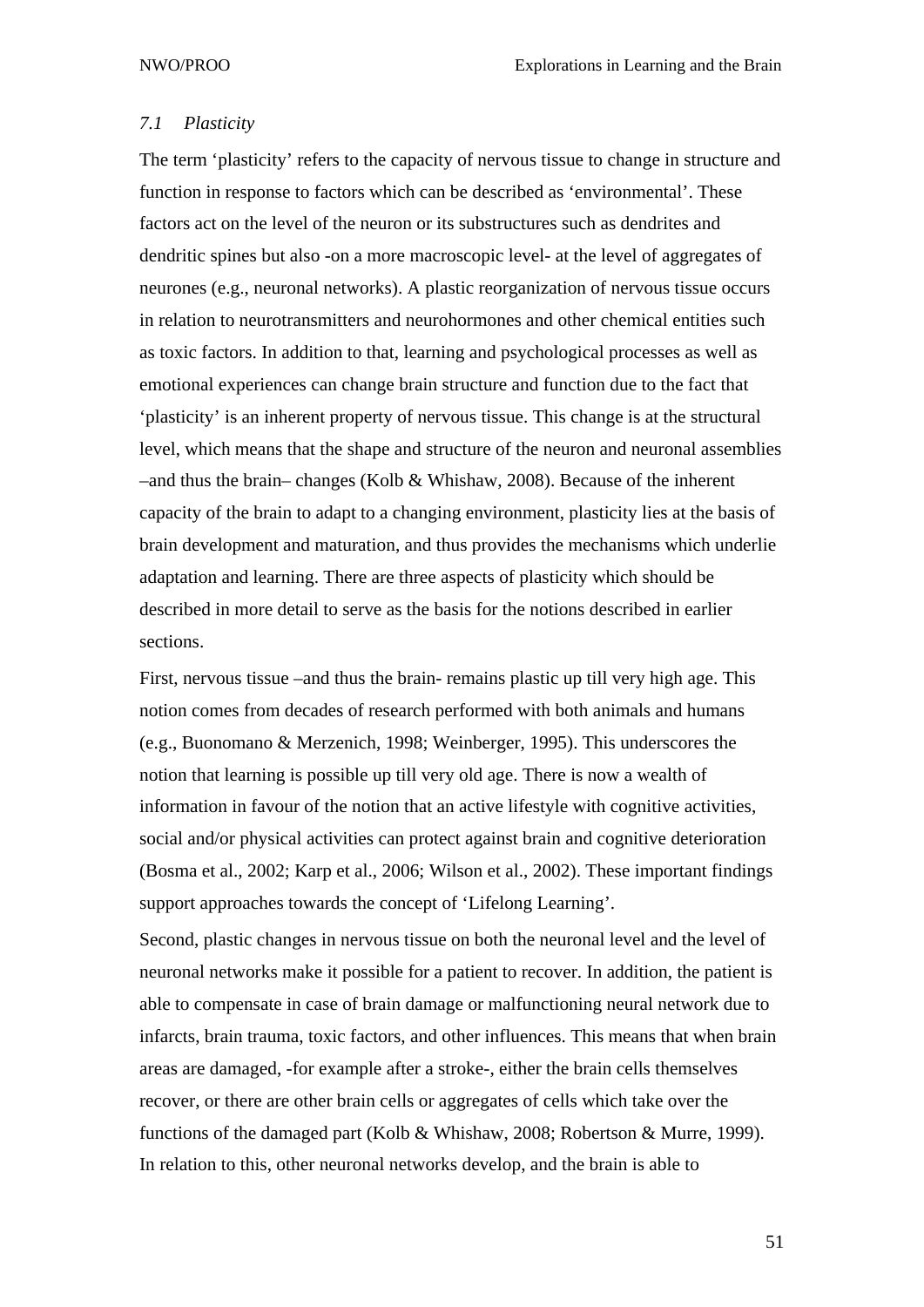### *7.1 Plasticity*

The term 'plasticity' refers to the capacity of nervous tissue to change in structure and function in response to factors which can be described as 'environmental'. These factors act on the level of the neuron or its substructures such as dendrites and dendritic spines but also -on a more macroscopic level- at the level of aggregates of neurones (e.g., neuronal networks). A plastic reorganization of nervous tissue occurs in relation to neurotransmitters and neurohormones and other chemical entities such as toxic factors. In addition to that, learning and psychological processes as well as emotional experiences can change brain structure and function due to the fact that 'plasticity' is an inherent property of nervous tissue. This change is at the structural level, which means that the shape and structure of the neuron and neuronal assemblies –and thus the brain– changes (Kolb & Whishaw, 2008). Because of the inherent capacity of the brain to adapt to a changing environment, plasticity lies at the basis of brain development and maturation, and thus provides the mechanisms which underlie adaptation and learning. There are three aspects of plasticity which should be described in more detail to serve as the basis for the notions described in earlier sections.

First, nervous tissue –and thus the brain- remains plastic up till very high age. This notion comes from decades of research performed with both animals and humans (e.g., Buonomano & Merzenich, 1998; Weinberger, 1995). This underscores the notion that learning is possible up till very old age. There is now a wealth of information in favour of the notion that an active lifestyle with cognitive activities, social and/or physical activities can protect against brain and cognitive deterioration (Bosma et al., 2002; Karp et al., 2006; Wilson et al., 2002). These important findings support approaches towards the concept of 'Lifelong Learning'.

Second, plastic changes in nervous tissue on both the neuronal level and the level of neuronal networks make it possible for a patient to recover. In addition, the patient is able to compensate in case of brain damage or malfunctioning neural network due to infarcts, brain trauma, toxic factors, and other influences. This means that when brain areas are damaged, -for example after a stroke-, either the brain cells themselves recover, or there are other brain cells or aggregates of cells which take over the functions of the damaged part (Kolb & Whishaw, 2008; Robertson & Murre, 1999). In relation to this, other neuronal networks develop, and the brain is able to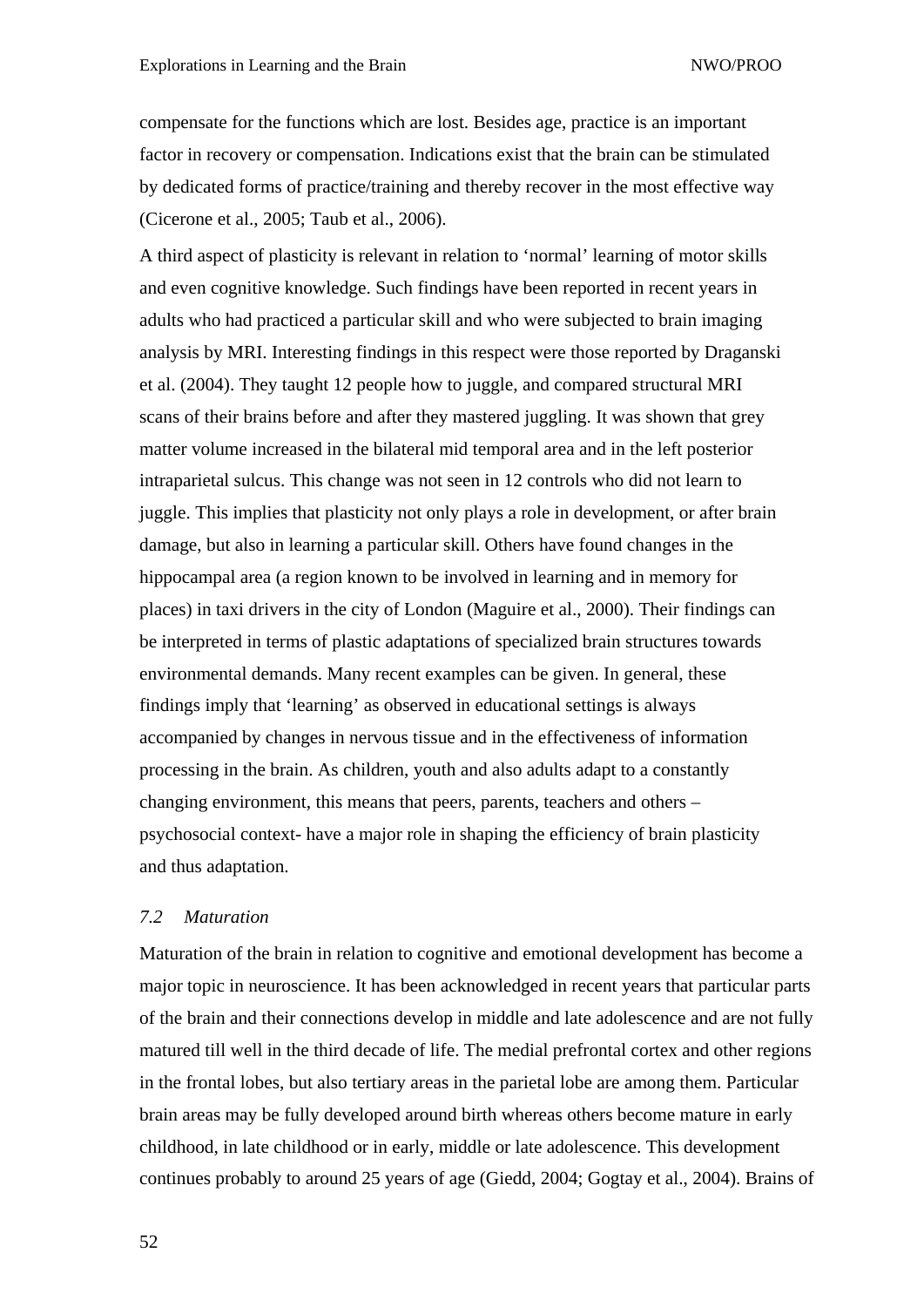compensate for the functions which are lost. Besides age, practice is an important factor in recovery or compensation. Indications exist that the brain can be stimulated by dedicated forms of practice/training and thereby recover in the most effective way (Cicerone et al., 2005; Taub et al., 2006).

A third aspect of plasticity is relevant in relation to ‘normal’ learning of motor skills and even cognitive knowledge. Such findings have been reported in recent years in adults who had practiced a particular skill and who were subjected to brain imaging analysis by MRI. Interesting findings in this respect were those reported by Draganski et al. (2004). They taught 12 people how to juggle, and compared structural MRI scans of their brains before and after they mastered juggling. It was shown that grey matter volume increased in the bilateral mid temporal area and in the left posterior intraparietal sulcus. This change was not seen in 12 controls who did not learn to juggle. This implies that plasticity not only plays a role in development, or after brain damage, but also in learning a particular skill. Others have found changes in the hippocampal area (a region known to be involved in learning and in memory for places) in taxi drivers in the city of London (Maguire et al., 2000). Their findings can be interpreted in terms of plastic adaptations of specialized brain structures towards environmental demands. Many recent examples can be given. In general, these findings imply that ‘learning’ as observed in educational settings is always accompanied by changes in nervous tissue and in the effectiveness of information processing in the brain. As children, youth and also adults adapt to a constantly changing environment, this means that peers, parents, teachers and others – psychosocial context- have a major role in shaping the efficiency of brain plasticity and thus adaptation.

### *7.2 Maturation*

Maturation of the brain in relation to cognitive and emotional development has become a major topic in neuroscience. It has been acknowledged in recent years that particular parts of the brain and their connections develop in middle and late adolescence and are not fully matured till well in the third decade of life. The medial prefrontal cortex and other regions in the frontal lobes, but also tertiary areas in the parietal lobe are among them. Particular brain areas may be fully developed around birth whereas others become mature in early childhood, in late childhood or in early, middle or late adolescence. This development continues probably to around 25 years of age (Giedd, 2004; Gogtay et al., 2004). Brains of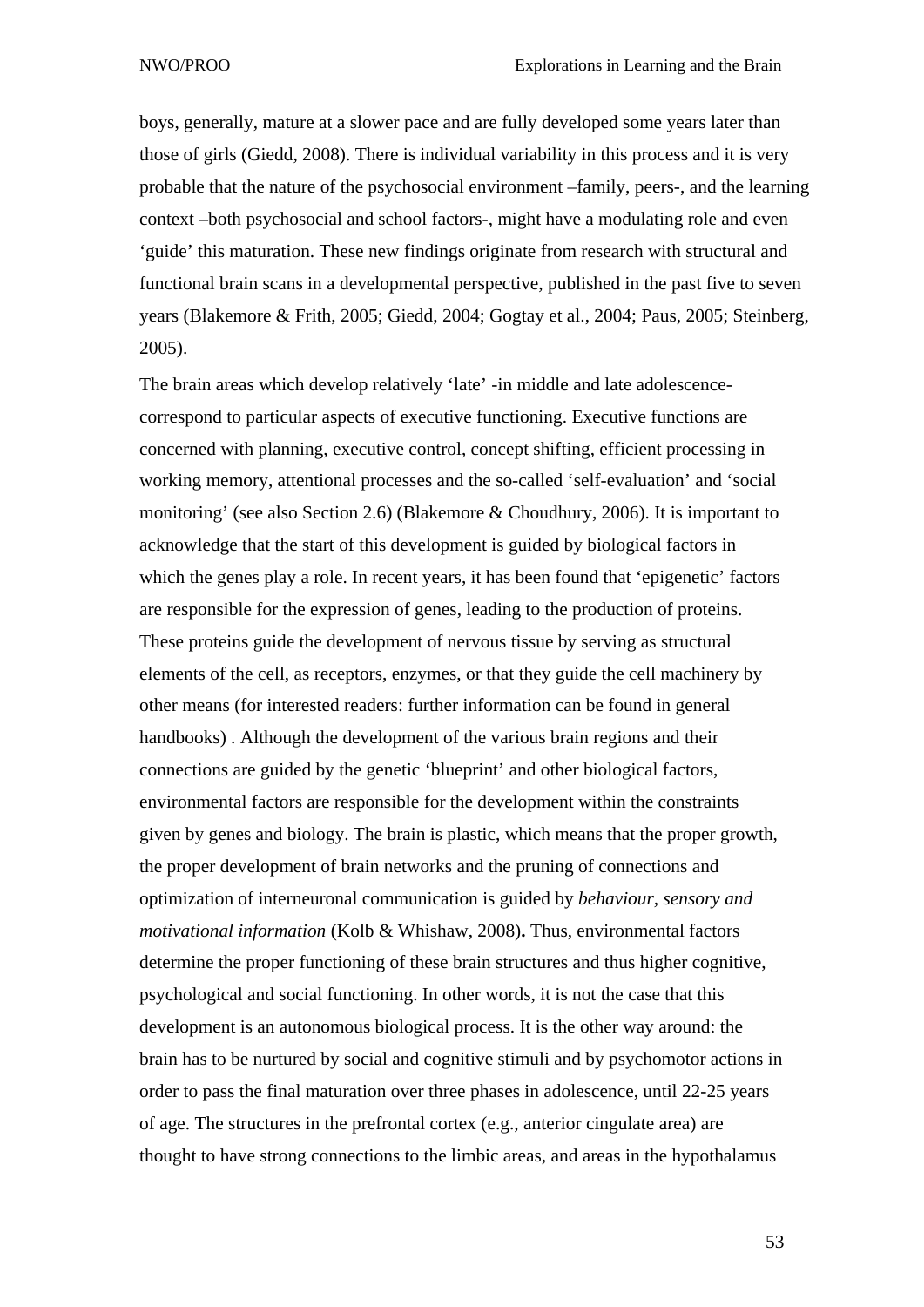boys, generally, mature at a slower pace and are fully developed some years later than those of girls (Giedd, 2008). There is individual variability in this process and it is very probable that the nature of the psychosocial environment –family, peers-, and the learning context –both psychosocial and school factors-, might have a modulating role and even 'guide' this maturation. These new findings originate from research with structural and functional brain scans in a developmental perspective, published in the past five to seven years (Blakemore & Frith, 2005; Giedd, 2004; Gogtay et al., 2004; Paus, 2005; Steinberg, 2005).

The brain areas which develop relatively 'late' -in middle and late adolescence- correspond to particular aspects of executive functioning. Executive functions are concerned with planning, executive control, concept shifting, efficient processing in working memory, attentional processes and the so-called 'self-evaluation' and 'social monitoring' (see also Section 2.6) (Blakemore & Choudhury, 2006). It is important to acknowledge that the start of this development is guided by biological factors in which the genes play a role. In recent years, it has been found that 'epigenetic' factors are responsible for the expression of genes, leading to the production of proteins. These proteins guide the development of nervous tissue by serving as structural elements of the cell, as receptors, enzymes, or that they guide the cell machinery by other means (for interested readers: further information can be found in general handbooks) . Although the development of the various brain regions and their connections are guided by the genetic 'blueprint' and other biological factors, environmental factors are responsible for the development within the constraints given by genes and biology. The brain is plastic, which means that the proper growth, the proper development of brain networks and the pruning of connections and optimization of interneuronal communication is guided by *behaviour, sensory and motivational information* (Kolb & Whishaw, 2008)**.** Thus, environmental factors determine the proper functioning of these brain structures and thus higher cognitive, psychological and social functioning. In other words, it is not the case that this development is an autonomous biological process. It is the other way around: the brain has to be nurtured by social and cognitive stimuli and by psychomotor actions in order to pass the final maturation over three phases in adolescence, until 22-25 years of age. The structures in the prefrontal cortex (e.g., anterior cingulate area) are thought to have strong connections to the limbic areas, and areas in the hypothalamus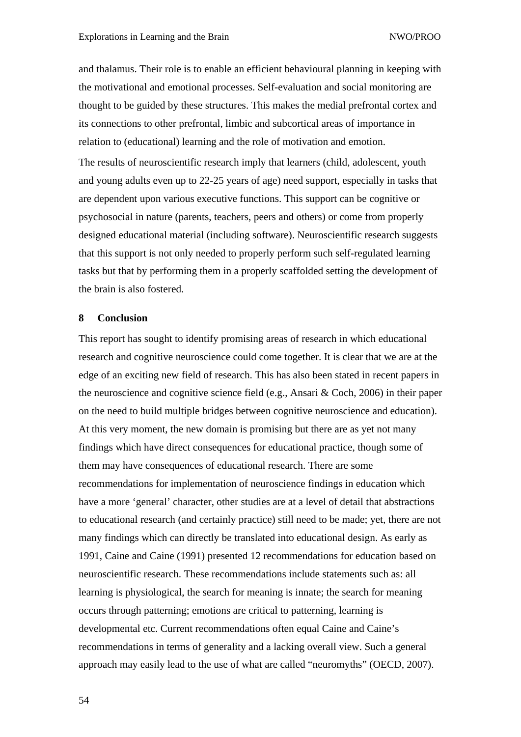and thalamus. Their role is to enable an efficient behavioural planning in keeping with the motivational and emotional processes. Self-evaluation and social monitoring are thought to be guided by these structures. This makes the medial prefrontal cortex and its connections to other prefrontal, limbic and subcortical areas of importance in relation to (educational) learning and the role of motivation and emotion.

The results of neuroscientific research imply that learners (child, adolescent, youth and young adults even up to 22-25 years of age) need support, especially in tasks that are dependent upon various executive functions. This support can be cognitive or psychosocial in nature (parents, teachers, peers and others) or come from properly designed educational material (including software). Neuroscientific research suggests that this support is not only needed to properly perform such self-regulated learning tasks but that by performing them in a properly scaffolded setting the development of the brain is also fostered.

## 8 Conclusion

This report has sought to identify promising areas of research in which educational research and cognitive neuroscience could come together. It is clear that we are at the edge of an exciting new field of research. This has also been stated in recent papers in the neuroscience and cognitive science field (e.g., Ansari & Coch, 2006) in their paper on the need to build multiple bridges between cognitive neuroscience and education). At this very moment, the new domain is promising but there are as yet not many findings which have direct consequences for educational practice, though some of them may have consequences of educational research. There are some recommendations for implementation of neuroscience findings in education which have a more 'general' character, other studies are at a level of detail that abstractions to educational research (and certainly practice) still need to be made; yet, there are not many findings which can directly be translated into educational design. As early as 1991, Caine and Caine (1991) presented 12 recommendations for education based on neuroscientific research. These recommendations include statements such as: all learning is physiological, the search for meaning is innate; the search for meaning occurs through patterning; emotions are critical to patterning, learning is developmental etc. Current recommendations often equal Caine and Caine's recommendations in terms of generality and a lacking overall view. Such a general approach may easily lead to the use of what are called "neuromyths" (OECD, 2007).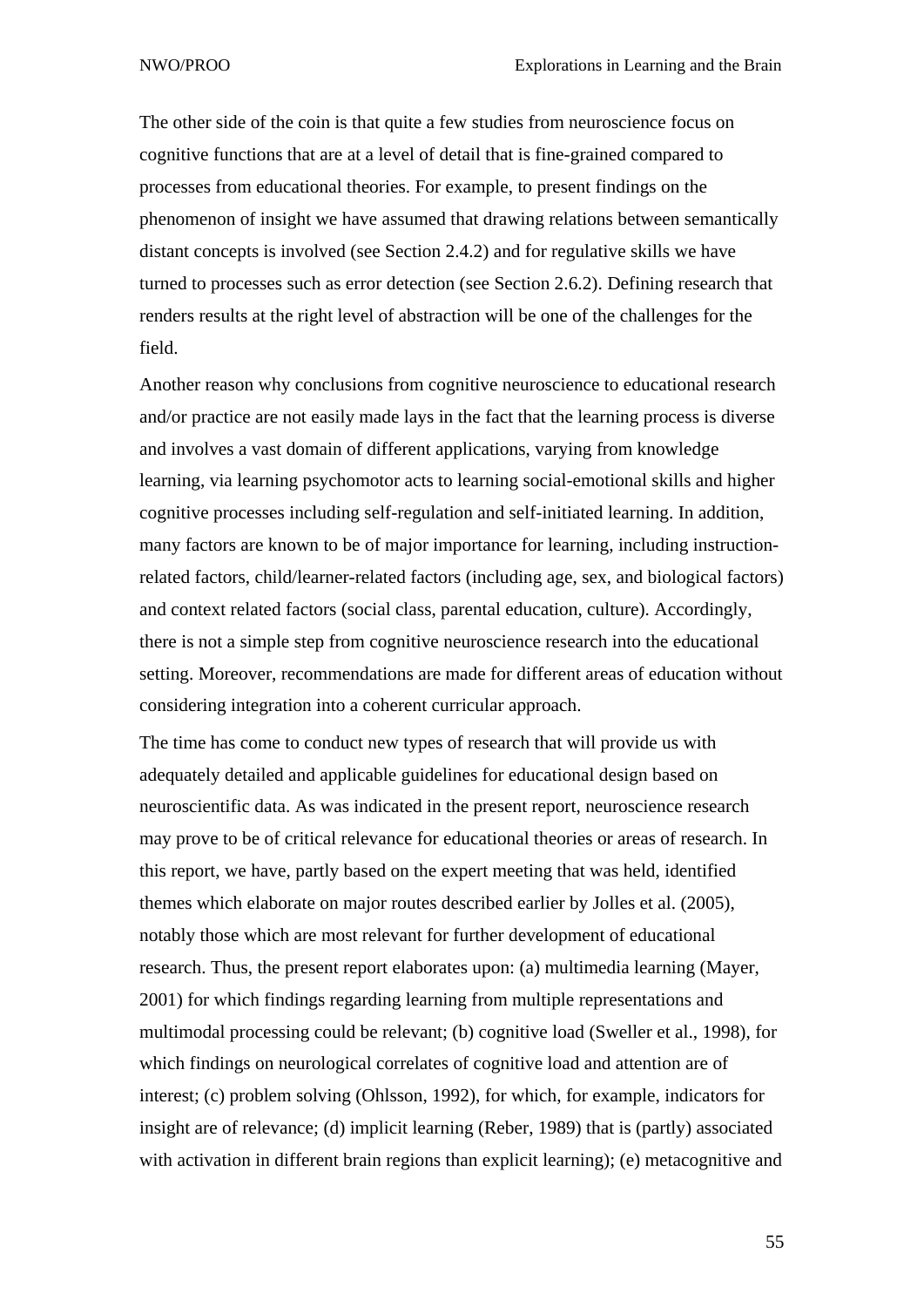The other side of the coin is that quite a few studies from neuroscience focus on cognitive functions that are at a level of detail that is fine-grained compared to processes from educational theories. For example, to present findings on the phenomenon of insight we have assumed that drawing relations between semantically distant concepts is involved (see Section 2.4.2) and for regulative skills we have turned to processes such as error detection (see Section 2.6.2). Defining research that renders results at the right level of abstraction will be one of the challenges for the field.

Another reason why conclusions from cognitive neuroscience to educational research and/or practice are not easily made lays in the fact that the learning process is diverse and involves a vast domain of different applications, varying from knowledge learning, via learning psychomotor acts to learning social-emotional skills and higher cognitive processes including self-regulation and self-initiated learning. In addition, many factors are known to be of major importance for learning, including instruction-related factors, child/learner-related factors (including age, sex, and biological factors) and context related factors (social class, parental education, culture). Accordingly, there is not a simple step from cognitive neuroscience research into the educational setting. Moreover, recommendations are made for different areas of education without considering integration into a coherent curricular approach.

The time has come to conduct new types of research that will provide us with adequately detailed and applicable guidelines for educational design based on neuroscientific data. As was indicated in the present report, neuroscience research may prove to be of critical relevance for educational theories or areas of research. In this report, we have, partly based on the expert meeting that was held, identified themes which elaborate on major routes described earlier by Jolles et al. (2005), notably those which are most relevant for further development of educational research. Thus, the present report elaborates upon: (a) multimedia learning (Mayer, 2001) for which findings regarding learning from multiple representations and multimodal processing could be relevant; (b) cognitive load (Sweller et al., 1998), for which findings on neurological correlates of cognitive load and attention are of interest; (c) problem solving (Ohlsson, 1992), for which, for example, indicators for insight are of relevance; (d) implicit learning (Reber, 1989) that is (partly) associated with activation in different brain regions than explicit learning); (e) metacognitive and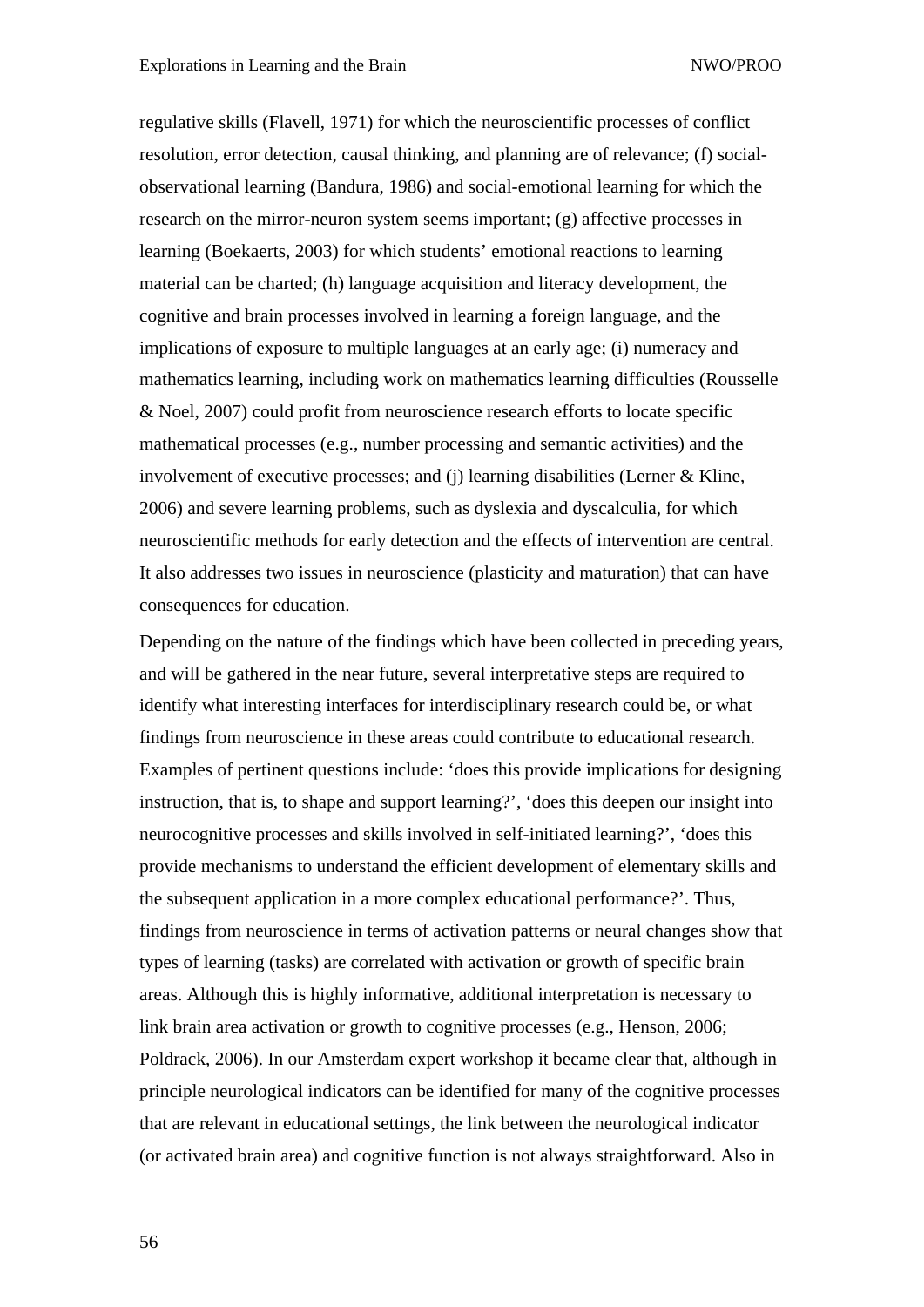regulative skills (Flavell, 1971) for which the neuroscientific processes of conflict resolution, error detection, causal thinking, and planning are of relevance; (f) social-observational learning (Bandura, 1986) and social-emotional learning for which the research on the mirror-neuron system seems important; (g) affective processes in learning (Boekaerts, 2003) for which students' emotional reactions to learning material can be charted; (h) language acquisition and literacy development, the cognitive and brain processes involved in learning a foreign language, and the implications of exposure to multiple languages at an early age; (i) numeracy and mathematics learning, including work on mathematics learning difficulties (Rousselle & Noel, 2007) could profit from neuroscience research efforts to locate specific mathematical processes (e.g., number processing and semantic activities) and the involvement of executive processes; and (j) learning disabilities (Lerner & Kline, 2006) and severe learning problems, such as dyslexia and dyscalculia, for which neuroscientific methods for early detection and the effects of intervention are central. It also addresses two issues in neuroscience (plasticity and maturation) that can have consequences for education.

Depending on the nature of the findings which have been collected in preceding years, and will be gathered in the near future, several interpretative steps are required to identify what interesting interfaces for interdisciplinary research could be, or what findings from neuroscience in these areas could contribute to educational research. Examples of pertinent questions include: 'does this provide implications for designing instruction, that is, to shape and support learning?', 'does this deepen our insight into neurocognitive processes and skills involved in self-initiated learning?', 'does this provide mechanisms to understand the efficient development of elementary skills and the subsequent application in a more complex educational performance?'. Thus, findings from neuroscience in terms of activation patterns or neural changes show that types of learning (tasks) are correlated with activation or growth of specific brain areas. Although this is highly informative, additional interpretation is necessary to link brain area activation or growth to cognitive processes (e.g., Henson, 2006; Poldrack, 2006). In our Amsterdam expert workshop it became clear that, although in principle neurological indicators can be identified for many of the cognitive processes that are relevant in educational settings, the link between the neurological indicator (or activated brain area) and cognitive function is not always straightforward. Also in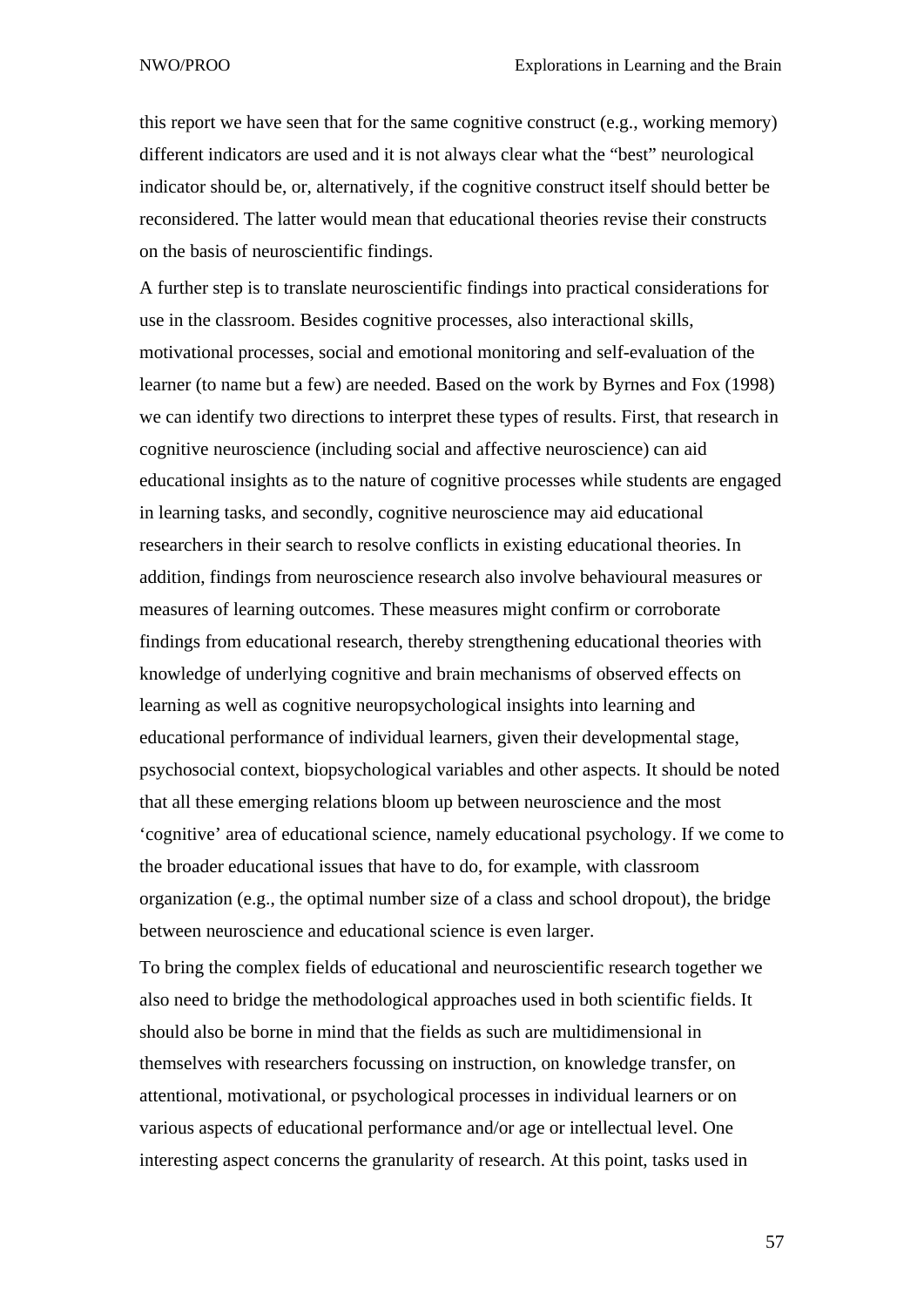this report we have seen that for the same cognitive construct (e.g., working memory) different indicators are used and it is not always clear what the “best” neurological indicator should be, or, alternatively, if the cognitive construct itself should better be reconsidered. The latter would mean that educational theories revise their constructs on the basis of neuroscientific findings.

A further step is to translate neuroscientific findings into practical considerations for use in the classroom. Besides cognitive processes, also interactional skills, motivational processes, social and emotional monitoring and self-evaluation of the learner (to name but a few) are needed. Based on the work by Byrnes and Fox (1998) we can identify two directions to interpret these types of results. First, that research in cognitive neuroscience (including social and affective neuroscience) can aid educational insights as to the nature of cognitive processes while students are engaged in learning tasks, and secondly, cognitive neuroscience may aid educational researchers in their search to resolve conflicts in existing educational theories. In addition, findings from neuroscience research also involve behavioural measures or measures of learning outcomes. These measures might confirm or corroborate findings from educational research, thereby strengthening educational theories with knowledge of underlying cognitive and brain mechanisms of observed effects on learning as well as cognitive neuropsychological insights into learning and educational performance of individual learners, given their developmental stage, psychosocial context, biopsychological variables and other aspects. It should be noted that all these emerging relations bloom up between neuroscience and the most ‘cognitive’ area of educational science, namely educational psychology. If we come to the broader educational issues that have to do, for example, with classroom organization (e.g., the optimal number size of a class and school dropout), the bridge between neuroscience and educational science is even larger.

To bring the complex fields of educational and neuroscientific research together we also need to bridge the methodological approaches used in both scientific fields. It should also be borne in mind that the fields as such are multidimensional in themselves with researchers focussing on instruction, on knowledge transfer, on attentional, motivational, or psychological processes in individual learners or on various aspects of educational performance and/or age or intellectual level. One interesting aspect concerns the granularity of research. At this point, tasks used in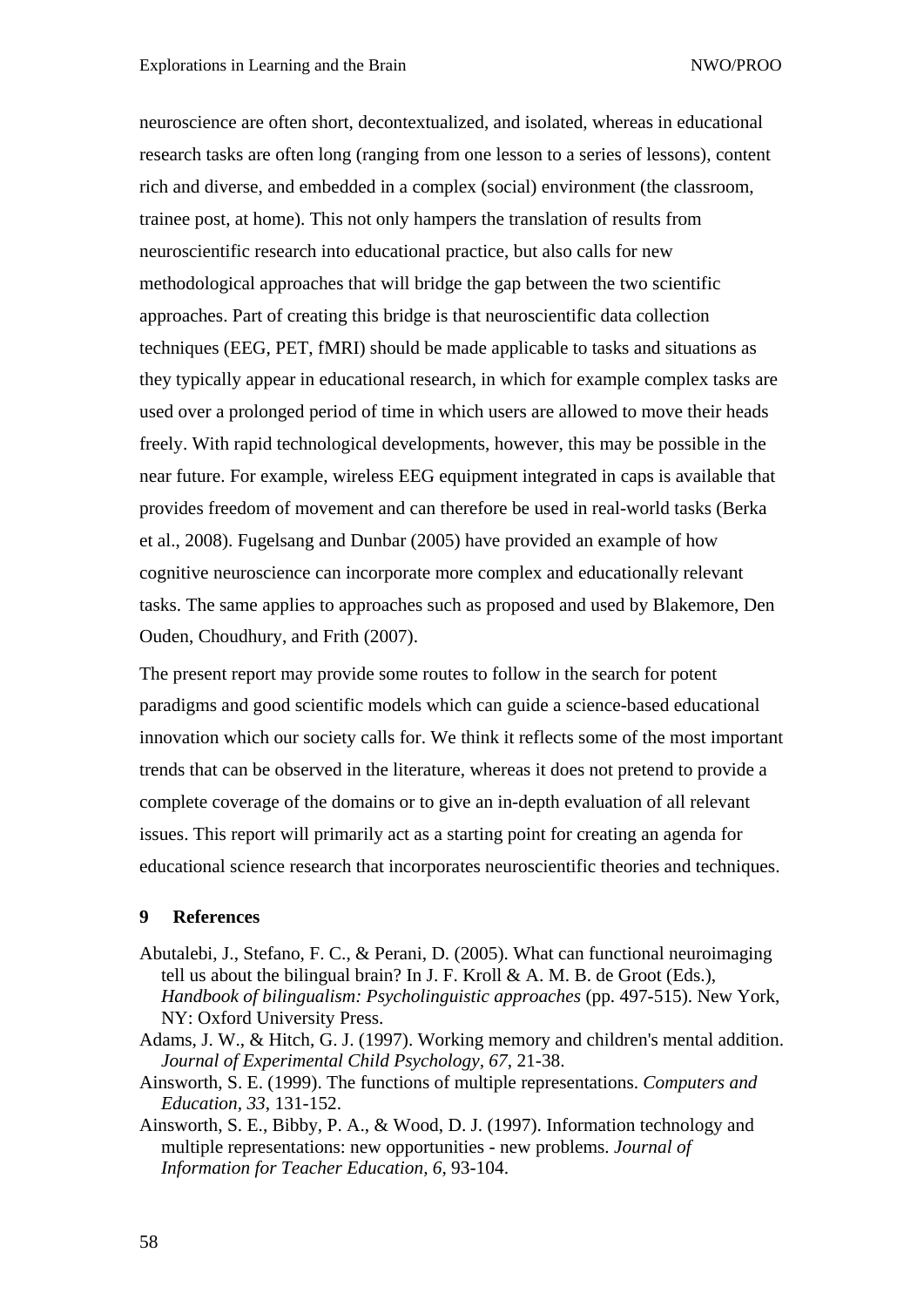neuroscience are often short, decontextualized, and isolated, whereas in educational research tasks are often long (ranging from one lesson to a series of lessons), content rich and diverse, and embedded in a complex (social) environment (the classroom, trainee post, at home). This not only hampers the translation of results from neuroscientific research into educational practice, but also calls for new methodological approaches that will bridge the gap between the two scientific approaches. Part of creating this bridge is that neuroscientific data collection techniques (EEG, PET, fMRI) should be made applicable to tasks and situations as they typically appear in educational research, in which for example complex tasks are used over a prolonged period of time in which users are allowed to move their heads freely. With rapid technological developments, however, this may be possible in the near future. For example, wireless EEG equipment integrated in caps is available that provides freedom of movement and can therefore be used in real-world tasks (Berka et al., 2008). Fugelsang and Dunbar (2005) have provided an example of how cognitive neuroscience can incorporate more complex and educationally relevant tasks. The same applies to approaches such as proposed and used by Blakemore, Den Ouden, Choudhury, and Frith (2007).

The present report may provide some routes to follow in the search for potent paradigms and good scientific models which can guide a science-based educational innovation which our society calls for. We think it reflects some of the most important trends that can be observed in the literature, whereas it does not pretend to provide a complete coverage of the domains or to give an in-depth evaluation of all relevant issues. This report will primarily act as a starting point for creating an agenda for educational science research that incorporates neuroscientific theories and techniques.

## 9 References

Abutalebi, J., Stefano, F. C., & Perani, D. (2005). What can functional neuroimaging tell us about the bilingual brain? In J. F. Kroll & A. M. B. de Groot (Eds.), *Handbook of bilingualism: Psycholinguistic approaches* (pp. 497-515). New York, NY: Oxford University Press.

Adams, J. W., & Hitch, G. J. (1997). Working memory and children's mental addition. *Journal of Experimental Child Psychology, 67*, 21-38.

Ainsworth, S. E. (1999). The functions of multiple representations. *Computers and Education, 33*, 131-152.

Ainsworth, S. E., Bibby, P. A., & Wood, D. J. (1997). Information technology and multiple representations: new opportunities - new problems. *Journal of Information for Teacher Education, 6*, 93-104.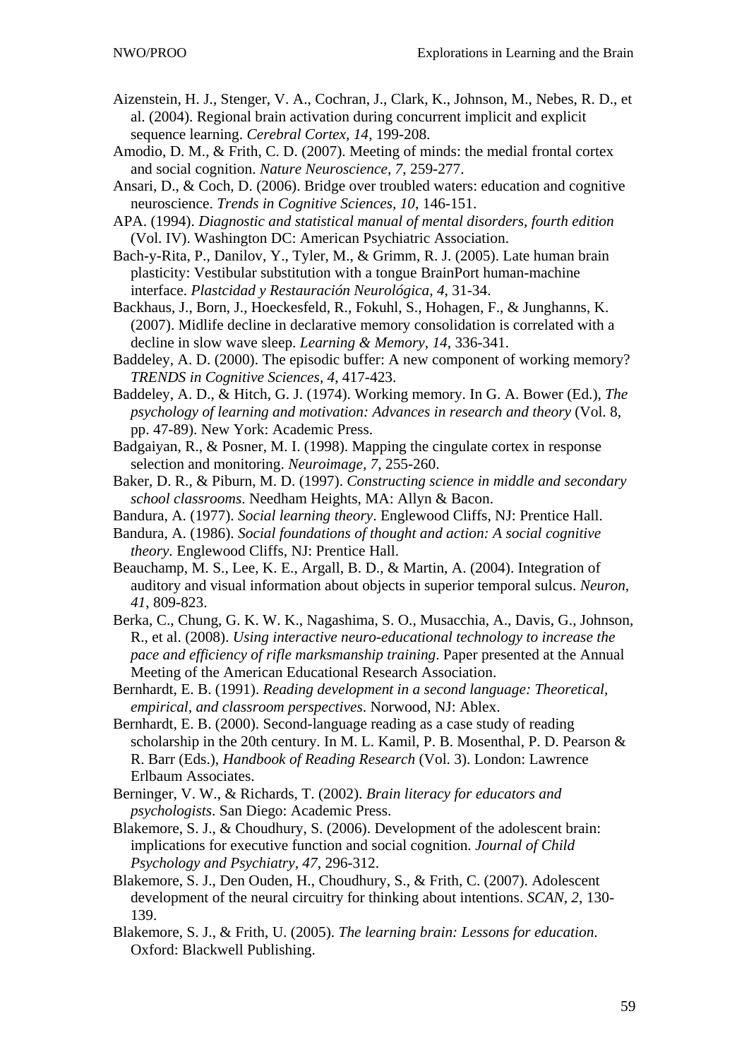Aizenstein, H. J., Stenger, V. A., Cochran, J., Clark, K., Johnson, M., Nebes, R. D., et al. (2004). Regional brain activation during concurrent implicit and explicit sequence learning. *Cerebral Cortex, 14*, 199-208.

Amodio, D. M., & Frith, C. D. (2007). Meeting of minds: the medial frontal cortex and social cognition. *Nature Neuroscience, 7*, 259-277.

Ansari, D., & Coch, D. (2006). Bridge over troubled waters: education and cognitive neuroscience. *Trends in Cognitive Sciences, 10*, 146-151.

APA. (1994). *Diagnostic and statistical manual of mental disorders, fourth edition* (Vol. IV). Washington DC: American Psychiatric Association.

Bach-y-Rita, P., Danilov, Y., Tyler, M., & Grimm, R. J. (2005). Late human brain plasticity: Vestibular substitution with a tongue BrainPort human-machine interface. *Plastcidad y Restauración Neurológica, 4*, 31-34.

Backhaus, J., Born, J., Hoeckesfeld, R., Fokuhl, S., Hohagen, F., & Junghanns, K. (2007). Midlife decline in declarative memory consolidation is correlated with a decline in slow wave sleep. *Learning & Memory, 14*, 336-341.

Baddeley, A. D. (2000). The episodic buffer: A new component of working memory? *TRENDS in Cognitive Sciences, 4*, 417-423.

Baddeley, A. D., & Hitch, G. J. (1974). Working memory. In G. A. Bower (Ed.), *The psychology of learning and motivation: Advances in research and theory* (Vol. 8, pp. 47-89). New York: Academic Press.

Badgaiyan, R., & Posner, M. I. (1998). Mapping the cingulate cortex in response selection and monitoring. *Neuroimage, 7*, 255-260.

Baker, D. R., & Piburn, M. D. (1997). *Constructing science in middle and secondary school classrooms*. Needham Heights, MA: Allyn & Bacon.

Bandura, A. (1977). *Social learning theory*. Englewood Cliffs, NJ: Prentice Hall.

Bandura, A. (1986). *Social foundations of thought and action: A social cognitive theory*. Englewood Cliffs, NJ: Prentice Hall.

Beauchamp, M. S., Lee, K. E., Argall, B. D., & Martin, A. (2004). Integration of auditory and visual information about objects in superior temporal sulcus. *Neuron, 41*, 809-823.

Berka, C., Chung, G. K. W. K., Nagashima, S. O., Musacchia, A., Davis, G., Johnson, R., et al. (2008). *Using interactive neuro-educational technology to increase the pace and efficiency of rifle marksmanship training*. Paper presented at the Annual Meeting of the American Educational Research Association.

Bernhardt, E. B. (1991). *Reading development in a second language: Theoretical, empirical, and classroom perspectives*. Norwood, NJ: Ablex.

Bernhardt, E. B. (2000). Second-language reading as a case study of reading scholarship in the 20th century. In M. L. Kamil, P. B. Mosenthal, P. D. Pearson & R. Barr (Eds.), *Handbook of Reading Research* (Vol. 3). London: Lawrence Erlbaum Associates.

Berninger, V. W., & Richards, T. (2002). *Brain literacy for educators and psychologists*. San Diego: Academic Press.

Blakemore, S. J., & Choudhury, S. (2006). Development of the adolescent brain: implications for executive function and social cognition. *Journal of Child Psychology and Psychiatry, 47*, 296-312.

Blakemore, S. J., Den Ouden, H., Choudhury, S., & Frith, C. (2007). Adolescent development of the neural circuitry for thinking about intentions. *SCAN, 2*, 130-139.

Blakemore, S. J., & Frith, U. (2005). *The learning brain: Lessons for education*. Oxford: Blackwell Publishing.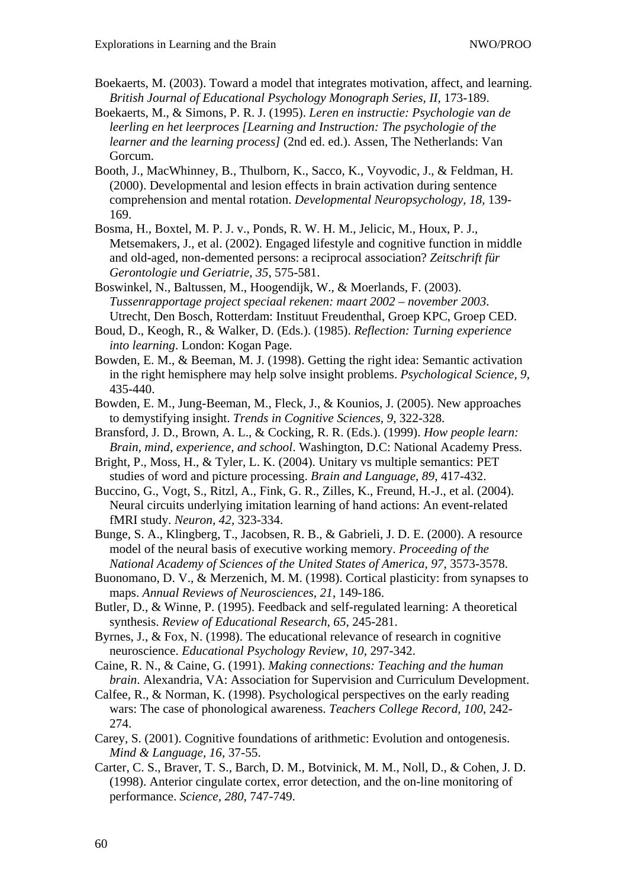Boekaerts, M. (2003). Toward a model that integrates motivation, affect, and learning. *British Journal of Educational Psychology Monograph Series, II*, 173-189.

Boekaerts, M., & Simons, P. R. J. (1995). *Leren en instructie: Psychologie van de leerling en het leerproces [Learning and Instruction: The psychologie of the learner and the learning process]* (2nd ed. ed.). Assen, The Netherlands: Van Gorcum.

Booth, J., MacWhinney, B., Thulborn, K., Sacco, K., Voyvodic, J., & Feldman, H. (2000). Developmental and lesion effects in brain activation during sentence comprehension and mental rotation. *Developmental Neuropsychology, 18*, 139-169.

Bosma, H., Boxtel, M. P. J. v., Ponds, R. W. H. M., Jelicic, M., Houx, P. J., Metsemakers, J., et al. (2002). Engaged lifestyle and cognitive function in middle and old-aged, non-demented persons: a reciprocal association? *Zeitschrift für Gerontologie und Geriatrie, 35*, 575-581.

Boswinkel, N., Baltussen, M., Hoogendijk, W., & Moerlands, F. (2003). *Tussenrapportage project speciaal rekenen: maart 2002 – november 2003*. Utrecht, Den Bosch, Rotterdam: Instituut Freudenthal, Groep KPC, Groep CED.

Boud, D., Keogh, R., & Walker, D. (Eds.). (1985). *Reflection: Turning experience into learning*. London: Kogan Page.

Bowden, E. M., & Beeman, M. J. (1998). Getting the right idea: Semantic activation in the right hemisphere may help solve insight problems. *Psychological Science, 9*, 435-440.

Bowden, E. M., Jung-Beeman, M., Fleck, J., & Kounios, J. (2005). New approaches to demystifying insight. *Trends in Cognitive Sciences, 9*, 322-328.

Bransford, J. D., Brown, A. L., & Cocking, R. R. (Eds.). (1999). *How people learn: Brain, mind, experience, and school*. Washington, D.C: National Academy Press.

Bright, P., Moss, H., & Tyler, L. K. (2004). Unitary vs multiple semantics: PET studies of word and picture processing. *Brain and Language, 89*, 417-432.

Buccino, G., Vogt, S., Ritzl, A., Fink, G. R., Zilles, K., Freund, H.-J., et al. (2004). Neural circuits underlying imitation learning of hand actions: An event-related fMRI study. *Neuron, 42*, 323-334.

Bunge, S. A., Klingberg, T., Jacobsen, R. B., & Gabrieli, J. D. E. (2000). A resource model of the neural basis of executive working memory. *Proceeding of the National Academy of Sciences of the United States of America, 97*, 3573-3578.

Buonomano, D. V., & Merzenich, M. M. (1998). Cortical plasticity: from synapses to maps. *Annual Reviews of Neurosciences, 21*, 149-186.

Butler, D., & Winne, P. (1995). Feedback and self-regulated learning: A theoretical synthesis. *Review of Educational Research, 65*, 245-281.

Byrnes, J., & Fox, N. (1998). The educational relevance of research in cognitive neuroscience. *Educational Psychology Review, 10*, 297-342.

Caine, R. N., & Caine, G. (1991). *Making connections: Teaching and the human brain*. Alexandria, VA: Association for Supervision and Curriculum Development.

Calfee, R., & Norman, K. (1998). Psychological perspectives on the early reading wars: The case of phonological awareness. *Teachers College Record, 100*, 242-274.

Carey, S. (2001). Cognitive foundations of arithmetic: Evolution and ontogenesis. *Mind & Language, 16*, 37-55.

Carter, C. S., Braver, T. S., Barch, D. M., Botvinick, M. M., Noll, D., & Cohen, J. D. (1998). Anterior cingulate cortex, error detection, and the on-line monitoring of performance. *Science, 280*, 747-749.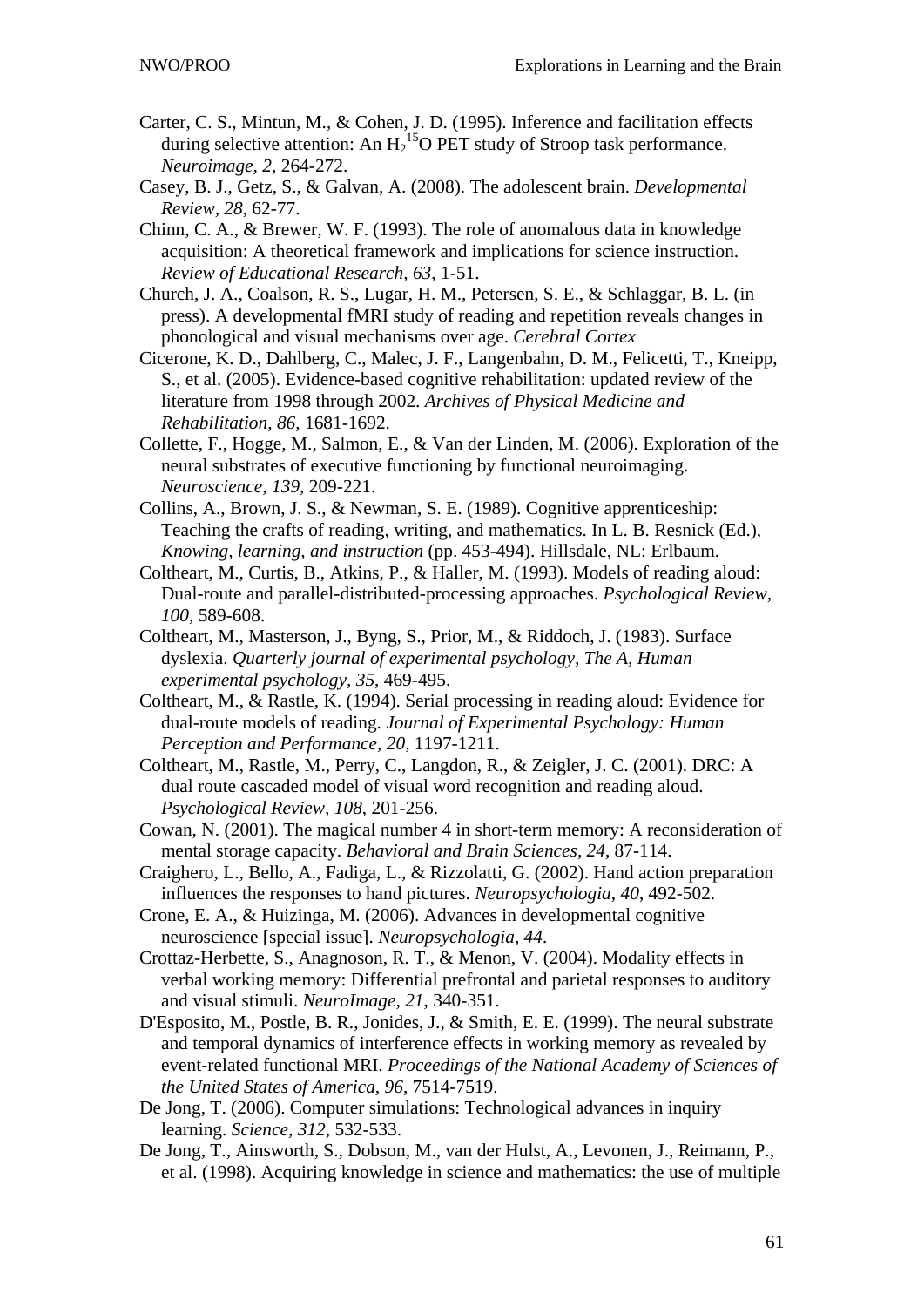Carter, C. S., Mintun, M., & Cohen, J. D. (1995). Inference and facilitation effects during selective attention: An $H_2^{15}O$ PET study of Stroop task performance. *Neuroimage, 2*, 264-272.

Casey, B. J., Getz, S., & Galvan, A. (2008). The adolescent brain. *Developmental Review, 28*, 62-77.

Chinn, C. A., & Brewer, W. F. (1993). The role of anomalous data in knowledge acquisition: A theoretical framework and implications for science instruction. *Review of Educational Research, 63*, 1-51.

Church, J. A., Coalson, R. S., Lugar, H. M., Petersen, S. E., & Schlaggar, B. L. (in press). A developmental fMRI study of reading and repetition reveals changes in phonological and visual mechanisms over age. *Cerebral Cortex*

Cicerone, K. D., Dahlberg, C., Malec, J. F., Langenbahn, D. M., Felicetti, T., Kneipp, S., et al. (2005). Evidence-based cognitive rehabilitation: updated review of the literature from 1998 through 2002. *Archives of Physical Medicine and Rehabilitation, 86*, 1681-1692.

Collette, F., Hogge, M., Salmon, E., & Van der Linden, M. (2006). Exploration of the neural substrates of executive functioning by functional neuroimaging. *Neuroscience, 139*, 209-221.

Collins, A., Brown, J. S., & Newman, S. E. (1989). Cognitive apprenticeship: Teaching the crafts of reading, writing, and mathematics. In L. B. Resnick (Ed.), *Knowing, learning, and instruction* (pp. 453-494). Hillsdale, NL: Erlbaum.

Coltheart, M., Curtis, B., Atkins, P., & Haller, M. (1993). Models of reading aloud: Dual-route and parallel-distributed-processing approaches. *Psychological Review, 100*, 589-608.

Coltheart, M., Masterson, J., Byng, S., Prior, M., & Riddoch, J. (1983). Surface dyslexia. *Quarterly journal of experimental psychology, The A, Human experimental psychology, 35*, 469-495.

Coltheart, M., & Rastle, K. (1994). Serial processing in reading aloud: Evidence for dual-route models of reading. *Journal of Experimental Psychology: Human Perception and Performance, 20*, 1197-1211.

Coltheart, M., Rastle, M., Perry, C., Langdon, R., & Zeigler, J. C. (2001). DRC: A dual route cascaded model of visual word recognition and reading aloud. *Psychological Review, 108*, 201-256.

Cowan, N. (2001). The magical number 4 in short-term memory: A reconsideration of mental storage capacity. *Behavioral and Brain Sciences, 24*, 87-114.

Craighero, L., Bello, A., Fadiga, L., & Rizzolatti, G. (2002). Hand action preparation influences the responses to hand pictures. *Neuropsychologia, 40*, 492-502.

Crone, E. A., & Huizinga, M. (2006). Advances in developmental cognitive neuroscience [special issue]. *Neuropsychologia, 44*.

Crottaz-Herbette, S., Anagnoson, R. T., & Menon, V. (2004). Modality effects in verbal working memory: Differential prefrontal and parietal responses to auditory and visual stimuli. *NeuroImage, 21*, 340-351.

D'Esposito, M., Postle, B. R., Jonides, J., & Smith, E. E. (1999). The neural substrate and temporal dynamics of interference effects in working memory as revealed by event-related functional MRI. *Proceedings of the National Academy of Sciences of the United States of America, 96*, 7514-7519.

De Jong, T. (2006). Computer simulations: Technological advances in inquiry learning. *Science, 312*, 532-533.

De Jong, T., Ainsworth, S., Dobson, M., van der Hulst, A., Levonen, J., Reimann, P., et al. (1998). Acquiring knowledge in science and mathematics: the use of multiple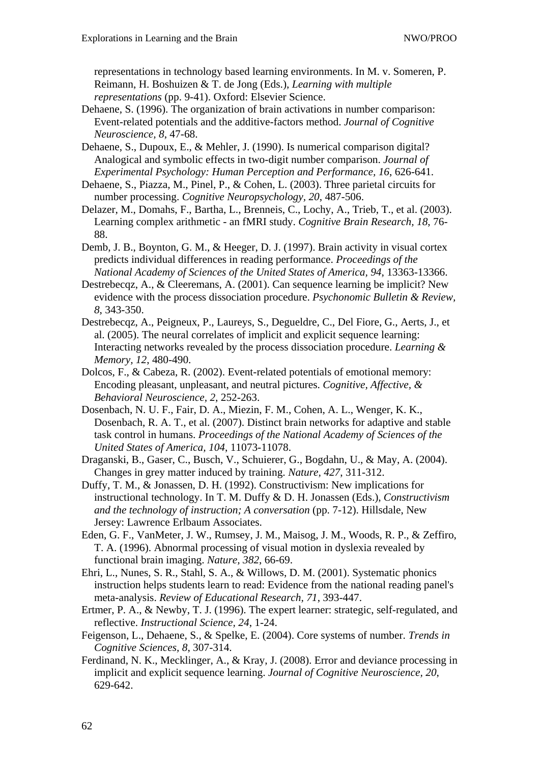representations in technology based learning environments. In M. v. Someren, P. Reimann, H. Boshuizen & T. de Jong (Eds.), *Learning with multiple representations* (pp. 9-41). Oxford: Elsevier Science.

Dehaene, S. (1996). The organization of brain activations in number comparison: Event-related potentials and the additive-factors method. *Journal of Cognitive Neuroscience, 8*, 47-68.

Dehaene, S., Dupoux, E., & Mehler, J. (1990). Is numerical comparison digital? Analogical and symbolic effects in two-digit number comparison. *Journal of Experimental Psychology: Human Perception and Performance, 16*, 626-641.

Dehaene, S., Piazza, M., Pinel, P., & Cohen, L. (2003). Three parietal circuits for number processing. *Cognitive Neuropsychology, 20*, 487-506.

Delazer, M., Domahs, F., Bartha, L., Brenneis, C., Lochy, A., Trieb, T., et al. (2003). Learning complex arithmetic - an fMRI study. *Cognitive Brain Research, 18*, 76-88.

Demb, J. B., Boynton, G. M., & Heeger, D. J. (1997). Brain activity in visual cortex predicts individual differences in reading performance. *Proceedings of the National Academy of Sciences of the United States of America, 94*, 13363-13366.

Destrebecqz, A., & Cleeremans, A. (2001). Can sequence learning be implicit? New evidence with the process dissociation procedure. *Psychonomic Bulletin & Review, 8*, 343-350.

Destrebecqz, A., Peigneux, P., Laureys, S., Degueldre, C., Del Fiore, G., Aerts, J., et al. (2005). The neural correlates of implicit and explicit sequence learning: Interacting networks revealed by the process dissociation procedure. *Learning & Memory, 12*, 480-490.

Dolcos, F., & Cabeza, R. (2002). Event-related potentials of emotional memory: Encoding pleasant, unpleasant, and neutral pictures. *Cognitive, Affective, & Behavioral Neuroscience, 2*, 252-263.

Dosenbach, N. U. F., Fair, D. A., Miezin, F. M., Cohen, A. L., Wenger, K. K., Dosenbach, R. A. T., et al. (2007). Distinct brain networks for adaptive and stable task control in humans. *Proceedings of the National Academy of Sciences of the United States of America, 104*, 11073-11078.

Draganski, B., Gaser, C., Busch, V., Schuierer, G., Bogdahn, U., & May, A. (2004). Changes in grey matter induced by training. *Nature, 427*, 311-312.

Duffy, T. M., & Jonassen, D. H. (1992). Constructivism: New implications for instructional technology. In T. M. Duffy & D. H. Jonassen (Eds.), *Constructivism and the technology of instruction; A conversation* (pp. 7-12). Hillsdale, New Jersey: Lawrence Erlbaum Associates.

Eden, G. F., VanMeter, J. W., Rumsey, J. M., Maisog, J. M., Woods, R. P., & Zeffiro, T. A. (1996). Abnormal processing of visual motion in dyslexia revealed by functional brain imaging. *Nature, 382*, 66-69.

Ehri, L., Nunes, S. R., Stahl, S. A., & Willows, D. M. (2001). Systematic phonics instruction helps students learn to read: Evidence from the national reading panel's meta-analysis. *Review of Educational Research, 71*, 393-447.

Ertmer, P. A., & Newby, T. J. (1996). The expert learner: strategic, self-regulated, and reflective. *Instructional Science, 24*, 1-24.

Feigenson, L., Dehaene, S., & Spelke, E. (2004). Core systems of number. *Trends in Cognitive Sciences, 8*, 307-314.

Ferdinand, N. K., Mecklinger, A., & Kray, J. (2008). Error and deviance processing in implicit and explicit sequence learning. *Journal of Cognitive Neuroscience, 20*, 629-642.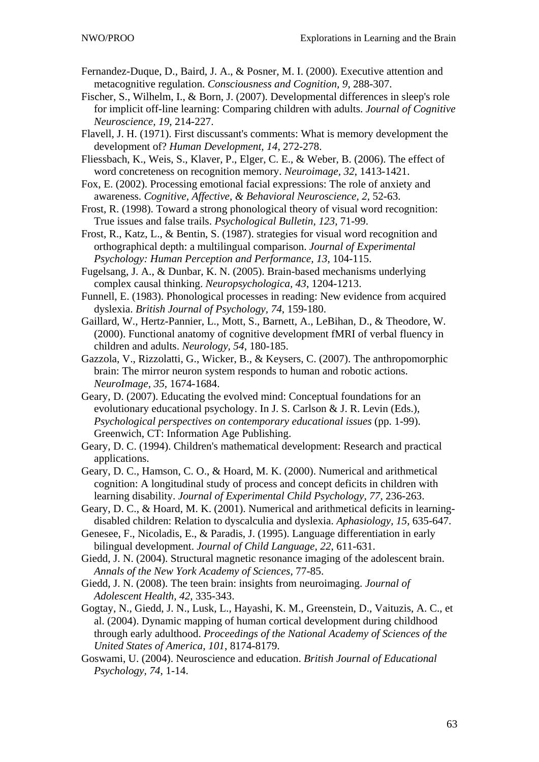Fernandez-Duque, D., Baird, J. A., & Posner, M. I. (2000). Executive attention and metacognitive regulation. *Consciousness and Cognition, 9*, 288-307.

Fischer, S., Wilhelm, I., & Born, J. (2007). Developmental differences in sleep's role for implicit off-line learning: Comparing children with adults. *Journal of Cognitive Neuroscience, 19*, 214-227.

Flavell, J. H. (1971). First discussant's comments: What is memory development the development of? *Human Development, 14*, 272-278.

Fliessbach, K., Weis, S., Klaver, P., Elger, C. E., & Weber, B. (2006). The effect of word concreteness on recognition memory. *Neuroimage, 32*, 1413-1421.

Fox, E. (2002). Processing emotional facial expressions: The role of anxiety and awareness. *Cognitive, Affective, & Behavioral Neuroscience, 2*, 52-63.

Frost, R. (1998). Toward a strong phonological theory of visual word recognition: True issues and false trails. *Psychological Bulletin, 123*, 71-99.

Frost, R., Katz, L., & Bentin, S. (1987). strategies for visual word recognition and orthographical depth: a multilingual comparison. *Journal of Experimental Psychology: Human Perception and Performance, 13*, 104-115.

Fugelsang, J. A., & Dunbar, K. N. (2005). Brain-based mechanisms underlying complex causal thinking. *Neuropsychologica, 43*, 1204-1213.

Funnell, E. (1983). Phonological processes in reading: New evidence from acquired dyslexia. *British Journal of Psychology, 74*, 159-180.

Gaillard, W., Hertz-Pannier, L., Mott, S., Barnett, A., LeBihan, D., & Theodore, W. (2000). Functional anatomy of cognitive development fMRI of verbal fluency in children and adults. *Neurology, 54*, 180-185.

Gazzola, V., Rizzolatti, G., Wicker, B., & Keysers, C. (2007). The anthropomorphic brain: The mirror neuron system responds to human and robotic actions. *NeuroImage, 35*, 1674-1684.

Geary, D. (2007). Educating the evolved mind: Conceptual foundations for an evolutionary educational psychology. In J. S. Carlson & J. R. Levin (Eds.), *Psychological perspectives on contemporary educational issues* (pp. 1-99). Greenwich, CT: Information Age Publishing.

Geary, D. C. (1994). Children's mathematical development: Research and practical applications.

Geary, D. C., Hamson, C. O., & Hoard, M. K. (2000). Numerical and arithmetical cognition: A longitudinal study of process and concept deficits in children with learning disability. *Journal of Experimental Child Psychology, 77*, 236-263.

Geary, D. C., & Hoard, M. K. (2001). Numerical and arithmetical deficits in learning-disabled children: Relation to dyscalculia and dyslexia. *Aphasiology, 15*, 635-647.

Genesee, F., Nicoladis, E., & Paradis, J. (1995). Language differentiation in early bilingual development. *Journal of Child Language, 22*, 611-631.

Giedd, J. N. (2004). Structural magnetic resonance imaging of the adolescent brain. *Annals of the New York Academy of Sciences*, 77-85.

Giedd, J. N. (2008). The teen brain: insights from neuroimaging. *Journal of Adolescent Health, 42*, 335-343.

Gogtay, N., Giedd, J. N., Lusk, L., Hayashi, K. M., Greenstein, D., Vaituzis, A. C., et al. (2004). Dynamic mapping of human cortical development during childhood through early adulthood. *Proceedings of the National Academy of Sciences of the United States of America, 101*, 8174-8179.

Goswami, U. (2004). Neuroscience and education. *British Journal of Educational Psychology, 74*, 1-14.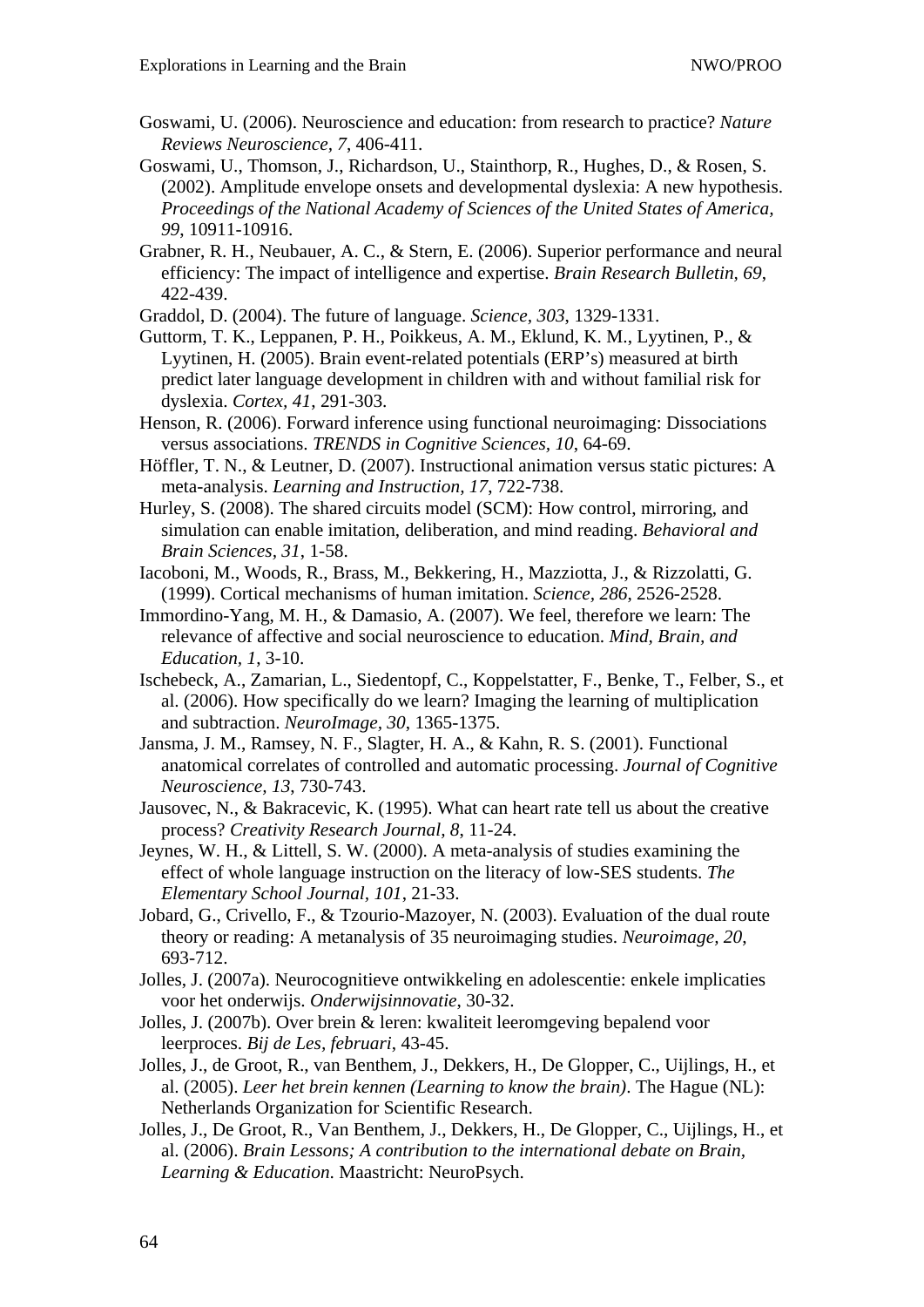Goswami, U. (2006). Neuroscience and education: from research to practice? *Nature Reviews Neuroscience, 7*, 406-411.

Goswami, U., Thomson, J., Richardson, U., Stainthorp, R., Hughes, D., & Rosen, S. (2002). Amplitude envelope onsets and developmental dyslexia: A new hypothesis. *Proceedings of the National Academy of Sciences of the United States of America, 99*, 10911-10916.

Grabner, R. H., Neubauer, A. C., & Stern, E. (2006). Superior performance and neural efficiency: The impact of intelligence and expertise. *Brain Research Bulletin, 69*, 422-439.

Graddol, D. (2004). The future of language. *Science, 303*, 1329-1331.

Guttorm, T. K., Leppanen, P. H., Poikkeus, A. M., Eklund, K. M., Lyytinen, P., & Lyytinen, H. (2005). Brain event-related potentials (ERP's) measured at birth predict later language development in children with and without familial risk for dyslexia. *Cortex, 41*, 291-303.

Henson, R. (2006). Forward inference using functional neuroimaging: Dissociations versus associations. *TRENDS in Cognitive Sciences, 10*, 64-69.

Höffler, T. N., & Leutner, D. (2007). Instructional animation versus static pictures: A meta-analysis. *Learning and Instruction, 17*, 722-738.

Hurley, S. (2008). The shared circuits model (SCM): How control, mirroring, and simulation can enable imitation, deliberation, and mind reading. *Behavioral and Brain Sciences, 31*, 1-58.

Iacoboni, M., Woods, R., Brass, M., Bekkering, H., Mazziotta, J., & Rizzolatti, G. (1999). Cortical mechanisms of human imitation. *Science, 286*, 2526-2528.

Immordino-Yang, M. H., & Damasio, A. (2007). We feel, therefore we learn: The relevance of affective and social neuroscience to education. *Mind, Brain, and Education, 1*, 3-10.

Ischebeck, A., Zamarian, L., Siedentopf, C., Koppelstatter, F., Benke, T., Felber, S., et al. (2006). How specifically do we learn? Imaging the learning of multiplication and subtraction. *NeuroImage, 30*, 1365-1375.

Jansma, J. M., Ramsey, N. F., Slagter, H. A., & Kahn, R. S. (2001). Functional anatomical correlates of controlled and automatic processing. *Journal of Cognitive Neuroscience, 13*, 730-743.

Jausovec, N., & Bakracevic, K. (1995). What can heart rate tell us about the creative process? *Creativity Research Journal, 8*, 11-24.

Jeynes, W. H., & Littell, S. W. (2000). A meta-analysis of studies examining the effect of whole language instruction on the literacy of low-SES students. *The Elementary School Journal, 101*, 21-33.

Jobard, G., Crivello, F., & Tzourio-Mazoyer, N. (2003). Evaluation of the dual route theory or reading: A metanalysis of 35 neuroimaging studies. *Neuroimage, 20*, 693-712.

Jolles, J. (2007a). Neurocognitieve ontwikkeling en adolescentie: enkele implicaties voor het onderwijs. *Onderwijsinnovatie*, 30-32.

Jolles, J. (2007b). Over brein & leren: kwaliteit leeromgeving bepalend voor leerproces. *Bij de Les, februari*, 43-45.

Jolles, J., de Groot, R., van Benthem, J., Dekkers, H., De Glopper, C., Uijlings, H., et al. (2005). *Leer het brein kennen (Learning to know the brain)*. The Hague (NL): Netherlands Organization for Scientific Research.

Jolles, J., De Groot, R., Van Benthem, J., Dekkers, H., De Glopper, C., Uijlings, H., et al. (2006). *Brain Lessons; A contribution to the international debate on Brain, Learning & Education*. Maastricht: NeuroPsych.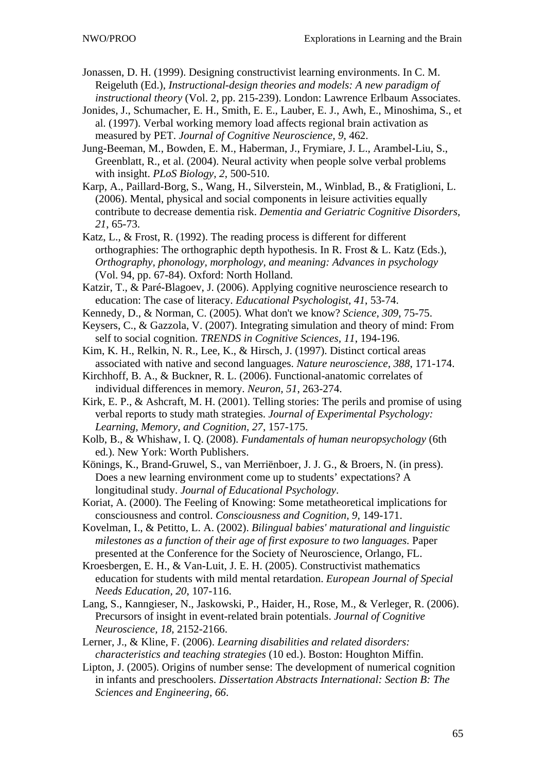Jonassen, D. H. (1999). Designing constructivist learning environments. In C. M. Reigeluth (Ed.), *Instructional-design theories and models: A new paradigm of instructional theory* (Vol. 2, pp. 215-239). London: Lawrence Erlbaum Associates.

Jonides, J., Schumacher, E. H., Smith, E. E., Lauber, E. J., Awh, E., Minoshima, S., et al. (1997). Verbal working memory load affects regional brain activation as measured by PET. *Journal of Cognitive Neuroscience, 9*, 462.

Jung-Beeman, M., Bowden, E. M., Haberman, J., Frymiare, J. L., Arambel-Liu, S., Greenblatt, R., et al. (2004). Neural activity when people solve verbal problems with insight. *PLoS Biology, 2*, 500-510.

Karp, A., Paillard-Borg, S., Wang, H., Silverstein, M., Winblad, B., & Fratiglioni, L. (2006). Mental, physical and social components in leisure activities equally contribute to decrease dementia risk. *Dementia and Geriatric Cognitive Disorders, 21*, 65-73.

Katz, L., & Frost, R. (1992). The reading process is different for different orthographies: The orthographic depth hypothesis. In R. Frost & L. Katz (Eds.), *Orthography, phonology, morphology, and meaning: Advances in psychology* (Vol. 94, pp. 67-84). Oxford: North Holland.

Katzir, T., & Paré-Blagoev, J. (2006). Applying cognitive neuroscience research to education: The case of literacy. *Educational Psychologist, 41*, 53-74.

Kennedy, D., & Norman, C. (2005). What don't we know? *Science, 309*, 75-75.

Keysers, C., & Gazzola, V. (2007). Integrating simulation and theory of mind: From self to social cognition. *TRENDS in Cognitive Sciences, 11*, 194-196.

Kim, K. H., Relkin, N. R., Lee, K., & Hirsch, J. (1997). Distinct cortical areas associated with native and second languages. *Nature neuroscience, 388*, 171-174.

Kirchhoff, B. A., & Buckner, R. L. (2006). Functional-anatomic correlates of individual differences in memory. *Neuron, 51*, 263-274.

Kirk, E. P., & Ashcraft, M. H. (2001). Telling stories: The perils and promise of using verbal reports to study math strategies. *Journal of Experimental Psychology: Learning, Memory, and Cognition, 27*, 157-175.

Kolb, B., & Whishaw, I. Q. (2008). *Fundamentals of human neuropsychology* (6th ed.). New York: Worth Publishers.

Könings, K., Brand-Gruwel, S., van Merriënboer, J. J. G., & Broers, N. (in press). Does a new learning environment come up to students' expectations? A longitudinal study. *Journal of Educational Psychology*.

Koriat, A. (2000). The Feeling of Knowing: Some metatheoretical implications for consciousness and control. *Consciousness and Cognition, 9*, 149-171.

Kovelman, I., & Petitto, L. A. (2002). *Bilingual babies' maturational and linguistic milestones as a function of their age of first exposure to two languages*. Paper presented at the Conference for the Society of Neuroscience, Orlango, FL.

Kroesbergen, E. H., & Van-Luit, J. E. H. (2005). Constructivist mathematics education for students with mild mental retardation. *European Journal of Special Needs Education, 20*, 107-116.

Lang, S., Kanngieser, N., Jaskowski, P., Haider, H., Rose, M., & Verleger, R. (2006). Precursors of insight in event-related brain potentials. *Journal of Cognitive Neuroscience, 18*, 2152-2166.

Lerner, J., & Kline, F. (2006). *Learning disabilities and related disorders: characteristics and teaching strategies* (10 ed.). Boston: Houghton Miffin.

Lipton, J. (2005). Origins of number sense: The development of numerical cognition in infants and preschoolers. *Dissertation Abstracts International: Section B: The Sciences and Engineering, 66*.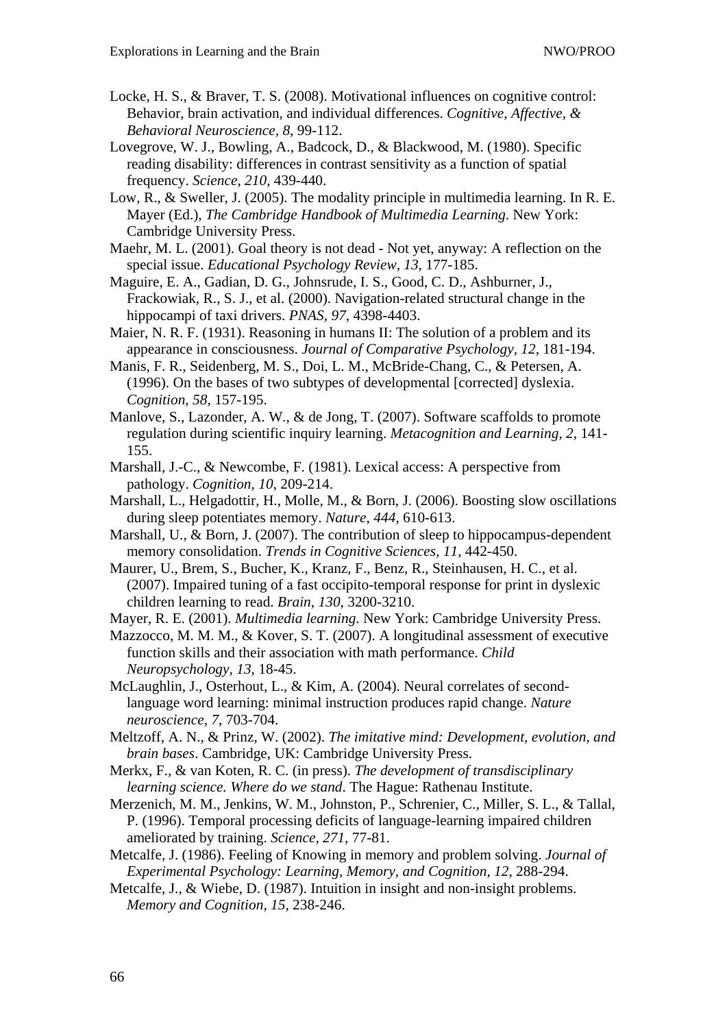Locke, H. S., & Braver, T. S. (2008). Motivational influences on cognitive control: Behavior, brain activation, and individual differences. *Cognitive, Affective, & Behavioral Neuroscience, 8*, 99-112.

Lovegrove, W. J., Bowling, A., Badcock, D., & Blackwood, M. (1980). Specific reading disability: differences in contrast sensitivity as a function of spatial frequency. *Science, 210*, 439-440.

Low, R., & Sweller, J. (2005). The modality principle in multimedia learning. In R. E. Mayer (Ed.), *The Cambridge Handbook of Multimedia Learning*. New York: Cambridge University Press.

Maehr, M. L. (2001). Goal theory is not dead - Not yet, anyway: A reflection on the special issue. *Educational Psychology Review, 13*, 177-185.

Maguire, E. A., Gadian, D. G., Johnsrude, I. S., Good, C. D., Ashburner, J., Frackowiak, R., S. J., et al. (2000). Navigation-related structural change in the hippocampi of taxi drivers. *PNAS, 97*, 4398-4403.

Maier, N. R. F. (1931). Reasoning in humans II: The solution of a problem and its appearance in consciousness. *Journal of Comparative Psychology, 12*, 181-194.

Manis, F. R., Seidenberg, M. S., Doi, L. M., McBride-Chang, C., & Petersen, A. (1996). On the bases of two subtypes of developmental [corrected] dyslexia. *Cognition, 58*, 157-195.

Manlove, S., Lazonder, A. W., & de Jong, T. (2007). Software scaffolds to promote regulation during scientific inquiry learning. *Metacognition and Learning, 2*, 141-155.

Marshall, J.-C., & Newcombe, F. (1981). Lexical access: A perspective from pathology. *Cognition, 10*, 209-214.

Marshall, L., Helgadottir, H., Molle, M., & Born, J. (2006). Boosting slow oscillations during sleep potentiates memory. *Nature, 444*, 610-613.

Marshall, U., & Born, J. (2007). The contribution of sleep to hippocampus-dependent memory consolidation. *Trends in Cognitive Sciences, 11*, 442-450.

Maurer, U., Brem, S., Bucher, K., Kranz, F., Benz, R., Steinhausen, H. C., et al. (2007). Impaired tuning of a fast occipito-temporal response for print in dyslexic children learning to read. *Brain, 130*, 3200-3210.

Mayer, R. E. (2001). *Multimedia learning*. New York: Cambridge University Press.

Mazzocco, M. M. M., & Kover, S. T. (2007). A longitudinal assessment of executive function skills and their association with math performance. *Child Neuropsychology, 13*, 18-45.

McLaughlin, J., Osterhout, L., & Kim, A. (2004). Neural correlates of second-language word learning: minimal instruction produces rapid change. *Nature neuroscience, 7*, 703-704.

Meltzoff, A. N., & Prinz, W. (2002). *The imitative mind: Development, evolution, and brain bases*. Cambridge, UK: Cambridge University Press.

Merkx, F., & van Koten, R. C. (in press). *The development of transdisciplinary learning science. Where do we stand*. The Hague: Rathenau Institute.

Merzenich, M. M., Jenkins, W. M., Johnston, P., Schrenier, C., Miller, S. L., & Tallal, P. (1996). Temporal processing deficits of language-learning impaired children ameliorated by training. *Science, 271*, 77-81.

Metcalfe, J. (1986). Feeling of Knowing in memory and problem solving. *Journal of Experimental Psychology: Learning, Memory, and Cognition, 12*, 288-294.

Metcalfe, J., & Wiebe, D. (1987). Intuition in insight and non-insight problems. *Memory and Cognition, 15*, 238-246.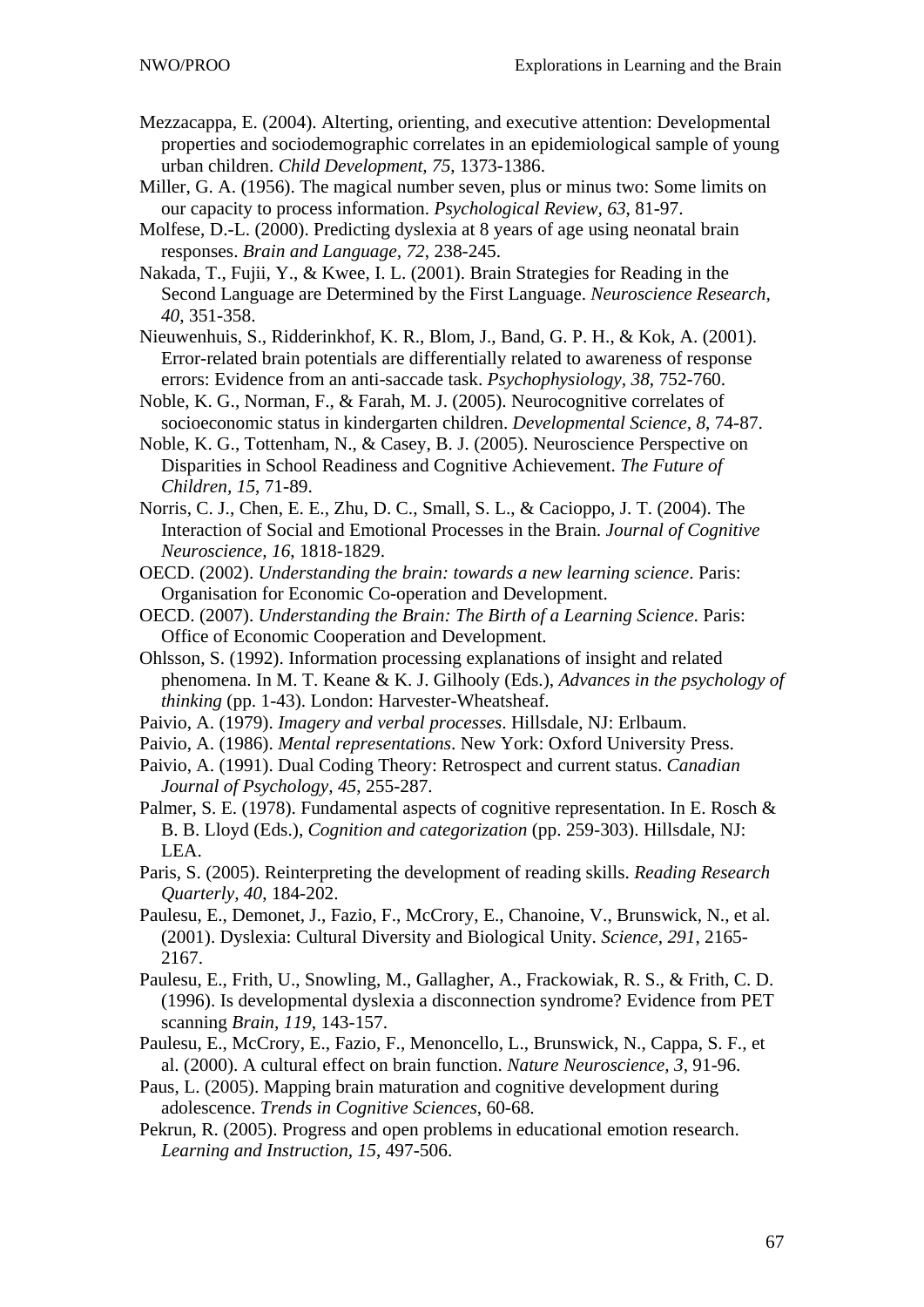Mezzacappa, E. (2004). Alterting, orienting, and executive attention: Developmental properties and sociodemographic correlates in an epidemiological sample of young urban children. *Child Development, 75*, 1373-1386.

Miller, G. A. (1956). The magical number seven, plus or minus two: Some limits on our capacity to process information. *Psychological Review, 63*, 81-97.

Molfese, D.-L. (2000). Predicting dyslexia at 8 years of age using neonatal brain responses. *Brain and Language, 72*, 238-245.

Nakada, T., Fujii, Y., & Kwee, I. L. (2001). Brain Strategies for Reading in the Second Language are Determined by the First Language. *Neuroscience Research, 40*, 351-358.

Nieuwenhuis, S., Ridderinkhof, K. R., Blom, J., Band, G. P. H., & Kok, A. (2001). Error-related brain potentials are differentially related to awareness of response errors: Evidence from an anti-saccade task. *Psychophysiology, 38*, 752-760.

Noble, K. G., Norman, F., & Farah, M. J. (2005). Neurocognitive correlates of socioeconomic status in kindergarten children. *Developmental Science, 8*, 74-87.

Noble, K. G., Tottenham, N., & Casey, B. J. (2005). Neuroscience Perspective on Disparities in School Readiness and Cognitive Achievement. *The Future of Children, 15*, 71-89.

Norris, C. J., Chen, E. E., Zhu, D. C., Small, S. L., & Cacioppo, J. T. (2004). The Interaction of Social and Emotional Processes in the Brain. *Journal of Cognitive Neuroscience, 16*, 1818-1829.

OECD. (2002). *Understanding the brain: towards a new learning science*. Paris: Organisation for Economic Co-operation and Development.

OECD. (2007). *Understanding the Brain: The Birth of a Learning Science*. Paris: Office of Economic Cooperation and Development.

Ohlsson, S. (1992). Information processing explanations of insight and related phenomena. In M. T. Keane & K. J. Gilhooly (Eds.), *Advances in the psychology of thinking* (pp. 1-43). London: Harvester-Wheatsheaf.

Paivio, A. (1979). *Imagery and verbal processes*. Hillsdale, NJ: Erlbaum.

Paivio, A. (1986). *Mental representations*. New York: Oxford University Press.

Paivio, A. (1991). Dual Coding Theory: Retrospect and current status. *Canadian Journal of Psychology, 45*, 255-287.

Palmer, S. E. (1978). Fundamental aspects of cognitive representation. In E. Rosch & B. B. Lloyd (Eds.), *Cognition and categorization* (pp. 259-303). Hillsdale, NJ: LEA.

Paris, S. (2005). Reinterpreting the development of reading skills. *Reading Research Quarterly, 40*, 184-202.

Paulesu, E., Demonet, J., Fazio, F., McCrory, E., Chanoine, V., Brunswick, N., et al. (2001). Dyslexia: Cultural Diversity and Biological Unity. *Science, 291*, 2165-2167.

Paulesu, E., Frith, U., Snowling, M., Gallagher, A., Frackowiak, R. S., & Frith, C. D. (1996). Is developmental dyslexia a disconnection syndrome? Evidence from PET scanning *Brain, 119*, 143-157.

Paulesu, E., McCrory, E., Fazio, F., Menoncello, L., Brunswick, N., Cappa, S. F., et al. (2000). A cultural effect on brain function. *Nature Neuroscience, 3*, 91-96.

Paus, L. (2005). Mapping brain maturation and cognitive development during adolescence. *Trends in Cognitive Sciences*, 60-68.

Pekrun, R. (2005). Progress and open problems in educational emotion research. *Learning and Instruction, 15*, 497-506.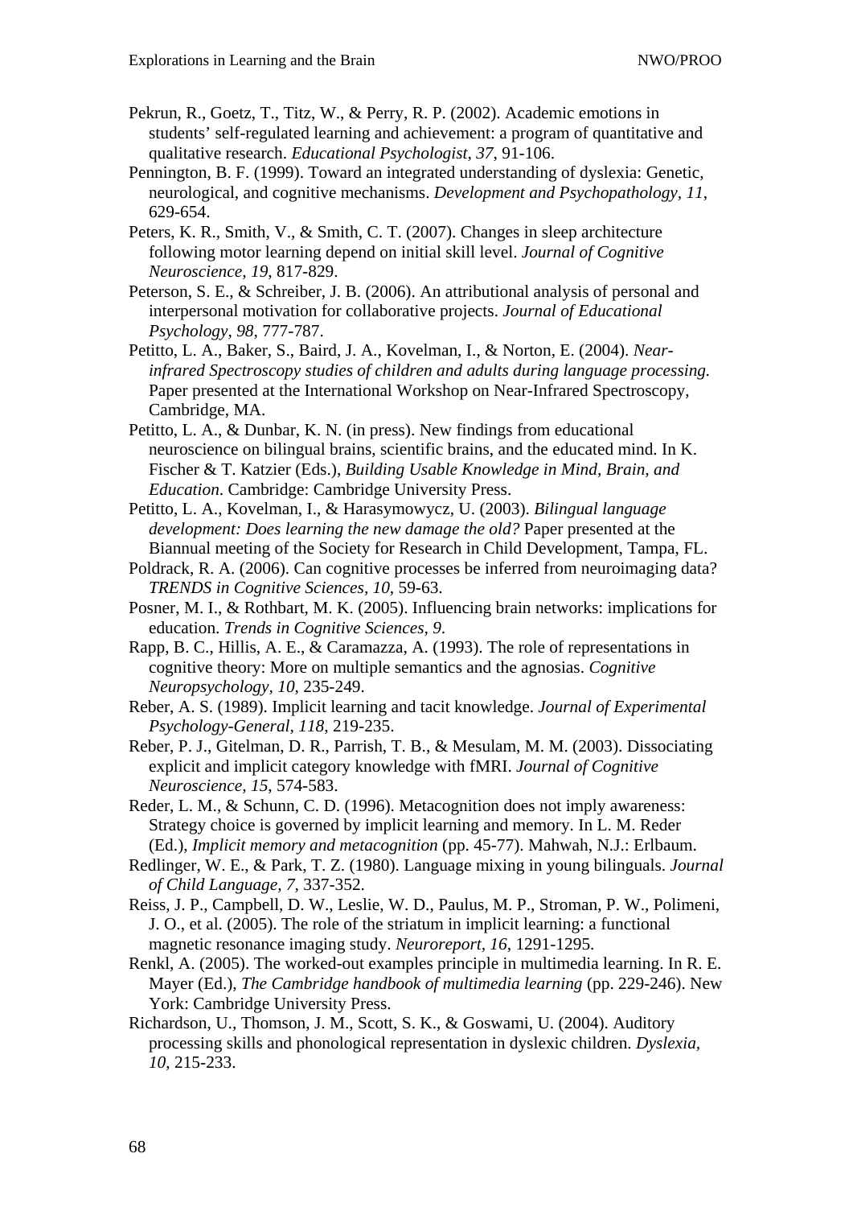Pekrun, R., Goetz, T., Titz, W., & Perry, R. P. (2002). Academic emotions in students' self-regulated learning and achievement: a program of quantitative and qualitative research. *Educational Psychologist, 37*, 91-106.

Pennington, B. F. (1999). Toward an integrated understanding of dyslexia: Genetic, neurological, and cognitive mechanisms. *Development and Psychopathology, 11*, 629-654.

Peters, K. R., Smith, V., & Smith, C. T. (2007). Changes in sleep architecture following motor learning depend on initial skill level. *Journal of Cognitive Neuroscience, 19*, 817-829.

Peterson, S. E., & Schreiber, J. B. (2006). An attributional analysis of personal and interpersonal motivation for collaborative projects. *Journal of Educational Psychology, 98*, 777-787.

Petitto, L. A., Baker, S., Baird, J. A., Kovelman, I., & Norton, E. (2004). *Near-infrared Spectroscopy studies of children and adults during language processing.* Paper presented at the International Workshop on Near-Infrared Spectroscopy, Cambridge, MA.

Petitto, L. A., & Dunbar, K. N. (in press). New findings from educational neuroscience on bilingual brains, scientific brains, and the educated mind. In K. Fischer & T. Katzier (Eds.), *Building Usable Knowledge in Mind, Brain, and Education*. Cambridge: Cambridge University Press.

Petitto, L. A., Kovelman, I., & Harasymowycz, U. (2003). *Bilingual language development: Does learning the new damage the old?* Paper presented at the Biannual meeting of the Society for Research in Child Development, Tampa, FL.

Poldrack, R. A. (2006). Can cognitive processes be inferred from neuroimaging data? *TRENDS in Cognitive Sciences, 10*, 59-63.

Posner, M. I., & Rothbart, M. K. (2005). Influencing brain networks: implications for education. *Trends in Cognitive Sciences, 9*.

Rapp, B. C., Hillis, A. E., & Caramazza, A. (1993). The role of representations in cognitive theory: More on multiple semantics and the agnosias. *Cognitive Neuropsychology, 10*, 235-249.

Reber, A. S. (1989). Implicit learning and tacit knowledge. *Journal of Experimental Psychology-General, 118*, 219-235.

Reber, P. J., Gitelman, D. R., Parrish, T. B., & Mesulam, M. M. (2003). Dissociating explicit and implicit category knowledge with fMRI. *Journal of Cognitive Neuroscience, 15*, 574-583.

Reder, L. M., & Schunn, C. D. (1996). Metacognition does not imply awareness: Strategy choice is governed by implicit learning and memory. In L. M. Reder (Ed.), *Implicit memory and metacognition* (pp. 45-77). Mahwah, N.J.: Erlbaum.

Redlinger, W. E., & Park, T. Z. (1980). Language mixing in young bilinguals. *Journal of Child Language, 7*, 337-352.

Reiss, J. P., Campbell, D. W., Leslie, W. D., Paulus, M. P., Stroman, P. W., Polimeni, J. O., et al. (2005). The role of the striatum in implicit learning: a functional magnetic resonance imaging study. *Neuroreport, 16*, 1291-1295.

Renkl, A. (2005). The worked-out examples principle in multimedia learning. In R. E. Mayer (Ed.), *The Cambridge handbook of multimedia learning* (pp. 229-246). New York: Cambridge University Press.

Richardson, U., Thomson, J. M., Scott, S. K., & Goswami, U. (2004). Auditory processing skills and phonological representation in dyslexic children. *Dyslexia, 10*, 215-233.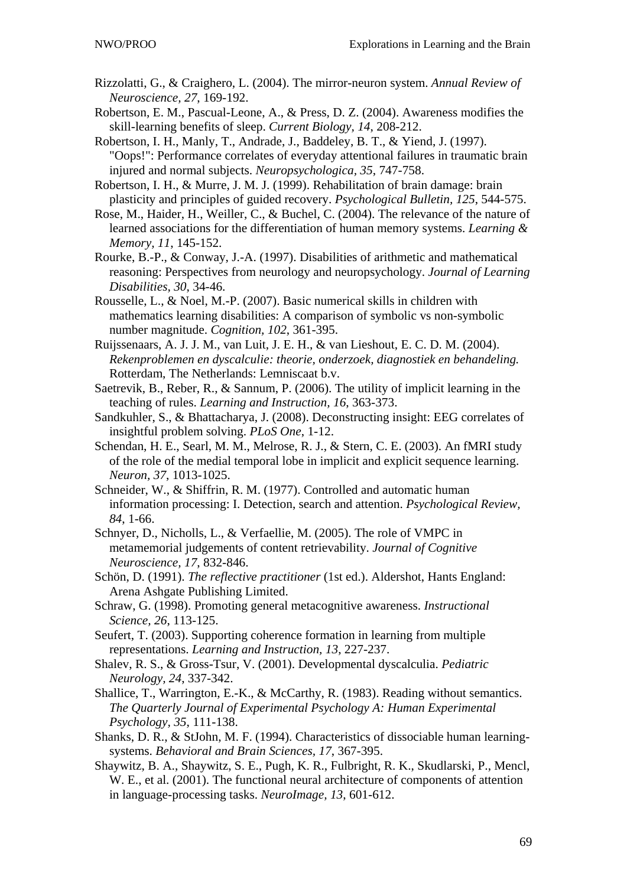Rizzolatti, G., & Craighero, L. (2004). The mirror-neuron system. *Annual Review of Neuroscience, 27*, 169-192.

Robertson, E. M., Pascual-Leone, A., & Press, D. Z. (2004). Awareness modifies the skill-learning benefits of sleep. *Current Biology, 14*, 208-212.

Robertson, I. H., Manly, T., Andrade, J., Baddeley, B. T., & Yiend, J. (1997). "Oops!": Performance correlates of everyday attentional failures in traumatic brain injured and normal subjects. *Neuropsychologica, 35*, 747-758.

Robertson, I. H., & Murre, J. M. J. (1999). Rehabilitation of brain damage: brain plasticity and principles of guided recovery. *Psychological Bulletin, 125*, 544-575.

Rose, M., Haider, H., Weiller, C., & Buchel, C. (2004). The relevance of the nature of learned associations for the differentiation of human memory systems. *Learning & Memory, 11*, 145-152.

Rourke, B.-P., & Conway, J.-A. (1997). Disabilities of arithmetic and mathematical reasoning: Perspectives from neurology and neuropsychology. *Journal of Learning Disabilities, 30*, 34-46.

Rousselle, L., & Noel, M.-P. (2007). Basic numerical skills in children with mathematics learning disabilities: A comparison of symbolic vs non-symbolic number magnitude. *Cognition, 102*, 361-395.

Ruijssenaars, A. J. J. M., van Luit, J. E. H., & van Lieshout, E. C. D. M. (2004). *Rekenproblemen en dyscalculie: theorie, onderzoek, diagnostiek en behandeling.* Rotterdam, The Netherlands: Lemniscaat b.v.

Saetrevik, B., Reber, R., & Sannum, P. (2006). The utility of implicit learning in the teaching of rules. *Learning and Instruction, 16*, 363-373.

Sandkuhler, S., & Bhattacharya, J. (2008). Deconstructing insight: EEG correlates of insightful problem solving. *PLoS One*, 1-12.

Schendan, H. E., Searl, M. M., Melrose, R. J., & Stern, C. E. (2003). An fMRI study of the role of the medial temporal lobe in implicit and explicit sequence learning. *Neuron, 37*, 1013-1025.

Schneider, W., & Shiffrin, R. M. (1977). Controlled and automatic human information processing: I. Detection, search and attention. *Psychological Review, 84*, 1-66.

Schnyer, D., Nicholls, L., & Verfaellie, M. (2005). The role of VMPC in metamemorial judgements of content retrievability. *Journal of Cognitive Neuroscience, 17*, 832-846.

Schön, D. (1991). *The reflective practitioner* (1st ed.). Aldershot, Hants England: Arena Ashgate Publishing Limited.

Schraw, G. (1998). Promoting general metacognitive awareness. *Instructional Science, 26*, 113-125.

Seufert, T. (2003). Supporting coherence formation in learning from multiple representations. *Learning and Instruction, 13*, 227-237.

Shalev, R. S., & Gross-Tsur, V. (2001). Developmental dyscalculia. *Pediatric Neurology, 24*, 337-342.

Shallice, T., Warrington, E.-K., & McCarthy, R. (1983). Reading without semantics. *The Quarterly Journal of Experimental Psychology A: Human Experimental Psychology, 35*, 111-138.

Shanks, D. R., & StJohn, M. F. (1994). Characteristics of dissociable human learning-systems. *Behavioral and Brain Sciences, 17*, 367-395.

Shaywitz, B. A., Shaywitz, S. E., Pugh, K. R., Fulbright, R. K., Skudlarski, P., Mencl, W. E., et al. (2001). The functional neural architecture of components of attention in language-processing tasks. *NeuroImage, 13*, 601-612.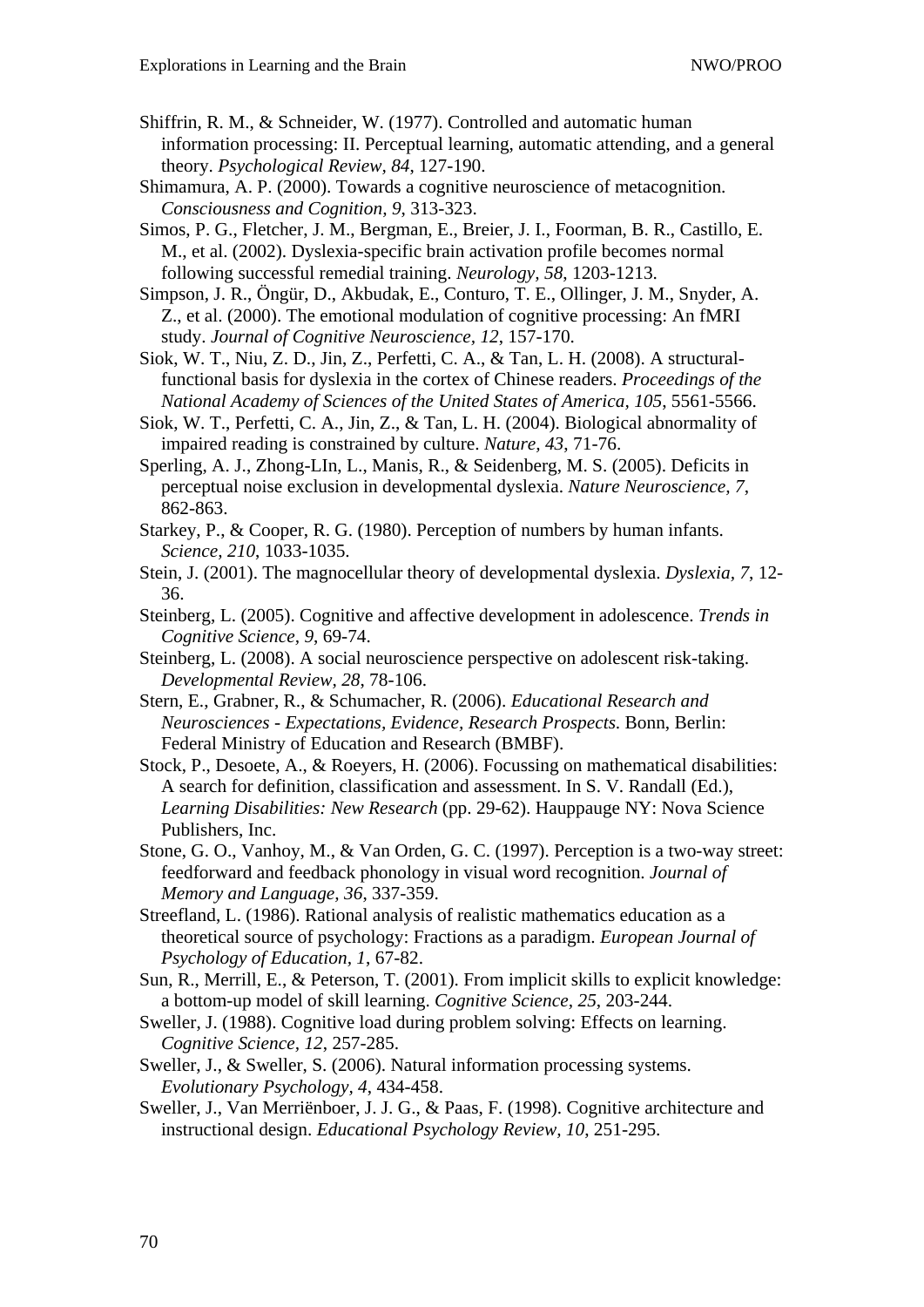Shiffrin, R. M., & Schneider, W. (1977). Controlled and automatic human information processing: II. Perceptual learning, automatic attending, and a general theory. *Psychological Review, 84*, 127-190.

Shimamura, A. P. (2000). Towards a cognitive neuroscience of metacognition. *Consciousness and Cognition, 9*, 313-323.

Simos, P. G., Fletcher, J. M., Bergman, E., Breier, J. I., Foorman, B. R., Castillo, E. M., et al. (2002). Dyslexia-specific brain activation profile becomes normal following successful remedial training. *Neurology, 58*, 1203-1213.

Simpson, J. R., Öngür, D., Akbudak, E., Conturo, T. E., Ollinger, J. M., Snyder, A. Z., et al. (2000). The emotional modulation of cognitive processing: An fMRI study. *Journal of Cognitive Neuroscience, 12*, 157-170.

Siok, W. T., Niu, Z. D., Jin, Z., Perfetti, C. A., & Tan, L. H. (2008). A structural-functional basis for dyslexia in the cortex of Chinese readers. *Proceedings of the National Academy of Sciences of the United States of America, 105*, 5561-5566.

Siok, W. T., Perfetti, C. A., Jin, Z., & Tan, L. H. (2004). Biological abnormality of impaired reading is constrained by culture. *Nature, 43*, 71-76.

Sperling, A. J., Zhong-LIn, L., Manis, R., & Seidenberg, M. S. (2005). Deficits in perceptual noise exclusion in developmental dyslexia. *Nature Neuroscience, 7*, 862-863.

Starkey, P., & Cooper, R. G. (1980). Perception of numbers by human infants. *Science, 210*, 1033-1035.

Stein, J. (2001). The magnocellular theory of developmental dyslexia. *Dyslexia, 7*, 12-36.

Steinberg, L. (2005). Cognitive and affective development in adolescence. *Trends in Cognitive Science, 9*, 69-74.

Steinberg, L. (2008). A social neuroscience perspective on adolescent risk-taking. *Developmental Review, 28*, 78-106.

Stern, E., Grabner, R., & Schumacher, R. (2006). *Educational Research and Neurosciences - Expectations, Evidence, Research Prospects*. Bonn, Berlin: Federal Ministry of Education and Research (BMBF).

Stock, P., Desoete, A., & Roeyers, H. (2006). Focussing on mathematical disabilities: A search for definition, classification and assessment. In S. V. Randall (Ed.), *Learning Disabilities: New Research* (pp. 29-62). Hauppauge NY: Nova Science Publishers, Inc.

Stone, G. O., Vanhoy, M., & Van Orden, G. C. (1997). Perception is a two-way street: feedforward and feedback phonology in visual word recognition. *Journal of Memory and Language, 36*, 337-359.

Streefland, L. (1986). Rational analysis of realistic mathematics education as a theoretical source of psychology: Fractions as a paradigm. *European Journal of Psychology of Education, 1*, 67-82.

Sun, R., Merrill, E., & Peterson, T. (2001). From implicit skills to explicit knowledge: a bottom-up model of skill learning. *Cognitive Science, 25*, 203-244.

Sweller, J. (1988). Cognitive load during problem solving: Effects on learning. *Cognitive Science, 12*, 257-285.

Sweller, J., & Sweller, S. (2006). Natural information processing systems. *Evolutionary Psychology, 4*, 434-458.

Sweller, J., Van Merriënboer, J. J. G., & Paas, F. (1998). Cognitive architecture and instructional design. *Educational Psychology Review, 10*, 251-295.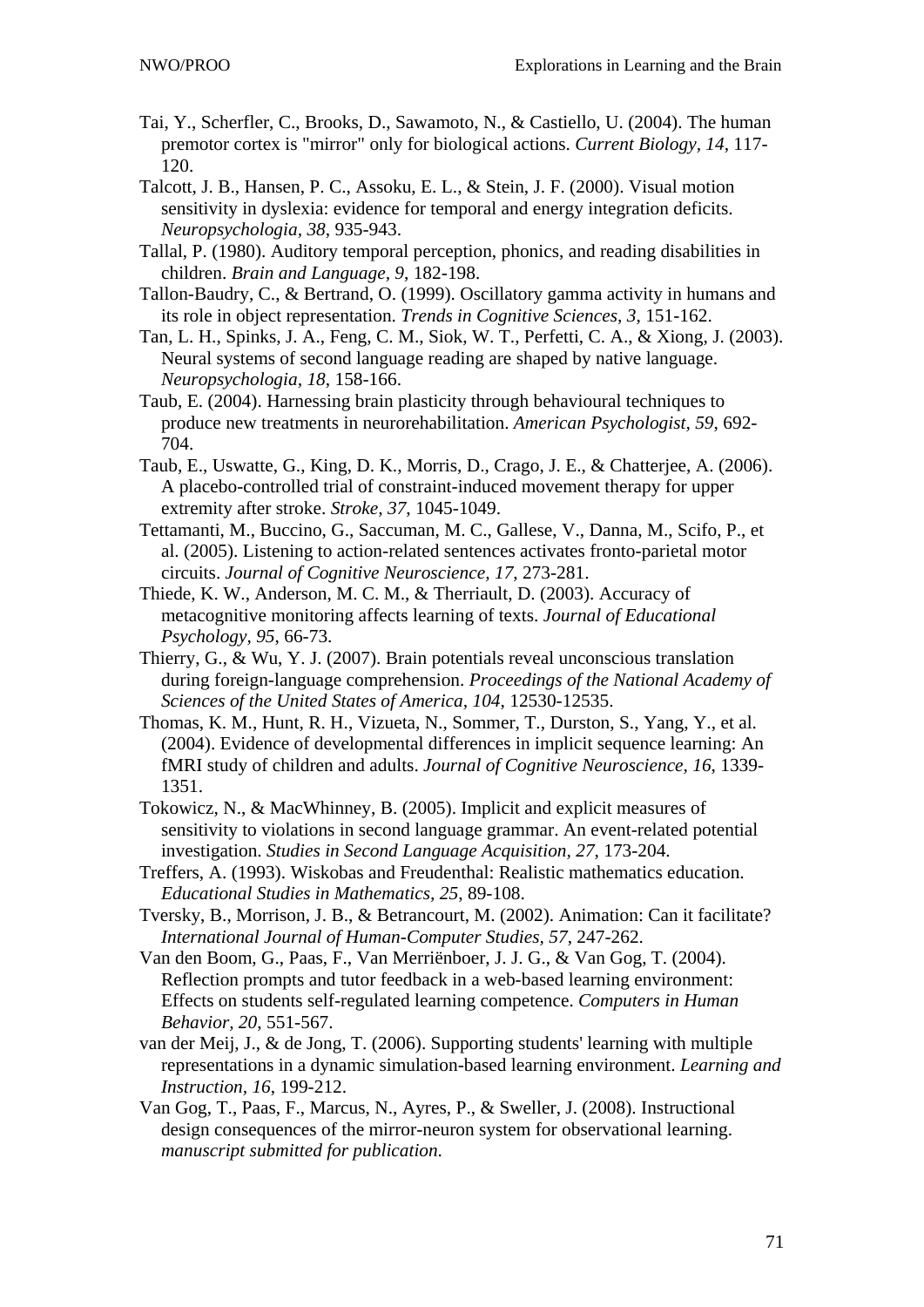Tai, Y., Scherfler, C., Brooks, D., Sawamoto, N., & Castiello, U. (2004). The human premotor cortex is "mirror" only for biological actions. *Current Biology, 14*, 117-120.

Talcott, J. B., Hansen, P. C., Assoku, E. L., & Stein, J. F. (2000). Visual motion sensitivity in dyslexia: evidence for temporal and energy integration deficits. *Neuropsychologia, 38*, 935-943.

Tallal, P. (1980). Auditory temporal perception, phonics, and reading disabilities in children. *Brain and Language, 9*, 182-198.

Tallon-Baudry, C., & Bertrand, O. (1999). Oscillatory gamma activity in humans and its role in object representation. *Trends in Cognitive Sciences, 3*, 151-162.

Tan, L. H., Spinks, J. A., Feng, C. M., Siok, W. T., Perfetti, C. A., & Xiong, J. (2003). Neural systems of second language reading are shaped by native language. *Neuropsychologia, 18*, 158-166.

Taub, E. (2004). Harnessing brain plasticity through behavioural techniques to produce new treatments in neurorehabilitation. *American Psychologist, 59*, 692-704.

Taub, E., Uswatte, G., King, D. K., Morris, D., Crago, J. E., & Chatterjee, A. (2006). A placebo-controlled trial of constraint-induced movement therapy for upper extremity after stroke. *Stroke, 37*, 1045-1049.

Tettamanti, M., Buccino, G., Saccuman, M. C., Gallese, V., Danna, M., Scifo, P., et al. (2005). Listening to action-related sentences activates fronto-parietal motor circuits. *Journal of Cognitive Neuroscience, 17*, 273-281.

Thiede, K. W., Anderson, M. C. M., & Therriault, D. (2003). Accuracy of metacognitive monitoring affects learning of texts. *Journal of Educational Psychology, 95*, 66-73.

Thierry, G., & Wu, Y. J. (2007). Brain potentials reveal unconscious translation during foreign-language comprehension. *Proceedings of the National Academy of Sciences of the United States of America, 104*, 12530-12535.

Thomas, K. M., Hunt, R. H., Vizueta, N., Sommer, T., Durston, S., Yang, Y., et al. (2004). Evidence of developmental differences in implicit sequence learning: An fMRI study of children and adults. *Journal of Cognitive Neuroscience, 16*, 1339-1351.

Tokowicz, N., & MacWhinney, B. (2005). Implicit and explicit measures of sensitivity to violations in second language grammar. An event-related potential investigation. *Studies in Second Language Acquisition, 27*, 173-204.

Treffers, A. (1993). Wiskobas and Freudenthal: Realistic mathematics education. *Educational Studies in Mathematics, 25*, 89-108.

Tversky, B., Morrison, J. B., & Betrancourt, M. (2002). Animation: Can it facilitate? *International Journal of Human-Computer Studies, 57*, 247-262.

Van den Boom, G., Paas, F., Van Merriënboer, J. J. G., & Van Gog, T. (2004). Reflection prompts and tutor feedback in a web-based learning environment: Effects on students self-regulated learning competence. *Computers in Human Behavior, 20*, 551-567.

van der Meij, J., & de Jong, T. (2006). Supporting students' learning with multiple representations in a dynamic simulation-based learning environment. *Learning and Instruction, 16*, 199-212.

Van Gog, T., Paas, F., Marcus, N., Ayres, P., & Sweller, J. (2008). Instructional design consequences of the mirror-neuron system for observational learning. *manuscript submitted for publication.*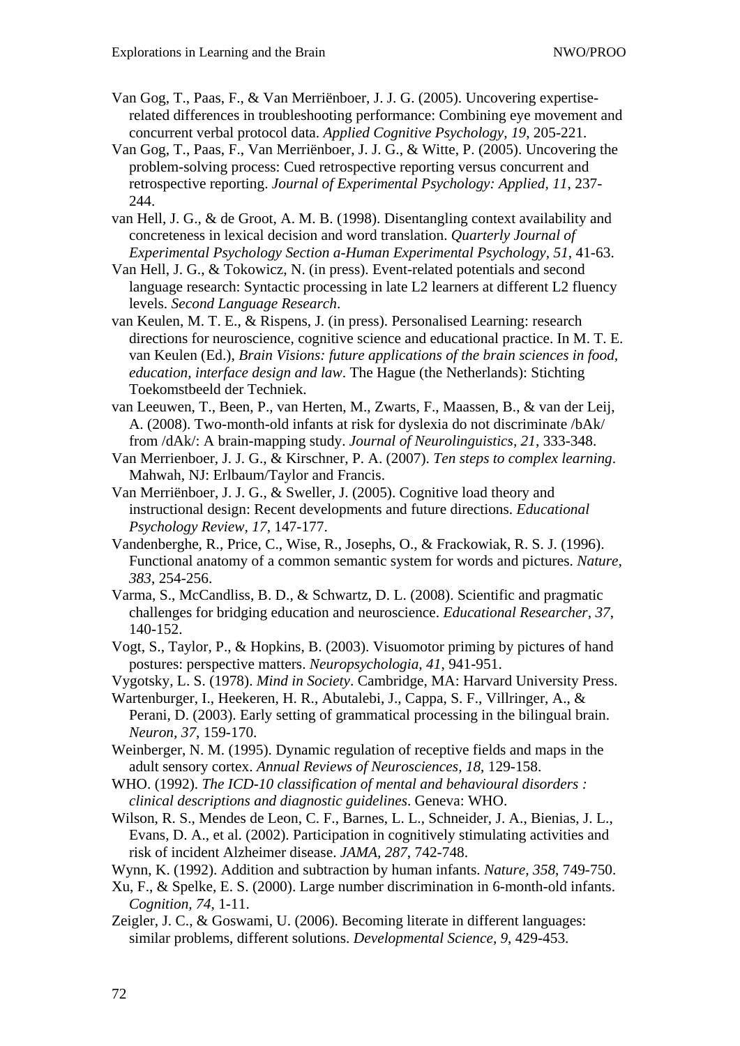Van Gog, T., Paas, F., & Van Merriënboer, J. J. G. (2005). Uncovering expertise-related differences in troubleshooting performance: Combining eye movement and concurrent verbal protocol data. *Applied Cognitive Psychology, 19*, 205-221.

Van Gog, T., Paas, F., Van Merriënboer, J. J. G., & Witte, P. (2005). Uncovering the problem-solving process: Cued retrospective reporting versus concurrent and retrospective reporting. *Journal of Experimental Psychology: Applied, 11*, 237-244.

van Hell, J. G., & de Groot, A. M. B. (1998). Disentangling context availability and concreteness in lexical decision and word translation. *Quarterly Journal of Experimental Psychology Section a-Human Experimental Psychology, 51*, 41-63.

Van Hell, J. G., & Tokowicz, N. (in press). Event-related potentials and second language research: Syntactic processing in late L2 learners at different L2 fluency levels. *Second Language Research*.

van Keulen, M. T. E., & Rispens, J. (in press). Personalised Learning: research directions for neuroscience, cognitive science and educational practice. In M. T. E. van Keulen (Ed.), *Brain Visions: future applications of the brain sciences in food, education, interface design and law*. The Hague (the Netherlands): Stichting Toekomstbeeld der Techniek.

van Leeuwen, T., Been, P., van Herten, M., Zwarts, F., Maassen, B., & van der Leij, A. (2008). Two-month-old infants at risk for dyslexia do not discriminate /bAk/ from /dAk/: A brain-mapping study. *Journal of Neurolinguistics, 21*, 333-348.

Van Merrienboer, J. J. G., & Kirschner, P. A. (2007). *Ten steps to complex learning*. Mahwah, NJ: Erlbaum/Taylor and Francis.

Van Merriënboer, J. J. G., & Sweller, J. (2005). Cognitive load theory and instructional design: Recent developments and future directions. *Educational Psychology Review, 17*, 147-177.

Vandenberghe, R., Price, C., Wise, R., Josephs, O., & Frackowiak, R. S. J. (1996). Functional anatomy of a common semantic system for words and pictures. *Nature, 383*, 254-256.

Varma, S., McCandliss, B. D., & Schwartz, D. L. (2008). Scientific and pragmatic challenges for bridging education and neuroscience. *Educational Researcher, 37*, 140-152.

Vogt, S., Taylor, P., & Hopkins, B. (2003). Visuomotor priming by pictures of hand postures: perspective matters. *Neuropsychologia, 41*, 941-951.

Vygotsky, L. S. (1978). *Mind in Society*. Cambridge, MA: Harvard University Press.

Wartenburger, I., Heekeren, H. R., Abutalebi, J., Cappa, S. F., Villringer, A., & Perani, D. (2003). Early setting of grammatical processing in the bilingual brain. *Neuron, 37*, 159-170.

Weinberger, N. M. (1995). Dynamic regulation of receptive fields and maps in the adult sensory cortex. *Annual Reviews of Neurosciences, 18*, 129-158.

WHO. (1992). *The ICD-10 classification of mental and behavioural disorders : clinical descriptions and diagnostic guidelines*. Geneva: WHO.

Wilson, R. S., Mendes de Leon, C. F., Barnes, L. L., Schneider, J. A., Bienias, J. L., Evans, D. A., et al. (2002). Participation in cognitively stimulating activities and risk of incident Alzheimer disease. *JAMA, 287*, 742-748.

Wynn, K. (1992). Addition and subtraction by human infants. *Nature, 358*, 749-750.

Xu, F., & Spelke, E. S. (2000). Large number discrimination in 6-month-old infants. *Cognition, 74*, 1-11.

Zeigler, J. C., & Goswami, U. (2006). Becoming literate in different languages: similar problems, different solutions. *Developmental Science, 9*, 429-453.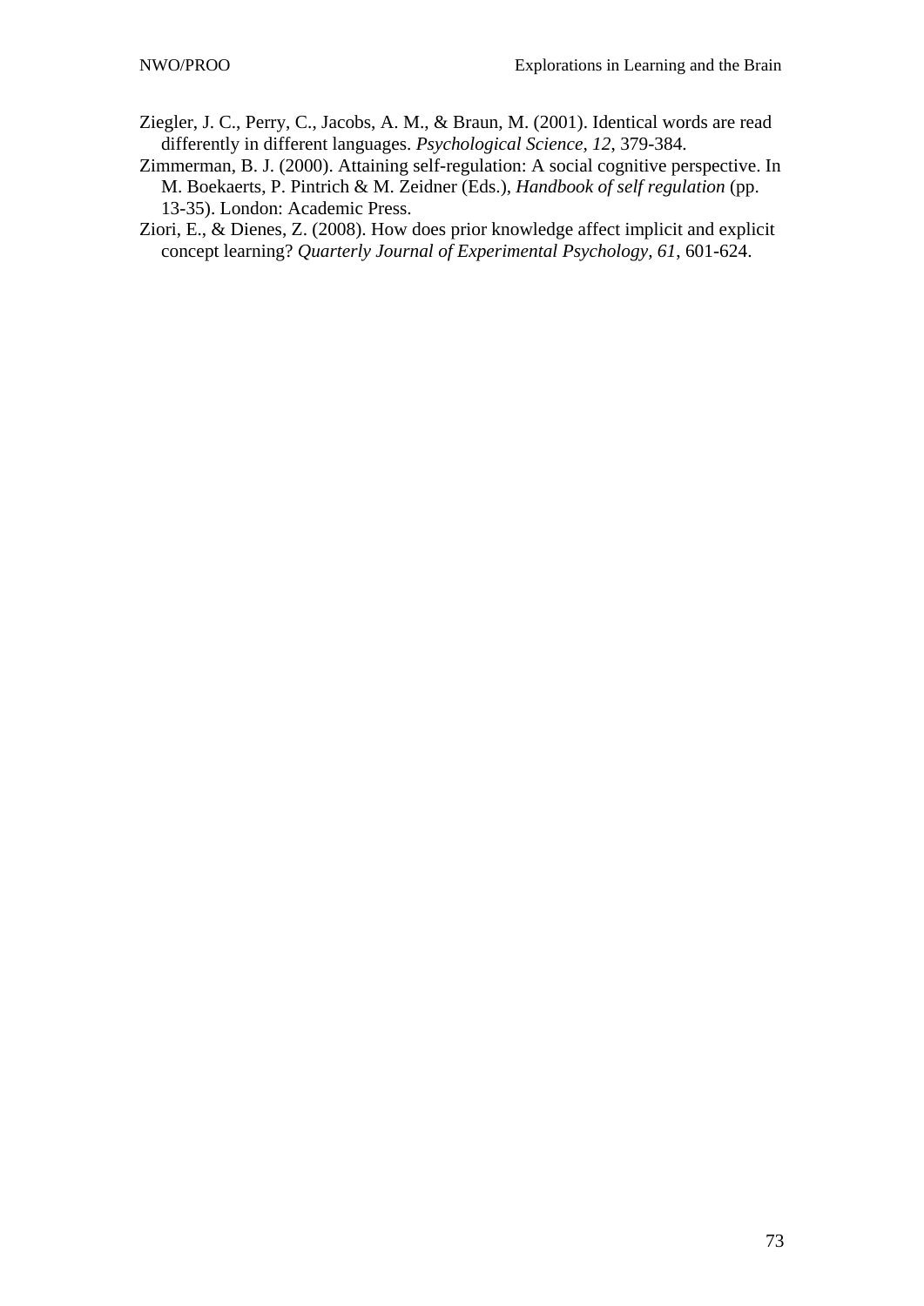Ziegler, J. C., Perry, C., Jacobs, A. M., & Braun, M. (2001). Identical words are read differently in different languages. *Psychological Science, 12*, 379-384.

Zimmerman, B. J. (2000). Attaining self-regulation: A social cognitive perspective. In M. Boekaerts, P. Pintrich & M. Zeidner (Eds.), *Handbook of self regulation* (pp. 13-35). London: Academic Press.

Ziori, E., & Dienes, Z. (2008). How does prior knowledge affect implicit and explicit concept learning? *Quarterly Journal of Experimental Psychology, 61*, 601-624.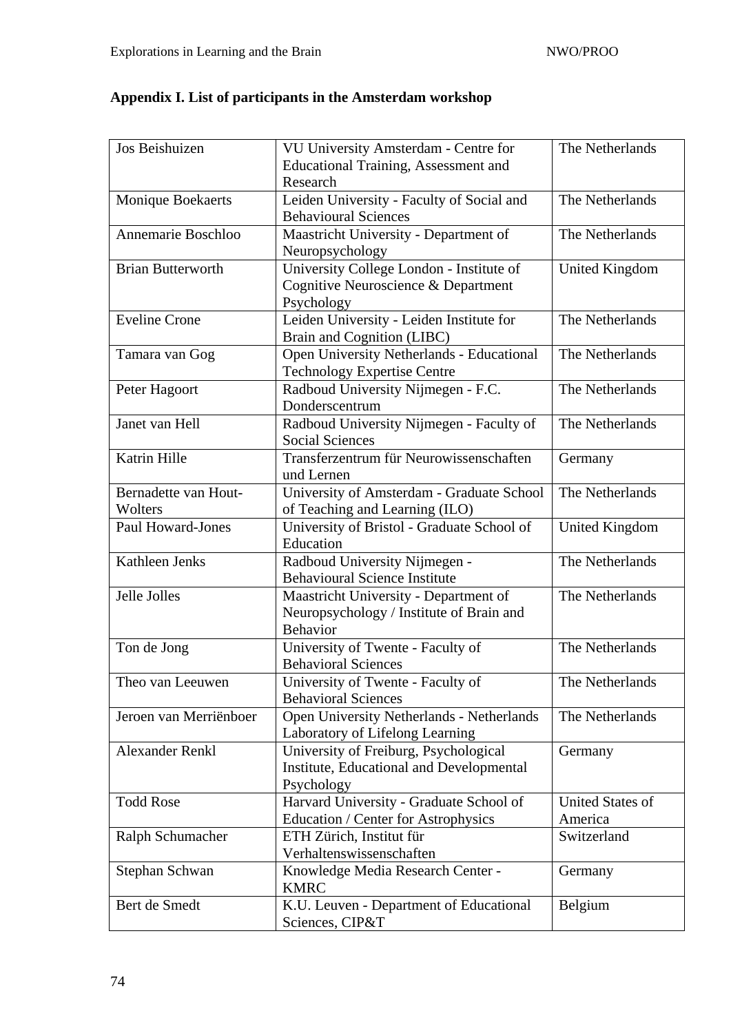**Appendix I. List of participants in the Amsterdam workshop**

| | | |
|---|---|---|
| Jos Beishuizen | VU University Amsterdam - Centre for Educational Training, Assessment and Research | The Netherlands |
| Monique Boekaerts | Leiden University - Faculty of Social and Behavioural Sciences | The Netherlands |
| Annemarie Boschloo | Maastricht University - Department of Neuropsychology | The Netherlands |
| Brian Butterworth | University College London - Institute of Cognitive Neuroscience & Department Psychology | United Kingdom |
| Eveline Crone | Leiden University - Leiden Institute for Brain and Cognition (LIBC) | The Netherlands |
| Tamara van Gog | Open University Netherlands - Educational Technology Expertise Centre | The Netherlands |
| Peter Hagoort | Radboud University Nijmegen - F.C. Donderscentrum | The Netherlands |
| Janet van Hell | Radboud University Nijmegen - Faculty of Social Sciences | The Netherlands |
| Katrin Hille | Transferzentrum für Neurowissenschaften und Lernen | Germany |
| Bernadette van Hout-Wolters | University of Amsterdam - Graduate School of Teaching and Learning (ILO) | The Netherlands |
| Paul Howard-Jones | University of Bristol - Graduate School of Education | United Kingdom |
| Kathleen Jenks | Radboud University Nijmegen - Behavioural Science Institute | The Netherlands |
| Jelle Jolles | Maastricht University - Department of Neuropsychology / Institute of Brain and Behavior | The Netherlands |
| Ton de Jong | University of Twente - Faculty of Behavioral Sciences | The Netherlands |
| Theo van Leeuwen | University of Twente - Faculty of Behavioral Sciences | The Netherlands |
| Jeroen van Merriënboer | Open University Netherlands - Netherlands Laboratory of Lifelong Learning | The Netherlands |
| Alexander Renkl | University of Freiburg, Psychological Institute, Educational and Developmental Psychology | Germany |
| Todd Rose | Harvard University - Graduate School of Education / Center for Astrophysics | United States of America |
| Ralph Schumacher | ETH Zürich, Institut für Verhaltenswissenschaften | Switzerland |
| Stephan Schwan | Knowledge Media Research Center - KMRC | Germany |
| Bert de Smedt | K.U. Leuven - Department of Educational Sciences, CIP&T | Belgium |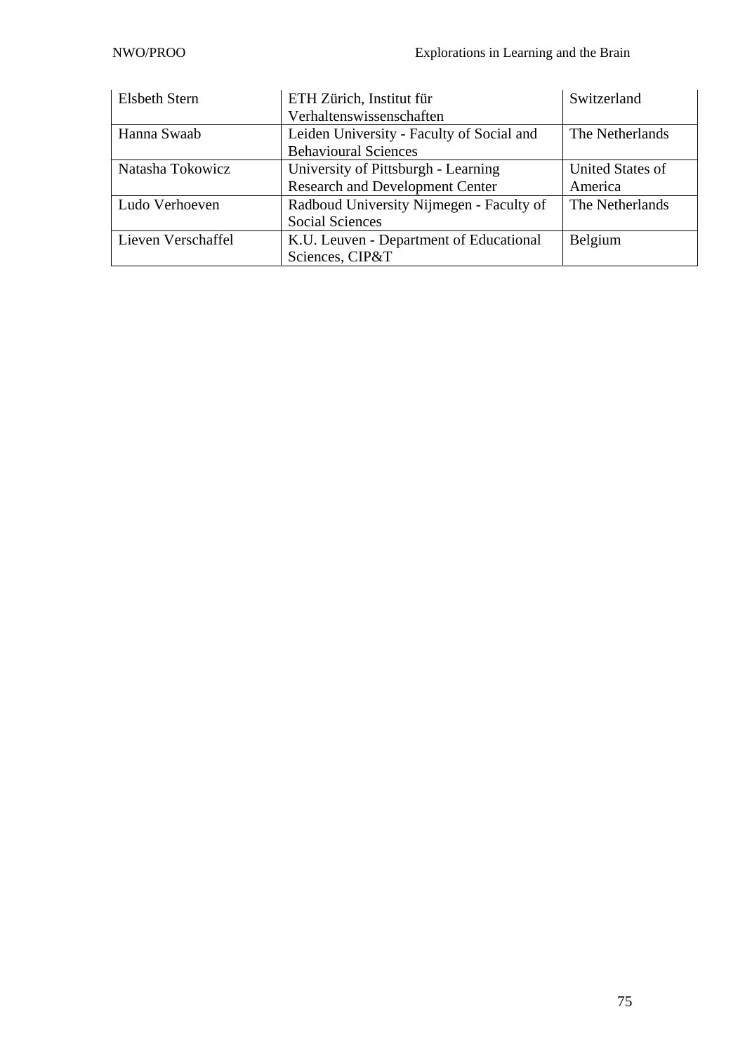| | | |
|---|---|---|
| Elsbeth Stern | ETH Zürich, Institut für Verhaltenswissenschaften | Switzerland |
| Hanna Swaab | Leiden University - Faculty of Social and Behavioural Sciences | The Netherlands |
| Natasha Tokowicz | University of Pittsburgh - Learning Research and Development Center | United States of America |
| Ludo Verhoeven | Radboud University Nijmegen - Faculty of Social Sciences | The Netherlands |
| Lieven Verschaffel | K.U. Leuven - Department of Educational Sciences, CIP&T | Belgium |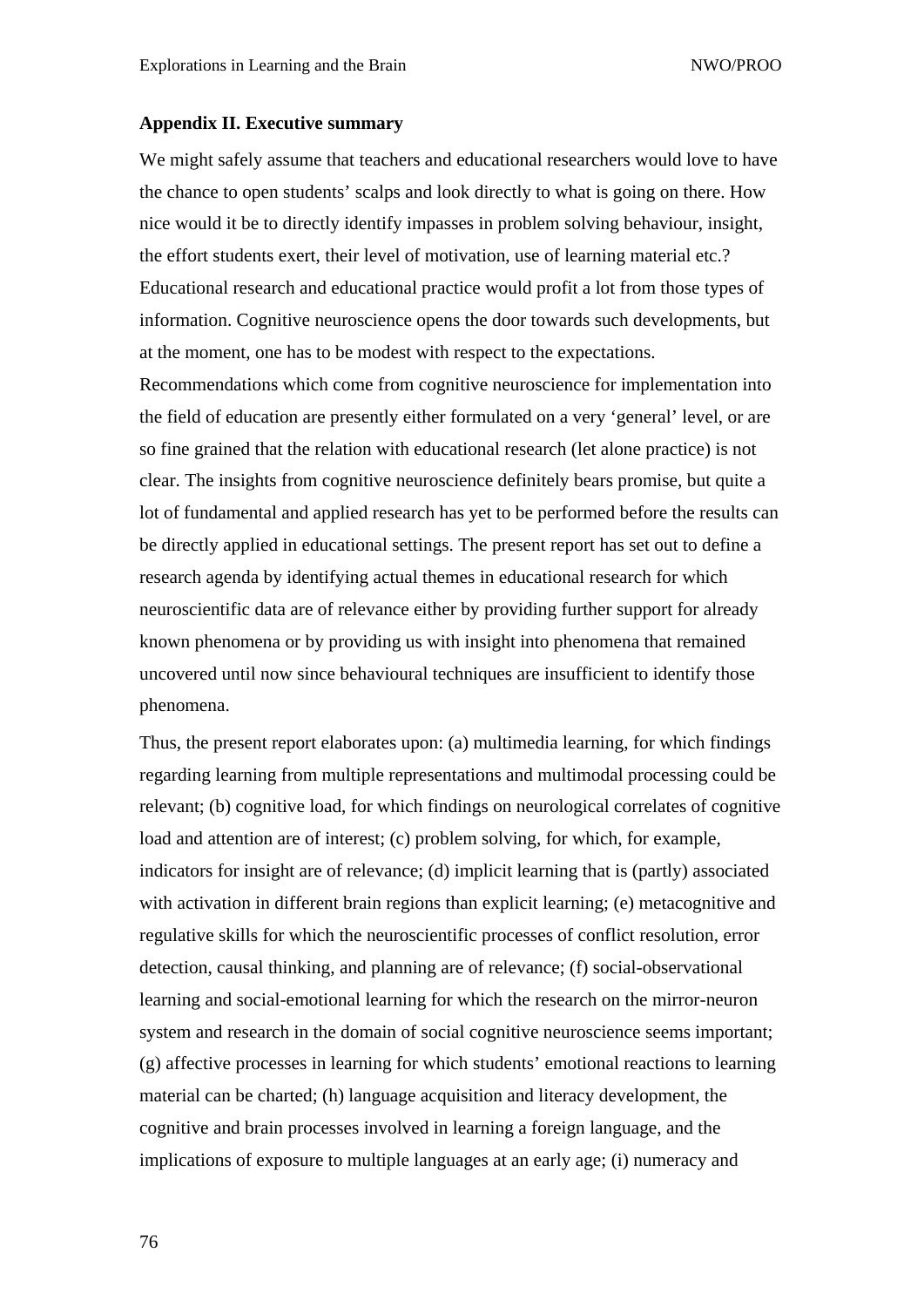**Appendix II. Executive summary**

We might safely assume that teachers and educational researchers would love to have the chance to open students' scalps and look directly to what is going on there. How nice would it be to directly identify impasses in problem solving behaviour, insight, the effort students exert, their level of motivation, use of learning material etc.? Educational research and educational practice would profit a lot from those types of information. Cognitive neuroscience opens the door towards such developments, but at the moment, one has to be modest with respect to the expectations. Recommendations which come from cognitive neuroscience for implementation into the field of education are presently either formulated on a very 'general' level, or are so fine grained that the relation with educational research (let alone practice) is not clear. The insights from cognitive neuroscience definitely bears promise, but quite a lot of fundamental and applied research has yet to be performed before the results can be directly applied in educational settings. The present report has set out to define a research agenda by identifying actual themes in educational research for which neuroscientific data are of relevance either by providing further support for already known phenomena or by providing us with insight into phenomena that remained uncovered until now since behavioural techniques are insufficient to identify those phenomena.

Thus, the present report elaborates upon: (a) multimedia learning, for which findings regarding learning from multiple representations and multimodal processing could be relevant; (b) cognitive load, for which findings on neurological correlates of cognitive load and attention are of interest; (c) problem solving, for which, for example, indicators for insight are of relevance; (d) implicit learning that is (partly) associated with activation in different brain regions than explicit learning; (e) metacognitive and regulative skills for which the neuroscientific processes of conflict resolution, error detection, causal thinking, and planning are of relevance; (f) social-observational learning and social-emotional learning for which the research on the mirror-neuron system and research in the domain of social cognitive neuroscience seems important; (g) affective processes in learning for which students' emotional reactions to learning material can be charted; (h) language acquisition and literacy development, the cognitive and brain processes involved in learning a foreign language, and the implications of exposure to multiple languages at an early age; (i) numeracy and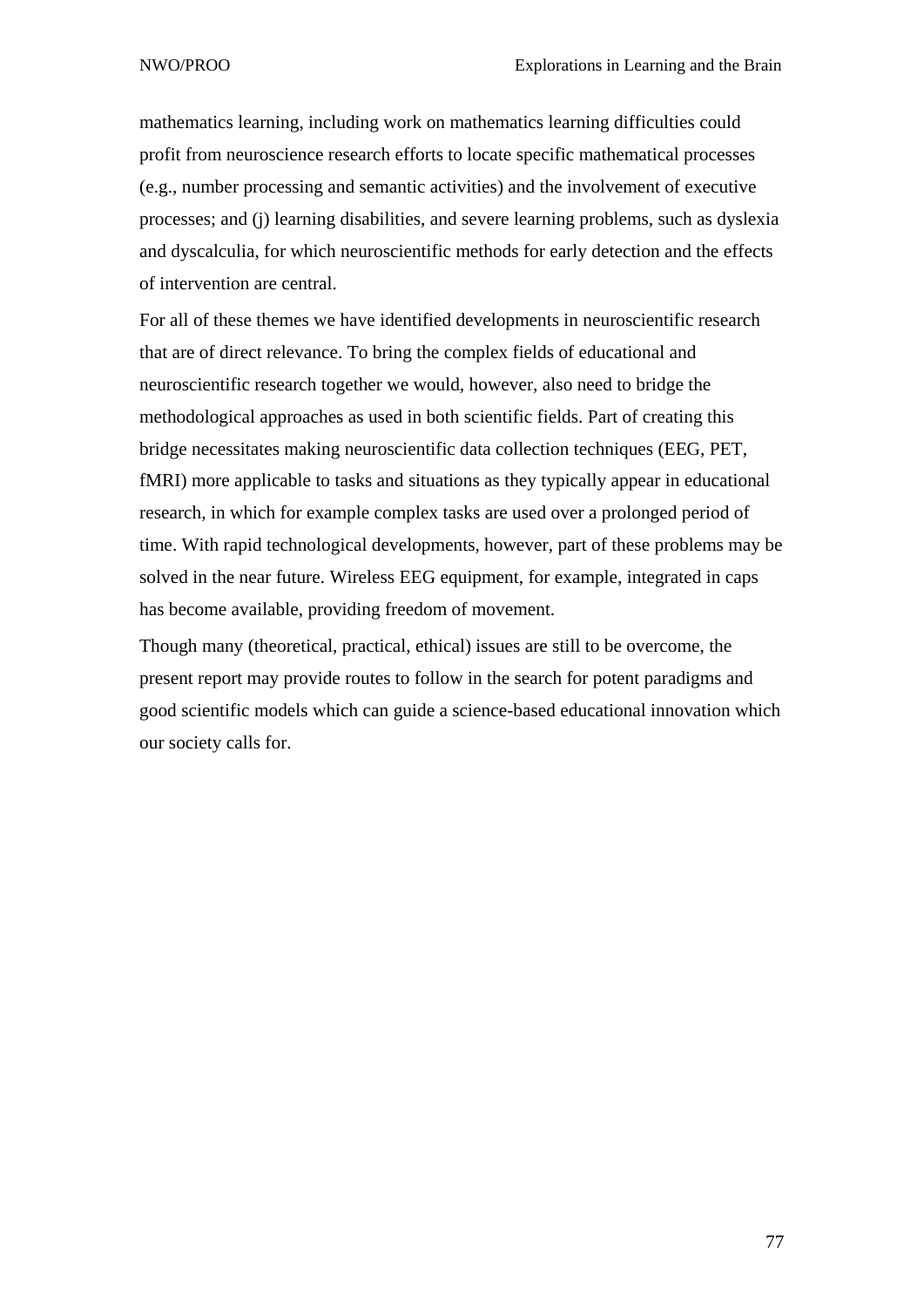mathematics learning, including work on mathematics learning difficulties could profit from neuroscience research efforts to locate specific mathematical processes (e.g., number processing and semantic activities) and the involvement of executive processes; and (j) learning disabilities, and severe learning problems, such as dyslexia and dyscalculia, for which neuroscientific methods for early detection and the effects of intervention are central.

For all of these themes we have identified developments in neuroscientific research that are of direct relevance. To bring the complex fields of educational and neuroscientific research together we would, however, also need to bridge the methodological approaches as used in both scientific fields. Part of creating this bridge necessitates making neuroscientific data collection techniques (EEG, PET, fMRI) more applicable to tasks and situations as they typically appear in educational research, in which for example complex tasks are used over a prolonged period of time. With rapid technological developments, however, part of these problems may be solved in the near future. Wireless EEG equipment, for example, integrated in caps has become available, providing freedom of movement.

Though many (theoretical, practical, ethical) issues are still to be overcome, the present report may provide routes to follow in the search for potent paradigms and good scientific models which can guide a science-based educational innovation which our society calls for.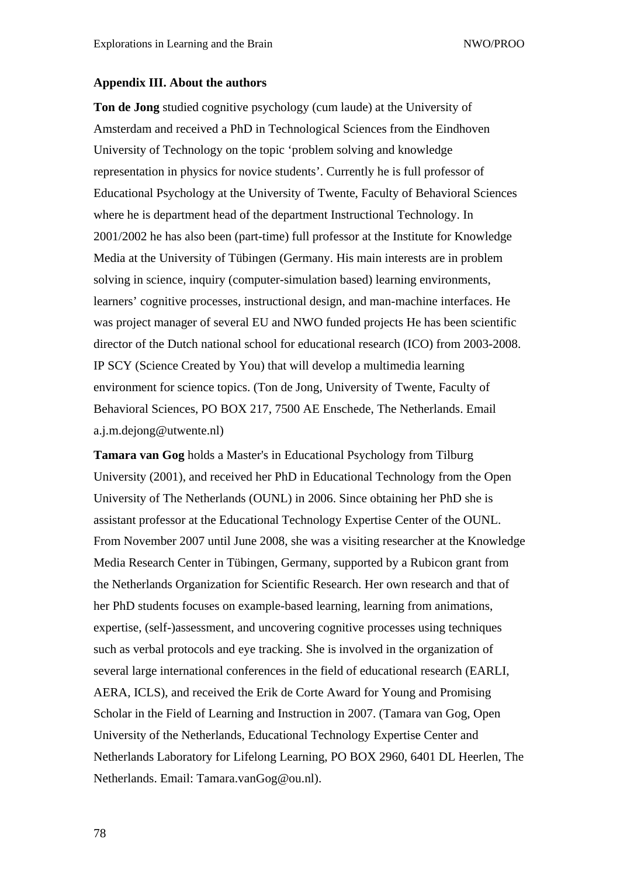### Appendix III. About the authors

**Ton de Jong** studied cognitive psychology (cum laude) at the University of Amsterdam and received a PhD in Technological Sciences from the Eindhoven University of Technology on the topic ‘problem solving and knowledge representation in physics for novice students’. Currently he is full professor of Educational Psychology at the University of Twente, Faculty of Behavioral Sciences where he is department head of the department Instructional Technology. In 2001/2002 he has also been (part-time) full professor at the Institute for Knowledge Media at the University of Tübingen (Germany. His main interests are in problem solving in science, inquiry (computer-simulation based) learning environments, learners’ cognitive processes, instructional design, and man-machine interfaces. He was project manager of several EU and NWO funded projects He has been scientific director of the Dutch national school for educational research (ICO) from 2003-2008. IP SCY (Science Created by You) that will develop a multimedia learning environment for science topics. (Ton de Jong, University of Twente, Faculty of Behavioral Sciences, PO BOX 217, 7500 AE Enschede, The Netherlands. Email a.j.m.dejong@utwente.nl)

**Tamara van Gog** holds a Master's in Educational Psychology from Tilburg University (2001), and received her PhD in Educational Technology from the Open University of The Netherlands (OUNL) in 2006. Since obtaining her PhD she is assistant professor at the Educational Technology Expertise Center of the OUNL. From November 2007 until June 2008, she was a visiting researcher at the Knowledge Media Research Center in Tübingen, Germany, supported by a Rubicon grant from the Netherlands Organization for Scientific Research. Her own research and that of her PhD students focuses on example-based learning, learning from animations, expertise, (self-)assessment, and uncovering cognitive processes using techniques such as verbal protocols and eye tracking. She is involved in the organization of several large international conferences in the field of educational research (EARLI, AERA, ICLS), and received the Erik de Corte Award for Young and Promising Scholar in the Field of Learning and Instruction in 2007. (Tamara van Gog, Open University of the Netherlands, Educational Technology Expertise Center and Netherlands Laboratory for Lifelong Learning, PO BOX 2960, 6401 DL Heerlen, The Netherlands. Email: Tamara.vanGog@ou.nl).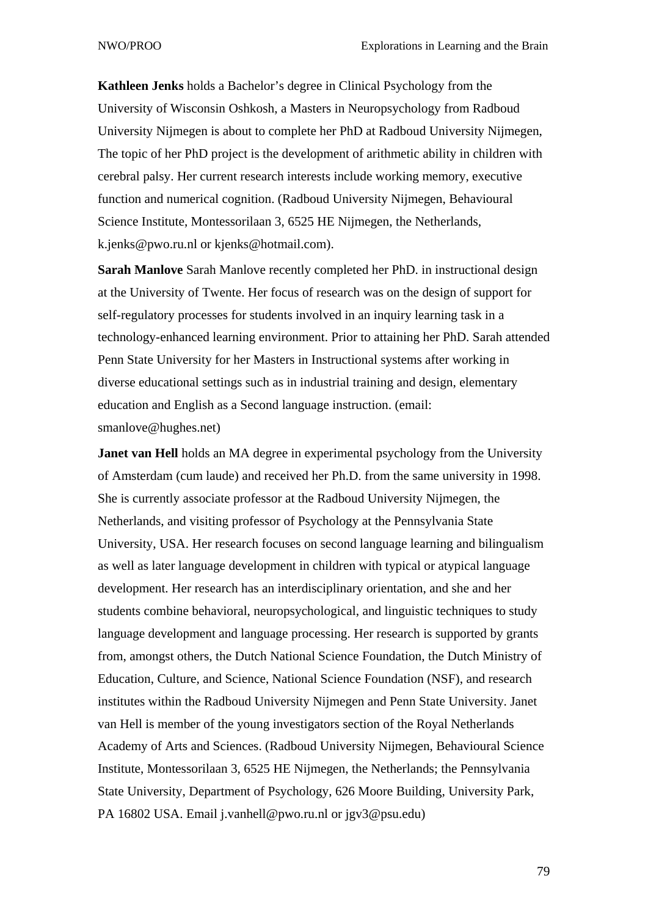**Kathleen Jenks** holds a Bachelor's degree in Clinical Psychology from the University of Wisconsin Oshkosh, a Masters in Neuropsychology from Radboud University Nijmegen is about to complete her PhD at Radboud University Nijmegen, The topic of her PhD project is the development of arithmetic ability in children with cerebral palsy. Her current research interests include working memory, executive function and numerical cognition. (Radboud University Nijmegen, Behavioural Science Institute, Montessorilaan 3, 6525 HE Nijmegen, the Netherlands, k.jenks@pwo.ru.nl or kjenks@hotmail.com).

**Sarah Manlove** Sarah Manlove recently completed her PhD. in instructional design at the University of Twente. Her focus of research was on the design of support for self-regulatory processes for students involved in an inquiry learning task in a technology-enhanced learning environment. Prior to attaining her PhD. Sarah attended Penn State University for her Masters in Instructional systems after working in diverse educational settings such as in industrial training and design, elementary education and English as a Second language instruction. (email: smanlove@hughes.net)

**Janet van Hell** holds an MA degree in experimental psychology from the University of Amsterdam (cum laude) and received her Ph.D. from the same university in 1998. She is currently associate professor at the Radboud University Nijmegen, the Netherlands, and visiting professor of Psychology at the Pennsylvania State University, USA. Her research focuses on second language learning and bilingualism as well as later language development in children with typical or atypical language development. Her research has an interdisciplinary orientation, and she and her students combine behavioral, neuropsychological, and linguistic techniques to study language development and language processing. Her research is supported by grants from, amongst others, the Dutch National Science Foundation, the Dutch Ministry of Education, Culture, and Science, National Science Foundation (NSF), and research institutes within the Radboud University Nijmegen and Penn State University. Janet van Hell is member of the young investigators section of the Royal Netherlands Academy of Arts and Sciences. (Radboud University Nijmegen, Behavioural Science Institute, Montessorilaan 3, 6525 HE Nijmegen, the Netherlands; the Pennsylvania State University, Department of Psychology, 626 Moore Building, University Park, PA 16802 USA. Email j.vanhell@pwo.ru.nl or jgv3@psu.edu)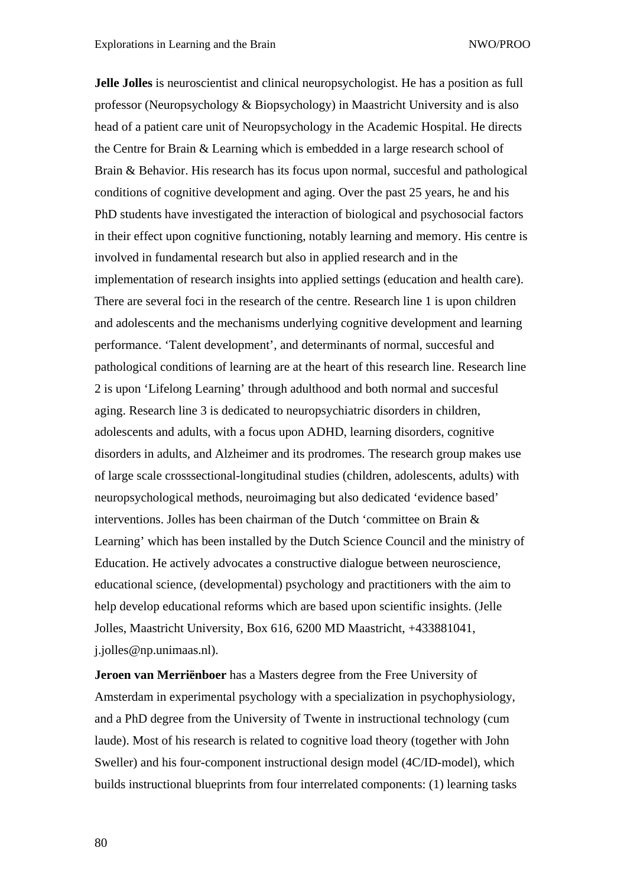**Jelle Jolles** is neuroscientist and clinical neuropsychologist. He has a position as full professor (Neuropsychology & Biopsychology) in Maastricht University and is also head of a patient care unit of Neuropsychology in the Academic Hospital. He directs the Centre for Brain & Learning which is embedded in a large research school of Brain & Behavior. His research has its focus upon normal, succesful and pathological conditions of cognitive development and aging. Over the past 25 years, he and his PhD students have investigated the interaction of biological and psychosocial factors in their effect upon cognitive functioning, notably learning and memory. His centre is involved in fundamental research but also in applied research and in the implementation of research insights into applied settings (education and health care). There are several foci in the research of the centre. Research line 1 is upon children and adolescents and the mechanisms underlying cognitive development and learning performance. 'Talent development', and determinants of normal, succesful and pathological conditions of learning are at the heart of this research line. Research line 2 is upon 'Lifelong Learning' through adulthood and both normal and succesful aging. Research line 3 is dedicated to neuropsychiatric disorders in children, adolescents and adults, with a focus upon ADHD, learning disorders, cognitive disorders in adults, and Alzheimer and its prodromes. The research group makes use of large scale crosssectional-longitudinal studies (children, adolescents, adults) with neuropsychological methods, neuroimaging but also dedicated 'evidence based' interventions. Jolles has been chairman of the Dutch 'committee on Brain & Learning' which has been installed by the Dutch Science Council and the ministry of Education. He actively advocates a constructive dialogue between neuroscience, educational science, (developmental) psychology and practitioners with the aim to help develop educational reforms which are based upon scientific insights. (Jelle Jolles, Maastricht University, Box 616, 6200 MD Maastricht, +433881041, j.jolles@np.unimaas.nl).

**Jeroen van Merriënboer** has a Masters degree from the Free University of Amsterdam in experimental psychology with a specialization in psychophysiology, and a PhD degree from the University of Twente in instructional technology (cum laude). Most of his research is related to cognitive load theory (together with John Sweller) and his four-component instructional design model (4C/ID-model), which builds instructional blueprints from four interrelated components: (1) learning tasks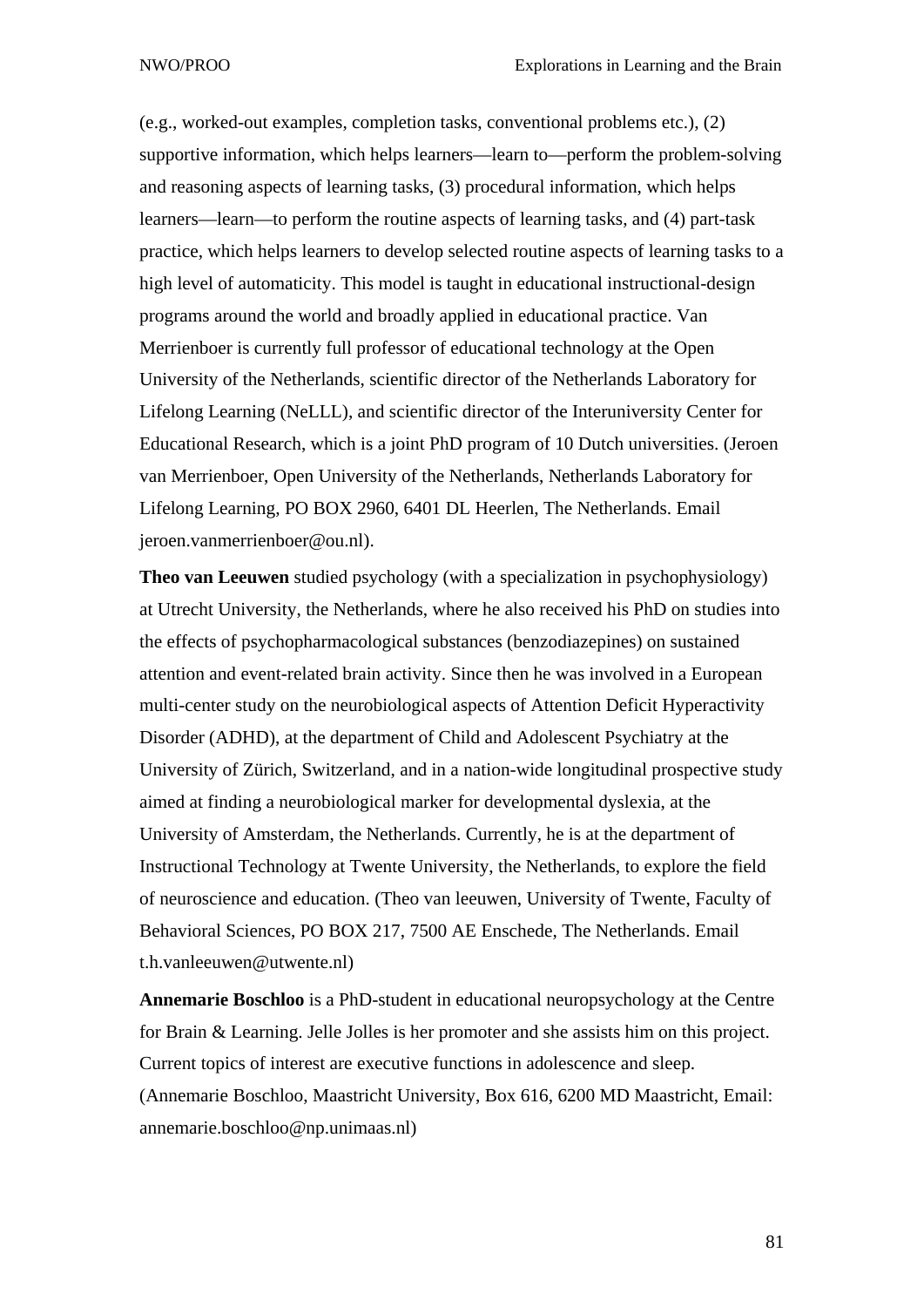(e.g., worked-out examples, completion tasks, conventional problems etc.), (2) supportive information, which helps learners—learn to—perform the problem-solving and reasoning aspects of learning tasks, (3) procedural information, which helps learners—learn—to perform the routine aspects of learning tasks, and (4) part-task practice, which helps learners to develop selected routine aspects of learning tasks to a high level of automaticity. This model is taught in educational instructional-design programs around the world and broadly applied in educational practice. Van Merrienboer is currently full professor of educational technology at the Open University of the Netherlands, scientific director of the Netherlands Laboratory for Lifelong Learning (NeLLL), and scientific director of the Interuniversity Center for Educational Research, which is a joint PhD program of 10 Dutch universities. (Jeroen van Merrienboer, Open University of the Netherlands, Netherlands Laboratory for Lifelong Learning, PO BOX 2960, 6401 DL Heerlen, The Netherlands. Email jeroen.vanmerrienboer@ou.nl).

**Theo van Leeuwen** studied psychology (with a specialization in psychophysiology) at Utrecht University, the Netherlands, where he also received his PhD on studies into the effects of psychopharmacological substances (benzodiazepines) on sustained attention and event-related brain activity. Since then he was involved in a European multi-center study on the neurobiological aspects of Attention Deficit Hyperactivity Disorder (ADHD), at the department of Child and Adolescent Psychiatry at the University of Zürich, Switzerland, and in a nation-wide longitudinal prospective study aimed at finding a neurobiological marker for developmental dyslexia, at the University of Amsterdam, the Netherlands. Currently, he is at the department of Instructional Technology at Twente University, the Netherlands, to explore the field of neuroscience and education. (Theo van leeuwen, University of Twente, Faculty of Behavioral Sciences, PO BOX 217, 7500 AE Enschede, The Netherlands. Email t.h.vanleeuwen@utwente.nl)

**Annemarie Boschloo** is a PhD-student in educational neuropsychology at the Centre for Brain & Learning. Jelle Jolles is her promoter and she assists him on this project. Current topics of interest are executive functions in adolescence and sleep. (Annemarie Boschloo, Maastricht University, Box 616, 6200 MD Maastricht, Email: annemarie.boschloo@np.unimaas.nl)